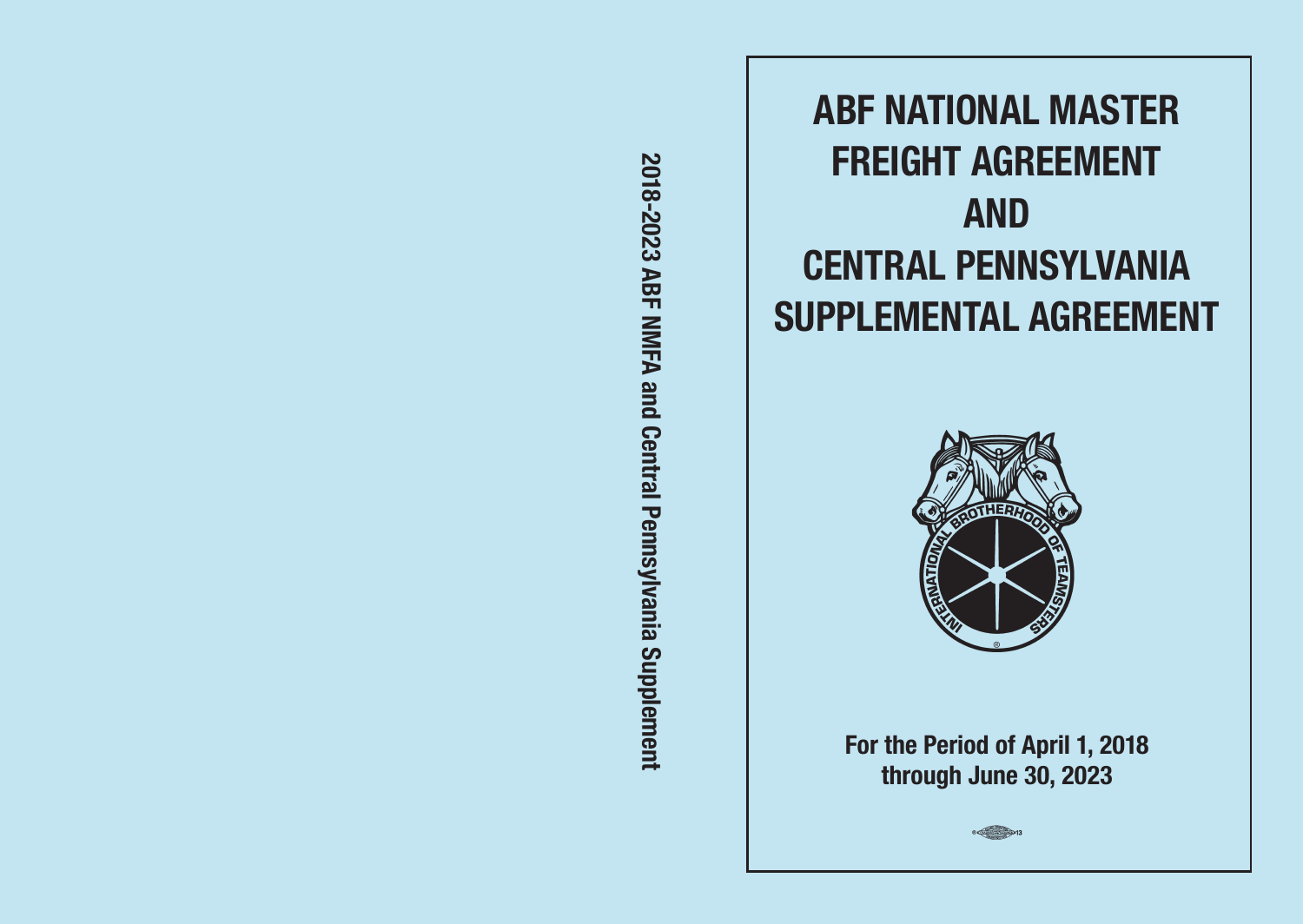2018-2023 ABF NMFA and Central Pennsylvania Supplement

# ABF NATIONAL MASTER FREIGHT AGREEMENT AND CENTRAL PENNSYLVANIA SUPPLEMENTAL AGREEMENT

For the Period of April 1, 2018 through June 30, 2023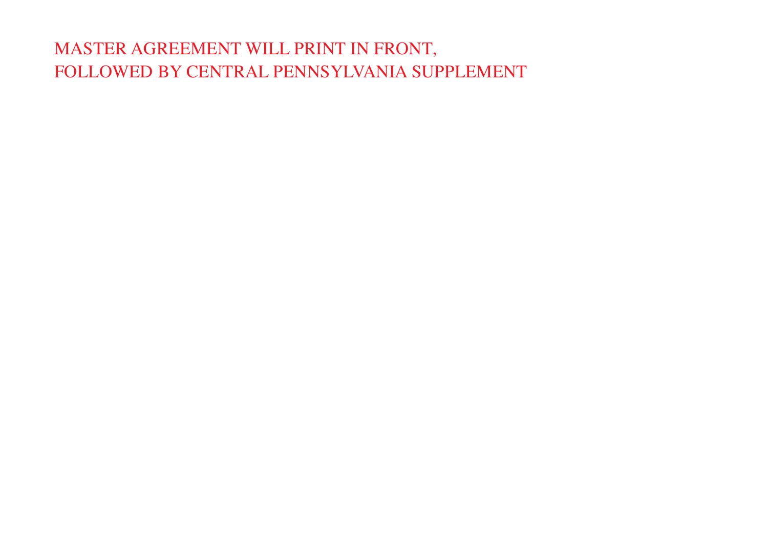MASTER AGREEMENT WILL PRINT IN FRONT,
FOLLOWED BY CENTRAL PENNSYLVANIA SUPPLEMENT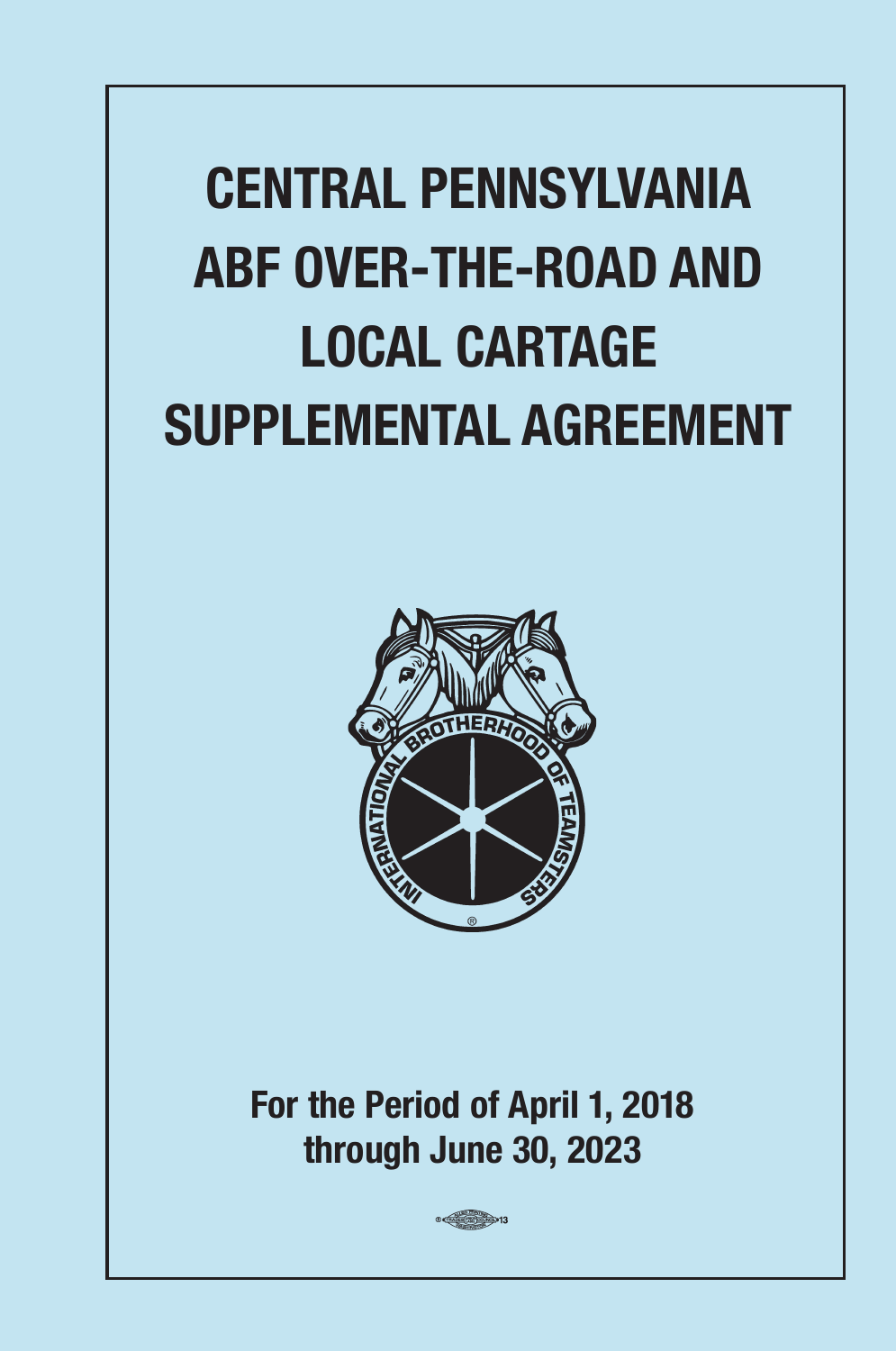# CENTRAL PENNSYLVANIA ABF OVER-THE-ROAD AND LOCAL CARTAGE SUPPLEMENTAL AGREEMENT

**For the Period of April 1, 2018 through June 30, 2023**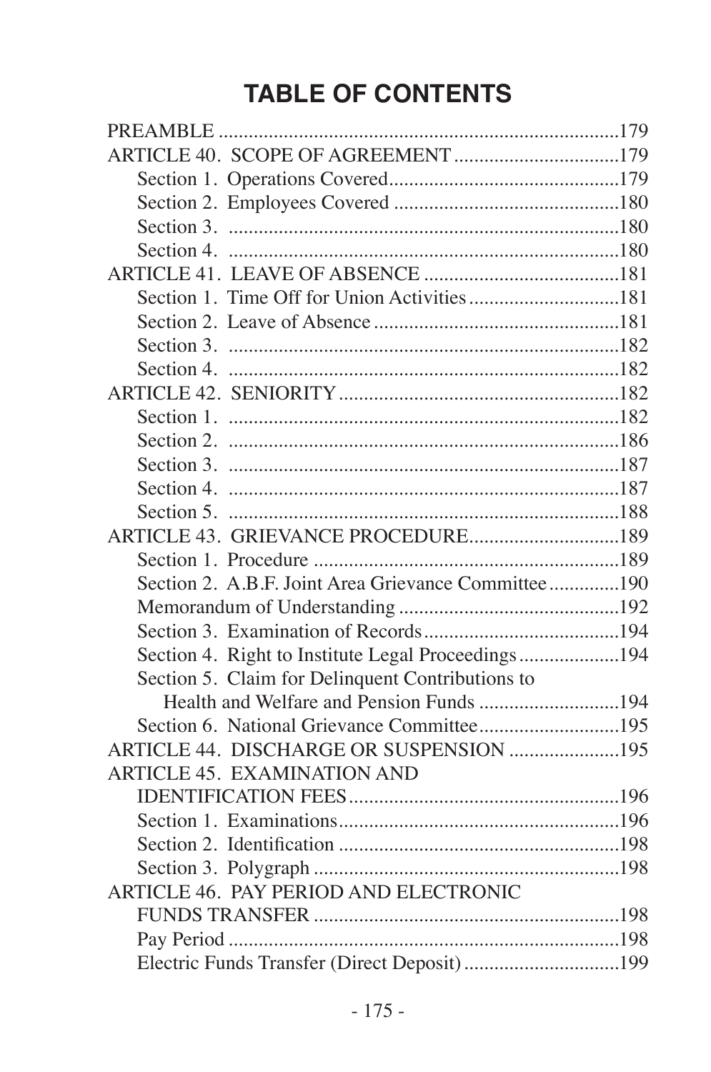# TABLE OF CONTENTS

PREAMBLE ..............................................................................179

ARTICLE 40. SCOPE OF AGREEMENT ................................179

- Section 1. Operations Covered.............................................179
- Section 2. Employees Covered ............................................180
- Section 3. .............................................................................180
- Section 4. .............................................................................180

ARTICLE 41. LEAVE OF ABSENCE ......................................181

- Section 1. Time Off for Union Activities.............................181
- Section 2. Leave of Absence ................................................181
- Section 3. .............................................................................182
- Section 4. .............................................................................182

ARTICLE 42. SENIORITY.......................................................182

- Section 1. .............................................................................182
- Section 2. .............................................................................186
- Section 3. .............................................................................187
- Section 4. .............................................................................187
- Section 5. .............................................................................188

ARTICLE 43. GRIEVANCE PROCEDURE.............................189

- Section 1. Procedure ............................................................189
- Section 2. A.B.F. Joint Area Grievance Committee.............190
- Memorandum of Understanding ...........................................192
- Section 3. Examination of Records......................................194
- Section 4. Right to Institute Legal Proceedings....................194
- Section 5. Claim for Delinquent Contributions to Health and Welfare and Pension Funds ............................194
- Section 6. National Grievance Committee............................195

ARTICLE 44. DISCHARGE OR SUSPENSION .....................195

ARTICLE 45. EXAMINATION AND IDENTIFICATION FEES.....................................................196

- Section 1. Examinations.......................................................196
- Section 2. Identification .......................................................198
- Section 3. Polygraph ............................................................198

ARTICLE 46. PAY PERIOD AND ELECTRONIC FUNDS TRANSFER ............................................................198

- Pay Period ............................................................................198
- Electric Funds Transfer (Direct Deposit)...............................199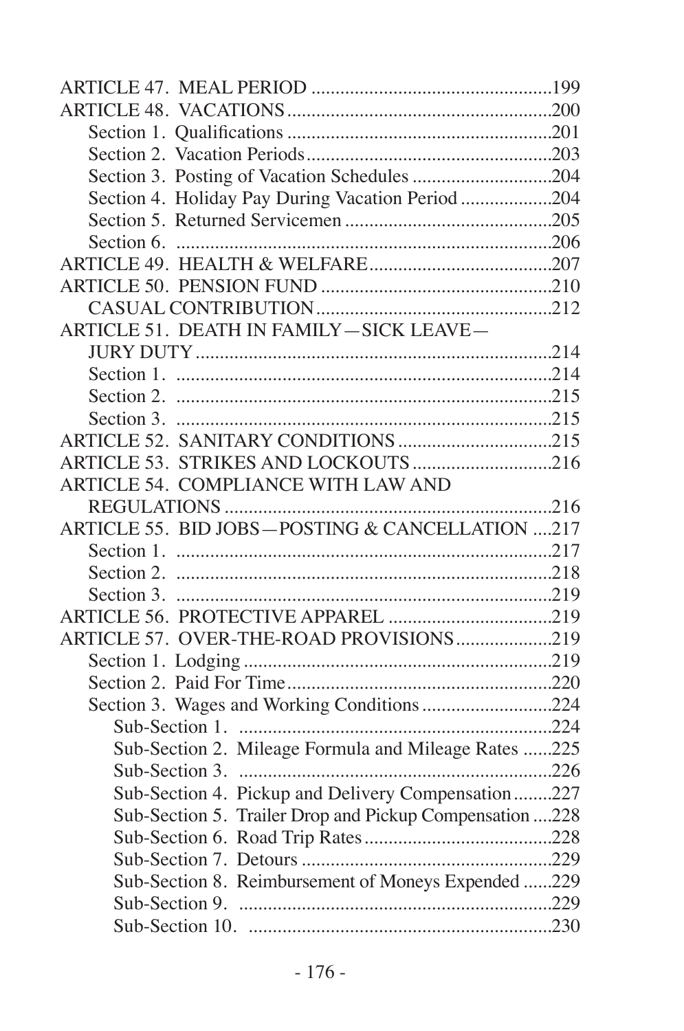ARTICLE 47. MEAL PERIOD ..................................................199
ARTICLE 48. VACATIONS.......................................................200
  Section 1. Qualifications .......................................................201
  Section 2. Vacation Periods...................................................203
  Section 3. Posting of Vacation Schedules .............................204
  Section 4. Holiday Pay During Vacation Period ...................204
  Section 5. Returned Servicemen ...........................................205
  Section 6. ..............................................................................206
ARTICLE 49. HEALTH & WELFARE......................................207
ARTICLE 50. PENSION FUND ................................................210
  CASUAL CONTRIBUTION.................................................212
ARTICLE 51. DEATH IN FAMILY—SICK LEAVE—
  JURY DUTY..........................................................................214
  Section 1. ..............................................................................214
  Section 2. ..............................................................................215
  Section 3. ..............................................................................215
ARTICLE 52. SANITARY CONDITIONS ................................215
ARTICLE 53. STRIKES AND LOCKOUTS .............................216
ARTICLE 54. COMPLIANCE WITH LAW AND
  REGULATIONS ....................................................................216
ARTICLE 55. BID JOBS—POSTING & CANCELLATION ....217
  Section 1. ..............................................................................217
  Section 2. ..............................................................................218
  Section 3. ..............................................................................219
ARTICLE 56. PROTECTIVE APPAREL ..................................219
ARTICLE 57. OVER-THE-ROAD PROVISIONS....................219
  Section 1. Lodging .................................................................219
  Section 2. Paid For Time........................................................220
  Section 3. Wages and Working Conditions ...........................224
    Sub-Section 1. ..................................................................224
    Sub-Section 2. Mileage Formula and Mileage Rates ......225
    Sub-Section 3. ..................................................................226
    Sub-Section 4. Pickup and Delivery Compensation........227
    Sub-Section 5. Trailer Drop and Pickup Compensation ....228
    Sub-Section 6. Road Trip Rates.......................................228
    Sub-Section 7. Detours ....................................................229
    Sub-Section 8. Reimbursement of Moneys Expended ......229
    Sub-Section 9. ..................................................................229
    Sub-Section 10. ...............................................................230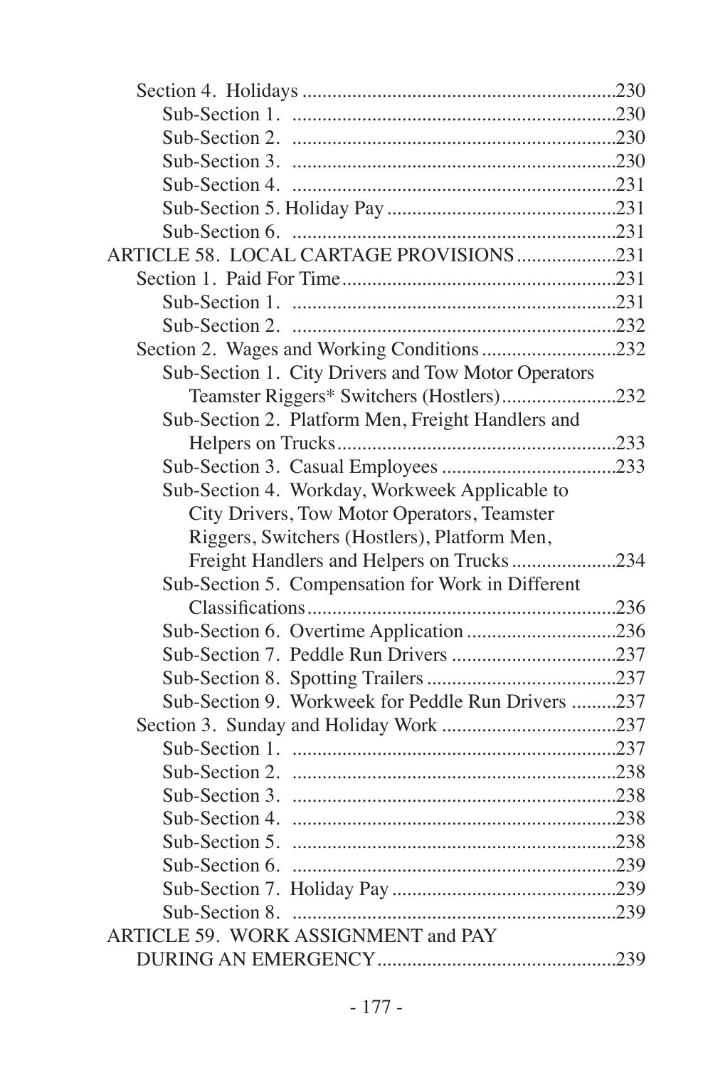Section 4. Holidays ..............................................................230
Sub-Section 1. .................................................................230
Sub-Section 2. .................................................................230
Sub-Section 3. .................................................................230
Sub-Section 4. .................................................................231
Sub-Section 5. Holiday Pay ..............................................231
Sub-Section 6. .................................................................231
ARTICLE 58. LOCAL CARTAGE PROVISIONS ....................231
Section 1. Paid For Time.......................................................231
Sub-Section 1. .................................................................231
Sub-Section 2. .................................................................232
Section 2. Wages and Working Conditions ..........................232
Sub-Section 1. City Drivers and Tow Motor Operators Teamster Riggers* Switchers (Hostlers).......................232
Sub-Section 2. Platform Men, Freight Handlers and Helpers on Trucks........................................................233
Sub-Section 3. Casual Employees ..................................233
Sub-Section 4. Workday, Workweek Applicable to City Drivers, Tow Motor Operators, Teamster Riggers, Switchers (Hostlers), Platform Men, Freight Handlers and Helpers on Trucks ....................234
Sub-Section 5. Compensation for Work in Different Classifications.............................................................236
Sub-Section 6. Overtime Application .............................236
Sub-Section 7. Peddle Run Drivers .................................237
Sub-Section 8. Spotting Trailers ......................................237
Sub-Section 9. Workweek for Peddle Run Drivers .........237
Section 3. Sunday and Holiday Work ..................................237
Sub-Section 1. .................................................................237
Sub-Section 2. .................................................................238
Sub-Section 3. .................................................................238
Sub-Section 4. .................................................................238
Sub-Section 5. .................................................................238
Sub-Section 6. .................................................................239
Sub-Section 7. Holiday Pay ............................................239
Sub-Section 8. .................................................................239
ARTICLE 59. WORK ASSIGNMENT and PAY DURING AN EMERGENCY...............................................239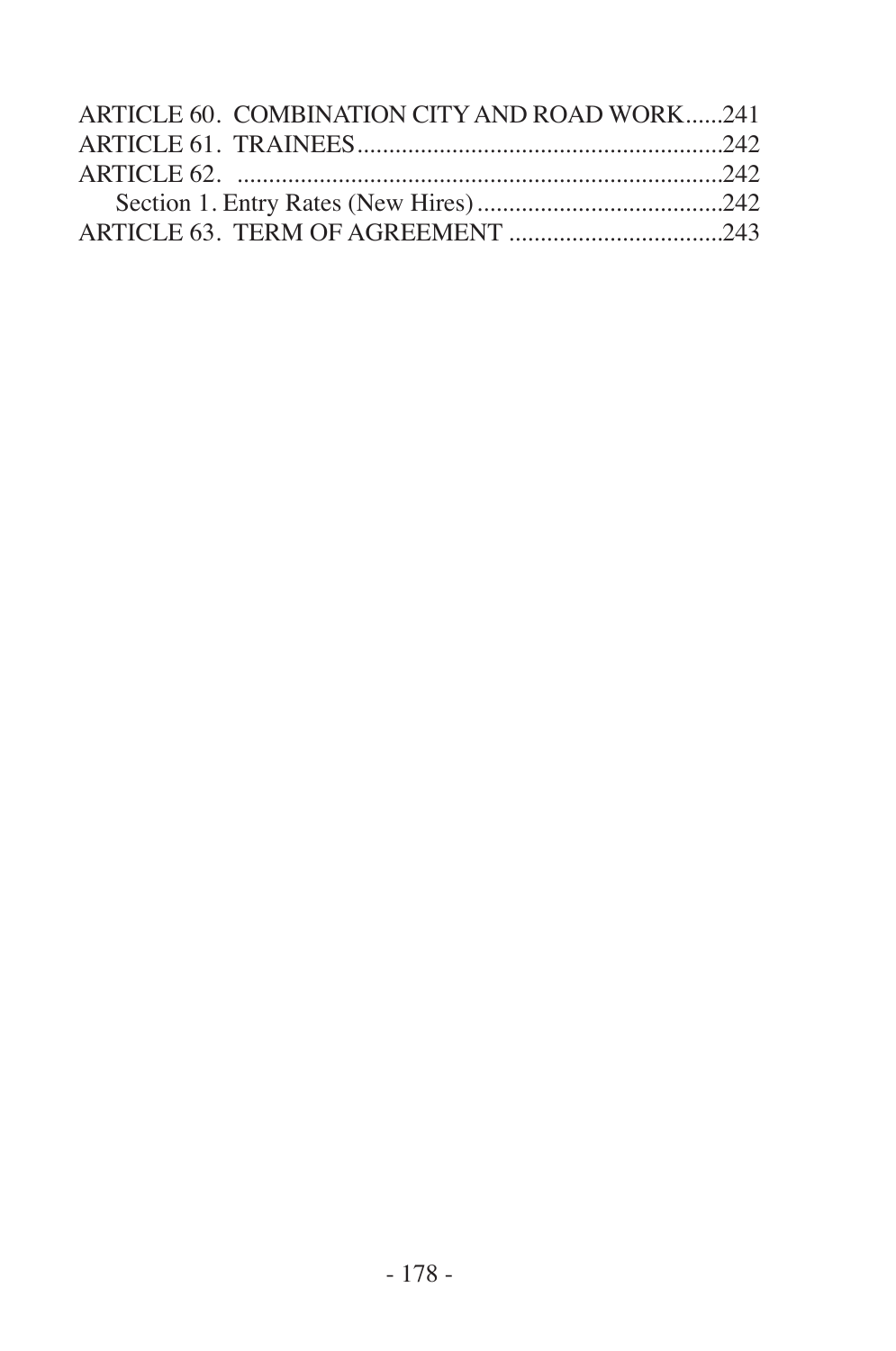ARTICLE 60. COMBINATION CITY AND ROAD WORK......241
ARTICLE 61. TRAINEES..........................................................242
ARTICLE 62. .............................................................................242
    Section 1. Entry Rates (New Hires).......................................242
ARTICLE 63. TERM OF AGREEMENT ..................................243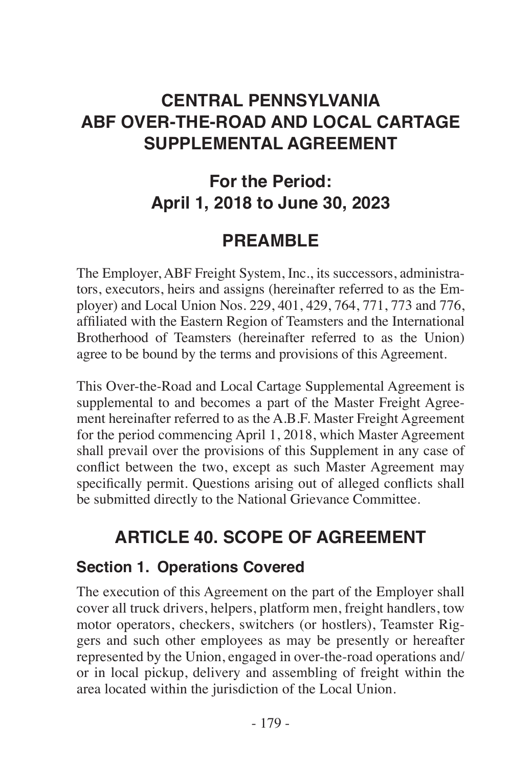# CENTRAL PENNSYLVANIA ABF OVER-THE-ROAD AND LOCAL CARTAGE SUPPLEMENTAL AGREEMENT

## For the Period: April 1, 2018 to June 30, 2023

## PREAMBLE

The Employer, ABF Freight System, Inc., its successors, administrators, executors, heirs and assigns (hereinafter referred to as the Employer) and Local Union Nos. 229, 401, 429, 764, 771, 773 and 776, affiliated with the Eastern Region of Teamsters and the International Brotherhood of Teamsters (hereinafter referred to as the Union) agree to be bound by the terms and provisions of this Agreement.

This Over-the-Road and Local Cartage Supplemental Agreement is supplemental to and becomes a part of the Master Freight Agreement hereinafter referred to as the A.B.F. Master Freight Agreement for the period commencing April 1, 2018, which Master Agreement shall prevail over the provisions of this Supplement in any case of conflict between the two, except as such Master Agreement may specifically permit. Questions arising out of alleged conflicts shall be submitted directly to the National Grievance Committee.

## ARTICLE 40. SCOPE OF AGREEMENT

### Section 1. Operations Covered

The execution of this Agreement on the part of the Employer shall cover all truck drivers, helpers, platform men, freight handlers, tow motor operators, checkers, switchers (or hostlers), Teamster Riggers and such other employees as may be presently or hereafter represented by the Union, engaged in over-the-road operations and/or in local pickup, delivery and assembling of freight within the area located within the jurisdiction of the Local Union.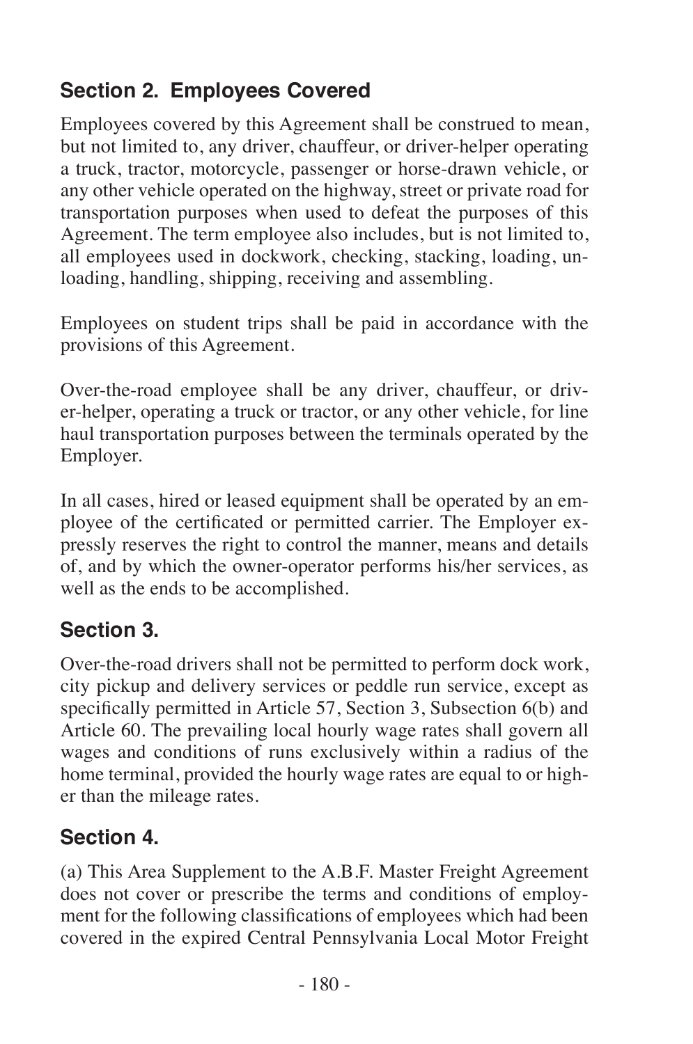## Section 2. Employees Covered

Employees covered by this Agreement shall be construed to mean, but not limited to, any driver, chauffeur, or driver-helper operating a truck, tractor, motorcycle, passenger or horse-drawn vehicle, or any other vehicle operated on the highway, street or private road for transportation purposes when used to defeat the purposes of this Agreement. The term employee also includes, but is not limited to, all employees used in dockwork, checking, stacking, loading, unloading, handling, shipping, receiving and assembling.

Employees on student trips shall be paid in accordance with the provisions of this Agreement.

Over-the-road employee shall be any driver, chauffeur, or driver-helper, operating a truck or tractor, or any other vehicle, for line haul transportation purposes between the terminals operated by the Employer.

In all cases, hired or leased equipment shall be operated by an employee of the certificated or permitted carrier. The Employer expressly reserves the right to control the manner, means and details of, and by which the owner-operator performs his/her services, as well as the ends to be accomplished.

## Section 3.

Over-the-road drivers shall not be permitted to perform dock work, city pickup and delivery services or peddle run service, except as specifically permitted in Article 57, Section 3, Subsection 6(b) and Article 60. The prevailing local hourly wage rates shall govern all wages and conditions of runs exclusively within a radius of the home terminal, provided the hourly wage rates are equal to or higher than the mileage rates.

## Section 4.

(a) This Area Supplement to the A.B.F. Master Freight Agreement does not cover or prescribe the terms and conditions of employment for the following classifications of employees which had been covered in the expired Central Pennsylvania Local Motor Freight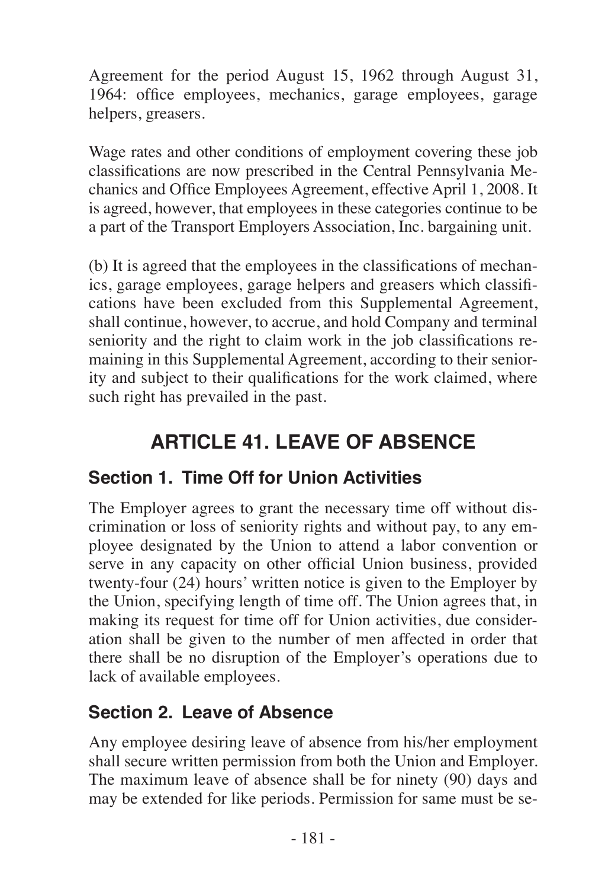Agreement for the period August 15, 1962 through August 31, 1964: office employees, mechanics, garage employees, garage helpers, greasers.

Wage rates and other conditions of employment covering these job classifications are now prescribed in the Central Pennsylvania Mechanics and Office Employees Agreement, effective April 1, 2008. It is agreed, however, that employees in these categories continue to be a part of the Transport Employers Association, Inc. bargaining unit.

(b) It is agreed that the employees in the classifications of mechanics, garage employees, garage helpers and greasers which classifications have been excluded from this Supplemental Agreement, shall continue, however, to accrue, and hold Company and terminal seniority and the right to claim work in the job classifications remaining in this Supplemental Agreement, according to their seniority and subject to their qualifications for the work claimed, where such right has prevailed in the past.

# ARTICLE 41. LEAVE OF ABSENCE

## Section 1. Time Off for Union Activities

The Employer agrees to grant the necessary time off without discrimination or loss of seniority rights and without pay, to any employee designated by the Union to attend a labor convention or serve in any capacity on other official Union business, provided twenty-four (24) hours' written notice is given to the Employer by the Union, specifying length of time off. The Union agrees that, in making its request for time off for Union activities, due consideration shall be given to the number of men affected in order that there shall be no disruption of the Employer's operations due to lack of available employees.

## Section 2. Leave of Absence

Any employee desiring leave of absence from his/her employment shall secure written permission from both the Union and Employer. The maximum leave of absence shall be for ninety (90) days and may be extended for like periods. Permission for same must be se-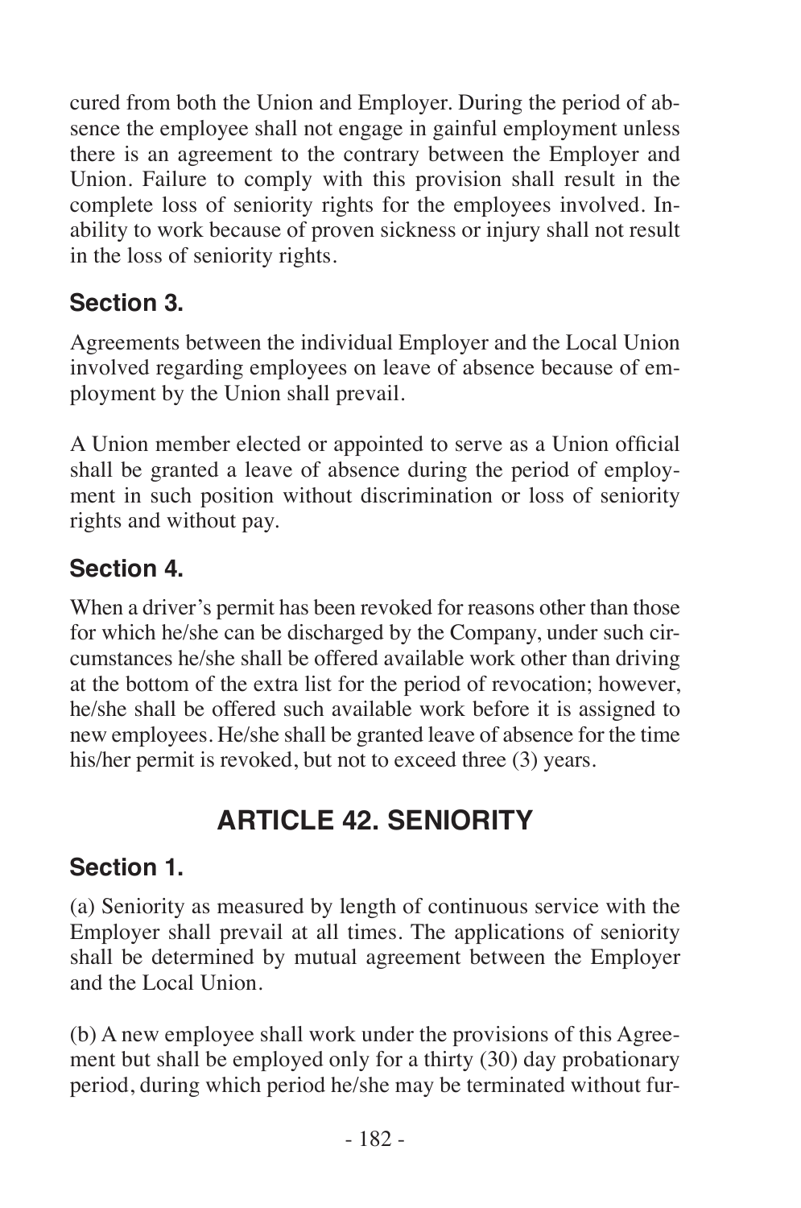cured from both the Union and Employer. During the period of absence the employee shall not engage in gainful employment unless there is an agreement to the contrary between the Employer and Union. Failure to comply with this provision shall result in the complete loss of seniority rights for the employees involved. Inability to work because of proven sickness or injury shall not result in the loss of seniority rights.

### Section 3.

Agreements between the individual Employer and the Local Union involved regarding employees on leave of absence because of employment by the Union shall prevail.

A Union member elected or appointed to serve as a Union official shall be granted a leave of absence during the period of employment in such position without discrimination or loss of seniority rights and without pay.

### Section 4.

When a driver's permit has been revoked for reasons other than those for which he/she can be discharged by the Company, under such circumstances he/she shall be offered available work other than driving at the bottom of the extra list for the period of revocation; however, he/she shall be offered such available work before it is assigned to new employees. He/she shall be granted leave of absence for the time his/her permit is revoked, but not to exceed three (3) years.

## ARTICLE 42. SENIORITY

### Section 1.

(a) Seniority as measured by length of continuous service with the Employer shall prevail at all times. The applications of seniority shall be determined by mutual agreement between the Employer and the Local Union.

(b) A new employee shall work under the provisions of this Agreement but shall be employed only for a thirty (30) day probationary period, during which period he/she may be terminated without fur-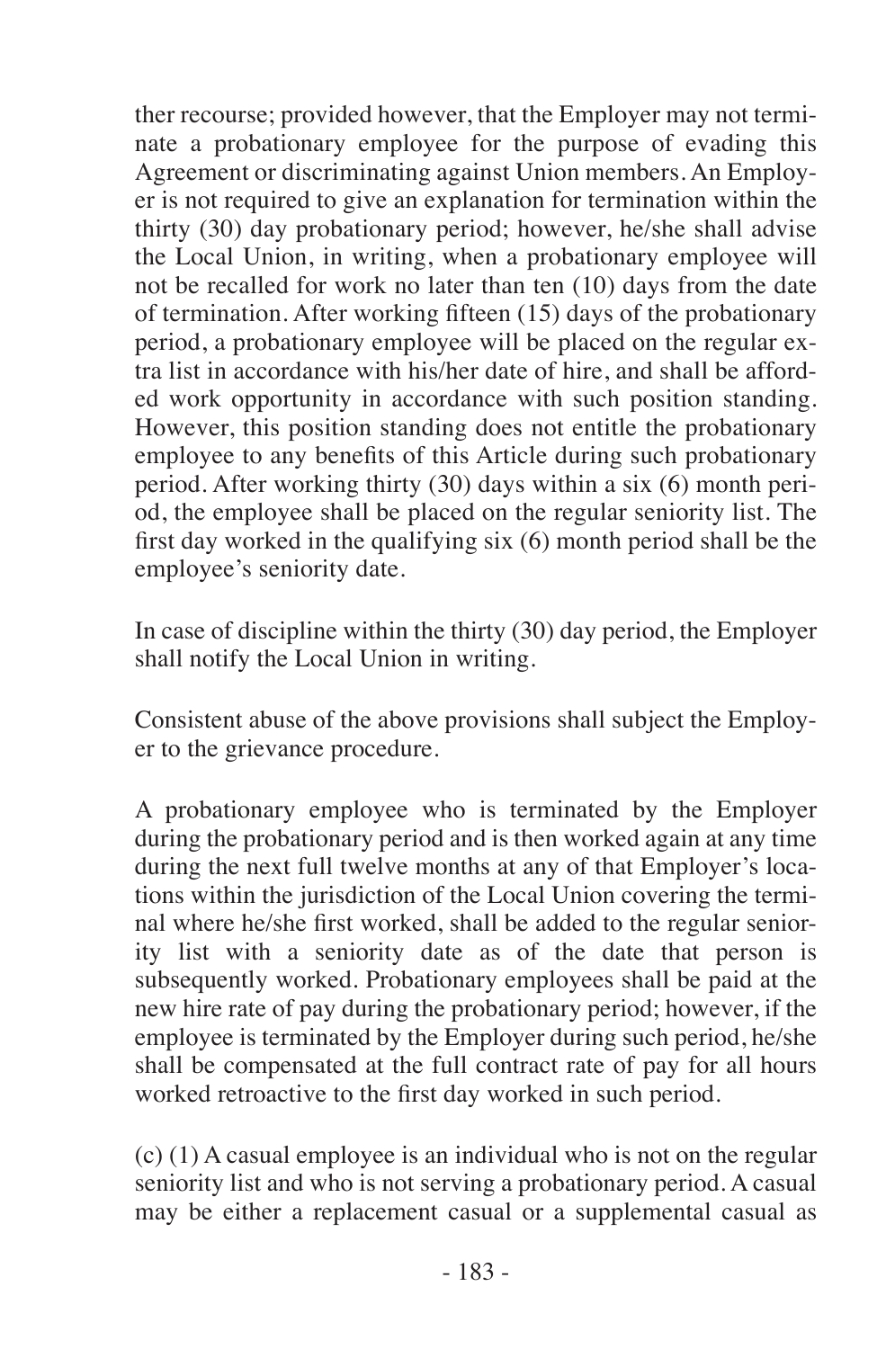ther recourse; provided however, that the Employer may not terminate a probationary employee for the purpose of evading this Agreement or discriminating against Union members. An Employer is not required to give an explanation for termination within the thirty (30) day probationary period; however, he/she shall advise the Local Union, in writing, when a probationary employee will not be recalled for work no later than ten (10) days from the date of termination. After working fifteen (15) days of the probationary period, a probationary employee will be placed on the regular extra list in accordance with his/her date of hire, and shall be afforded work opportunity in accordance with such position standing. However, this position standing does not entitle the probationary employee to any benefits of this Article during such probationary period. After working thirty (30) days within a six (6) month period, the employee shall be placed on the regular seniority list. The first day worked in the qualifying six (6) month period shall be the employee's seniority date.

In case of discipline within the thirty (30) day period, the Employer shall notify the Local Union in writing.

Consistent abuse of the above provisions shall subject the Employer to the grievance procedure.

A probationary employee who is terminated by the Employer during the probationary period and is then worked again at any time during the next full twelve months at any of that Employer's locations within the jurisdiction of the Local Union covering the terminal where he/she first worked, shall be added to the regular seniority list with a seniority date as of the date that person is subsequently worked. Probationary employees shall be paid at the new hire rate of pay during the probationary period; however, if the employee is terminated by the Employer during such period, he/she shall be compensated at the full contract rate of pay for all hours worked retroactive to the first day worked in such period.

(c) (1) A casual employee is an individual who is not on the regular seniority list and who is not serving a probationary period. A casual may be either a replacement casual or a supplemental casual as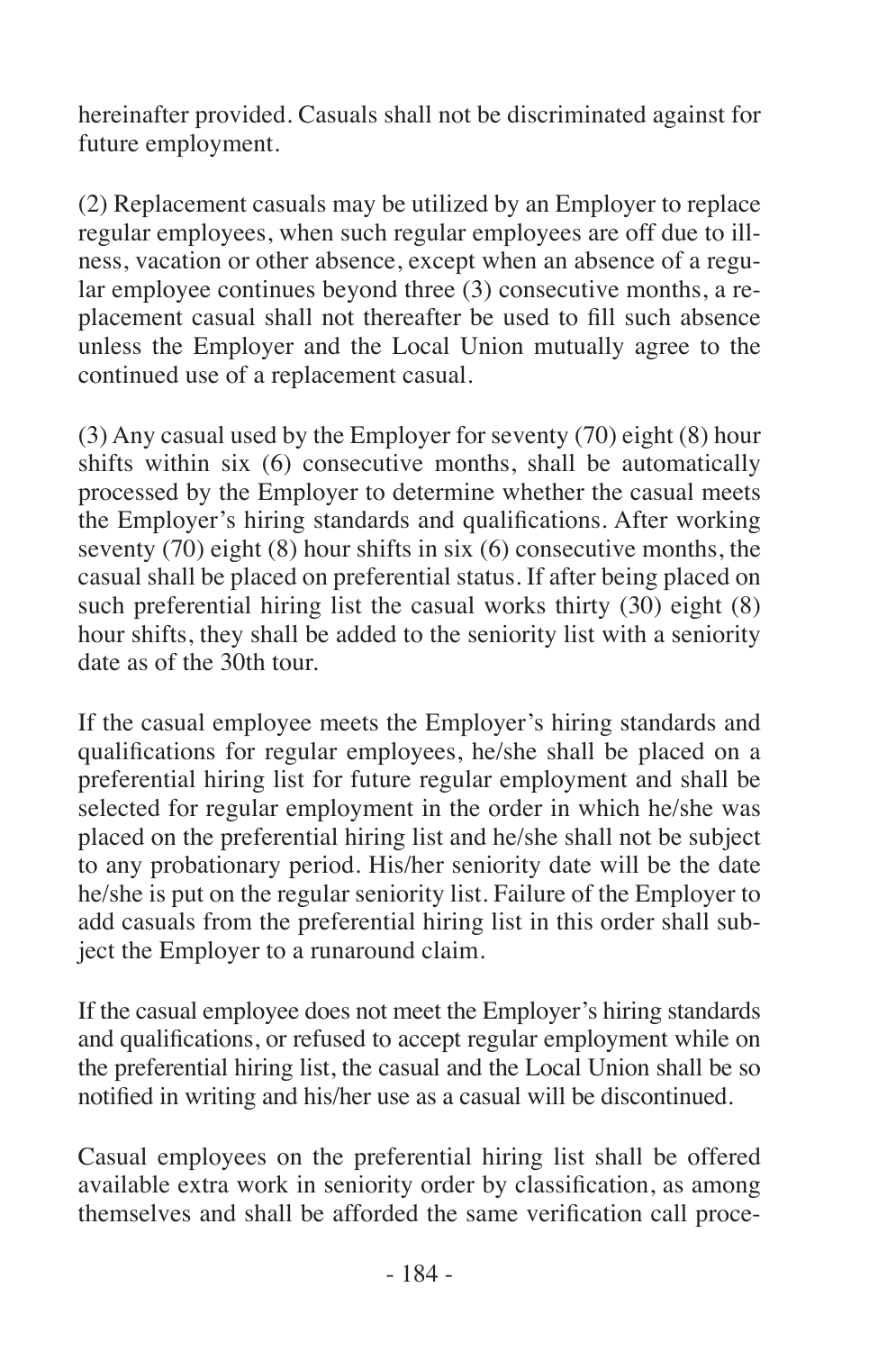hereinafter provided. Casuals shall not be discriminated against for future employment.

(2) Replacement casuals may be utilized by an Employer to replace regular employees, when such regular employees are off due to illness, vacation or other absence, except when an absence of a regular employee continues beyond three (3) consecutive months, a replacement casual shall not thereafter be used to fill such absence unless the Employer and the Local Union mutually agree to the continued use of a replacement casual.

(3) Any casual used by the Employer for seventy (70) eight (8) hour shifts within six (6) consecutive months, shall be automatically processed by the Employer to determine whether the casual meets the Employer's hiring standards and qualifications. After working seventy (70) eight (8) hour shifts in six (6) consecutive months, the casual shall be placed on preferential status. If after being placed on such preferential hiring list the casual works thirty (30) eight (8) hour shifts, they shall be added to the seniority list with a seniority date as of the 30th tour.

If the casual employee meets the Employer's hiring standards and qualifications for regular employees, he/she shall be placed on a preferential hiring list for future regular employment and shall be selected for regular employment in the order in which he/she was placed on the preferential hiring list and he/she shall not be subject to any probationary period. His/her seniority date will be the date he/she is put on the regular seniority list. Failure of the Employer to add casuals from the preferential hiring list in this order shall subject the Employer to a runaround claim.

If the casual employee does not meet the Employer's hiring standards and qualifications, or refused to accept regular employment while on the preferential hiring list, the casual and the Local Union shall be so notified in writing and his/her use as a casual will be discontinued.

Casual employees on the preferential hiring list shall be offered available extra work in seniority order by classification, as among themselves and shall be afforded the same verification call proce-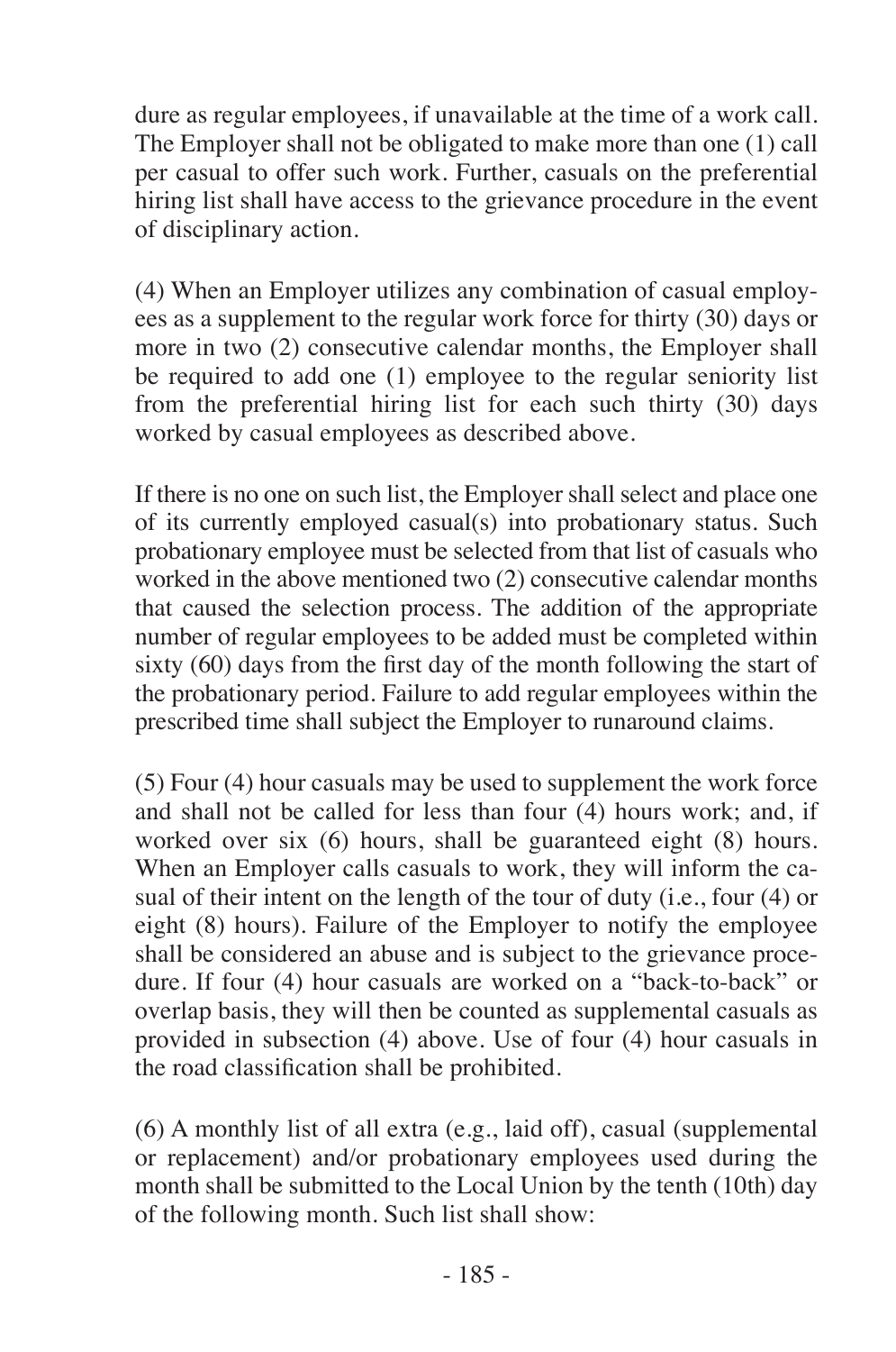dure as regular employees, if unavailable at the time of a work call. The Employer shall not be obligated to make more than one (1) call per casual to offer such work. Further, casuals on the preferential hiring list shall have access to the grievance procedure in the event of disciplinary action.

(4) When an Employer utilizes any combination of casual employees as a supplement to the regular work force for thirty (30) days or more in two (2) consecutive calendar months, the Employer shall be required to add one (1) employee to the regular seniority list from the preferential hiring list for each such thirty (30) days worked by casual employees as described above.

If there is no one on such list, the Employer shall select and place one of its currently employed casual(s) into probationary status. Such probationary employee must be selected from that list of casuals who worked in the above mentioned two (2) consecutive calendar months that caused the selection process. The addition of the appropriate number of regular employees to be added must be completed within sixty (60) days from the first day of the month following the start of the probationary period. Failure to add regular employees within the prescribed time shall subject the Employer to runaround claims.

(5) Four (4) hour casuals may be used to supplement the work force and shall not be called for less than four (4) hours work; and, if worked over six (6) hours, shall be guaranteed eight (8) hours. When an Employer calls casuals to work, they will inform the casual of their intent on the length of the tour of duty (i.e., four (4) or eight (8) hours). Failure of the Employer to notify the employee shall be considered an abuse and is subject to the grievance procedure. If four (4) hour casuals are worked on a "back-to-back" or overlap basis, they will then be counted as supplemental casuals as provided in subsection (4) above. Use of four (4) hour casuals in the road classification shall be prohibited.

(6) A monthly list of all extra (e.g., laid off), casual (supplemental or replacement) and/or probationary employees used during the month shall be submitted to the Local Union by the tenth (10th) day of the following month. Such list shall show: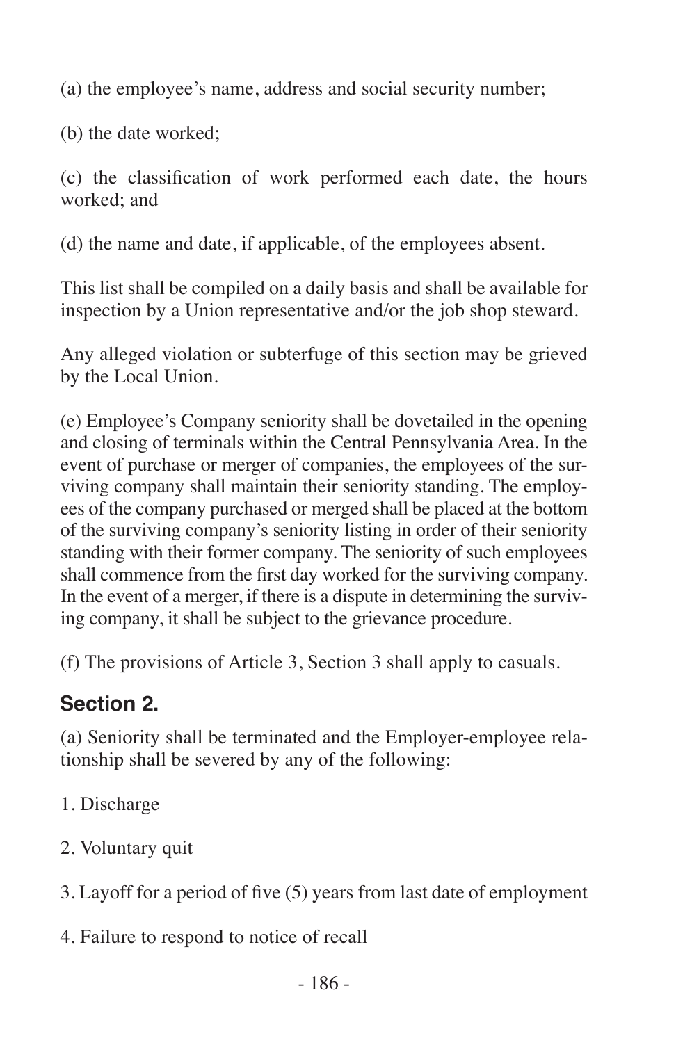(a) the employee's name, address and social security number;

(b) the date worked;

(c) the classification of work performed each date, the hours worked; and

(d) the name and date, if applicable, of the employees absent.

This list shall be compiled on a daily basis and shall be available for inspection by a Union representative and/or the job shop steward.

Any alleged violation or subterfuge of this section may be grieved by the Local Union.

(e) Employee's Company seniority shall be dovetailed in the opening and closing of terminals within the Central Pennsylvania Area. In the event of purchase or merger of companies, the employees of the surviving company shall maintain their seniority standing. The employees of the company purchased or merged shall be placed at the bottom of the surviving company's seniority listing in order of their seniority standing with their former company. The seniority of such employees shall commence from the first day worked for the surviving company. In the event of a merger, if there is a dispute in determining the surviving company, it shall be subject to the grievance procedure.

(f) The provisions of Article 3, Section 3 shall apply to casuals.

## Section 2.

(a) Seniority shall be terminated and the Employer-employee relationship shall be severed by any of the following:

1. Discharge

2. Voluntary quit

3. Layoff for a period of five (5) years from last date of employment

4. Failure to respond to notice of recall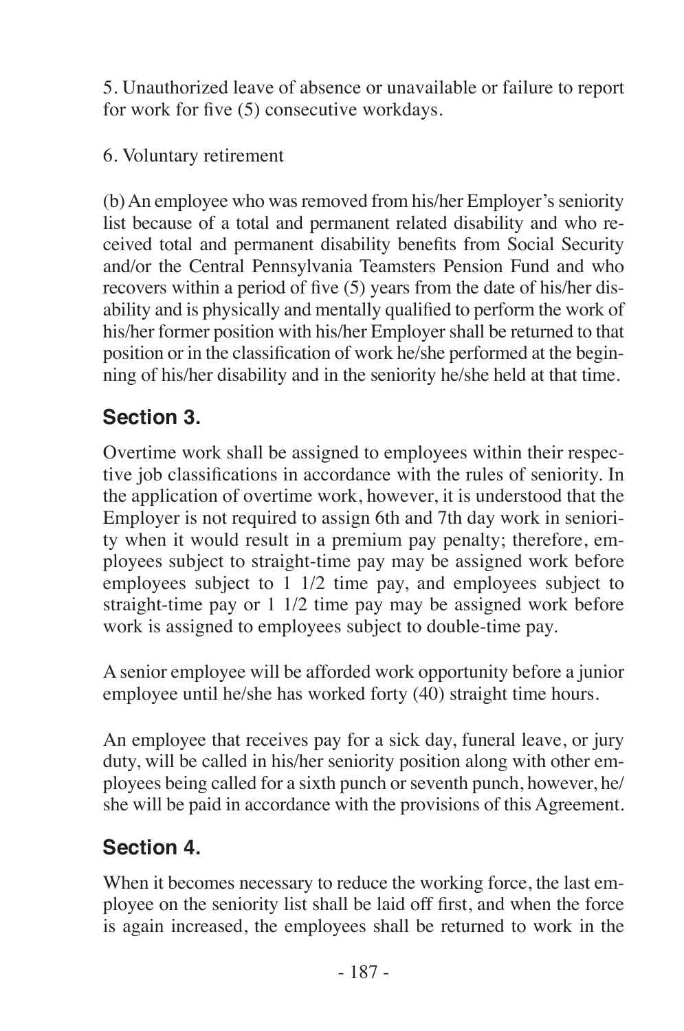5. Unauthorized leave of absence or unavailable or failure to report for work for five (5) consecutive workdays.

6. Voluntary retirement

(b) An employee who was removed from his/her Employer's seniority list because of a total and permanent related disability and who received total and permanent disability benefits from Social Security and/or the Central Pennsylvania Teamsters Pension Fund and who recovers within a period of five (5) years from the date of his/her disability and is physically and mentally qualified to perform the work of his/her former position with his/her Employer shall be returned to that position or in the classification of work he/she performed at the beginning of his/her disability and in the seniority he/she held at that time.

## Section 3.

Overtime work shall be assigned to employees within their respective job classifications in accordance with the rules of seniority. In the application of overtime work, however, it is understood that the Employer is not required to assign 6th and 7th day work in seniority when it would result in a premium pay penalty; therefore, employees subject to straight-time pay may be assigned work before employees subject to 1 1/2 time pay, and employees subject to straight-time pay or 1 1/2 time pay may be assigned work before work is assigned to employees subject to double-time pay.

A senior employee will be afforded work opportunity before a junior employee until he/she has worked forty (40) straight time hours.

An employee that receives pay for a sick day, funeral leave, or jury duty, will be called in his/her seniority position along with other employees being called for a sixth punch or seventh punch, however, he/she will be paid in accordance with the provisions of this Agreement.

## Section 4.

When it becomes necessary to reduce the working force, the last employee on the seniority list shall be laid off first, and when the force is again increased, the employees shall be returned to work in the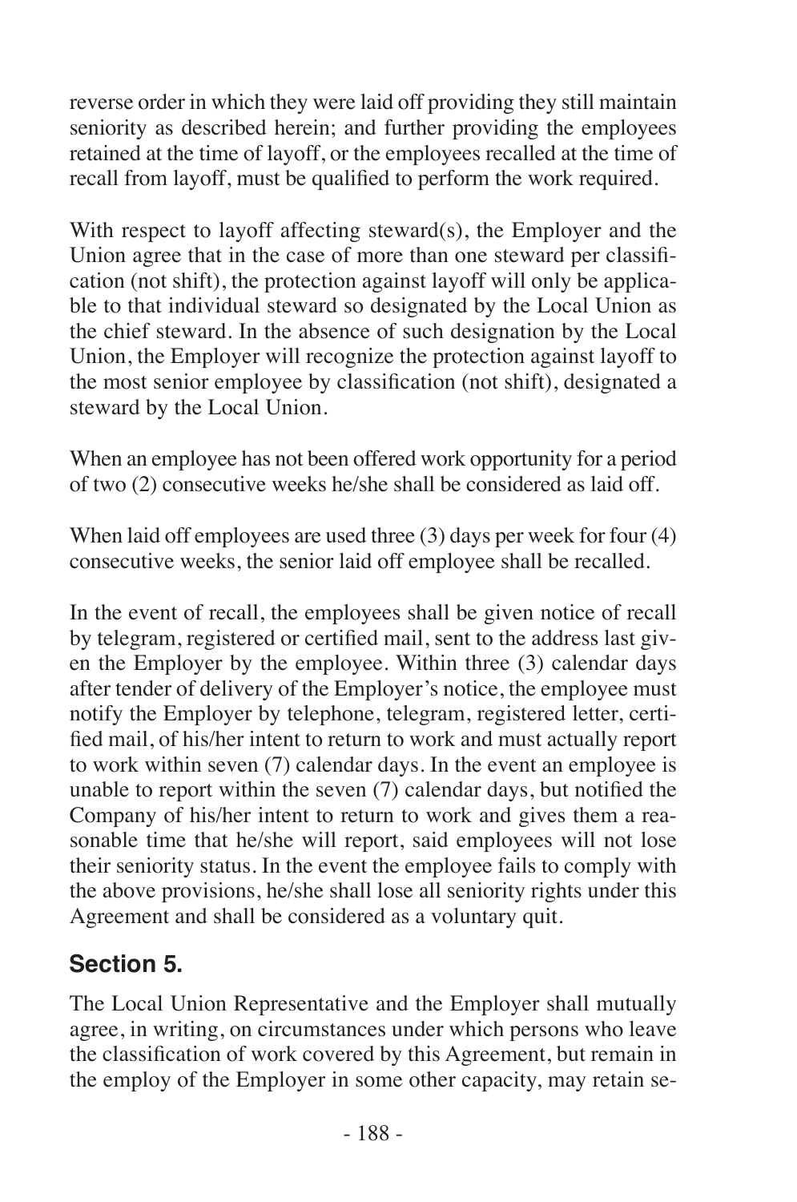reverse order in which they were laid off providing they still maintain seniority as described herein; and further providing the employees retained at the time of layoff, or the employees recalled at the time of recall from layoff, must be qualified to perform the work required.

With respect to layoff affecting steward(s), the Employer and the Union agree that in the case of more than one steward per classification (not shift), the protection against layoff will only be applicable to that individual steward so designated by the Local Union as the chief steward. In the absence of such designation by the Local Union, the Employer will recognize the protection against layoff to the most senior employee by classification (not shift), designated a steward by the Local Union.

When an employee has not been offered work opportunity for a period of two (2) consecutive weeks he/she shall be considered as laid off.

When laid off employees are used three (3) days per week for four (4) consecutive weeks, the senior laid off employee shall be recalled.

In the event of recall, the employees shall be given notice of recall by telegram, registered or certified mail, sent to the address last given the Employer by the employee. Within three (3) calendar days after tender of delivery of the Employer's notice, the employee must notify the Employer by telephone, telegram, registered letter, certified mail, of his/her intent to return to work and must actually report to work within seven (7) calendar days. In the event an employee is unable to report within the seven (7) calendar days, but notified the Company of his/her intent to return to work and gives them a reasonable time that he/she will report, said employees will not lose their seniority status. In the event the employee fails to comply with the above provisions, he/she shall lose all seniority rights under this Agreement and shall be considered as a voluntary quit.

## Section 5.

The Local Union Representative and the Employer shall mutually agree, in writing, on circumstances under which persons who leave the classification of work covered by this Agreement, but remain in the employ of the Employer in some other capacity, may retain se-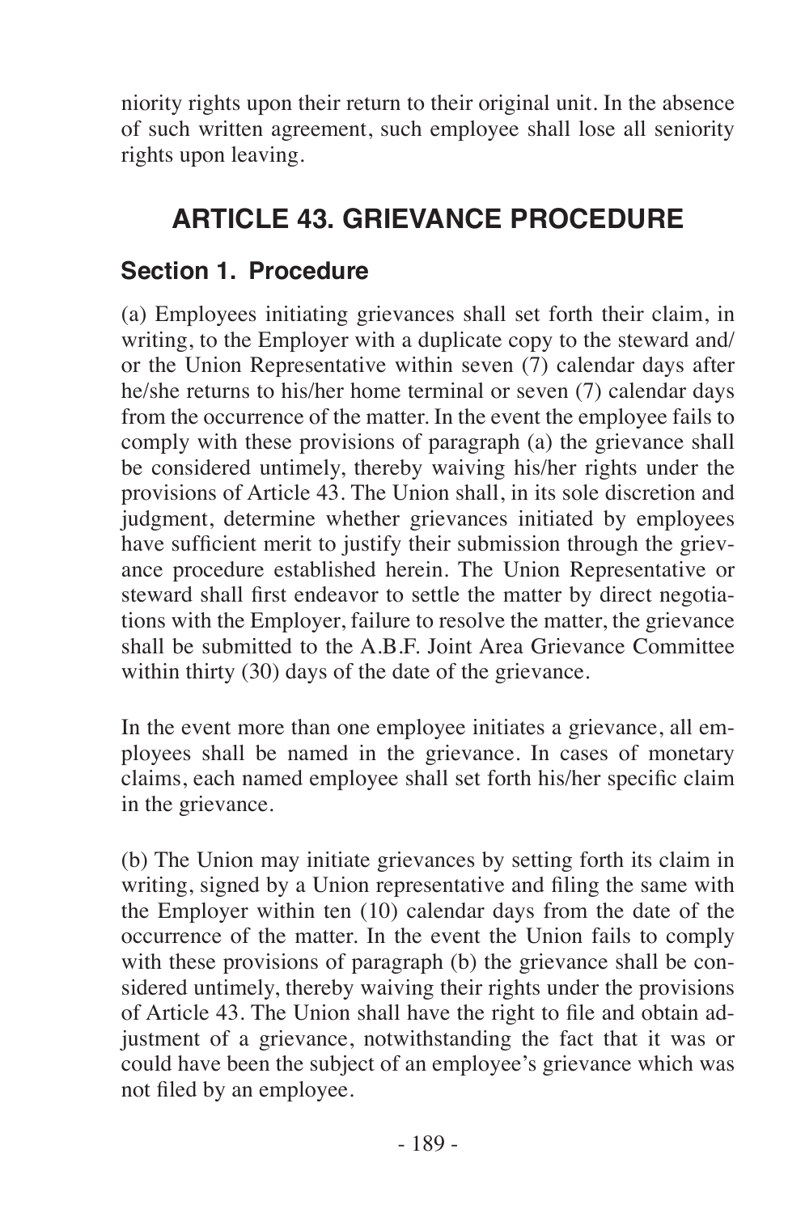niority rights upon their return to their original unit. In the absence of such written agreement, such employee shall lose all seniority rights upon leaving.

# ARTICLE 43. GRIEVANCE PROCEDURE

## Section 1. Procedure

(a) Employees initiating grievances shall set forth their claim, in writing, to the Employer with a duplicate copy to the steward and/or the Union Representative within seven (7) calendar days after he/she returns to his/her home terminal or seven (7) calendar days from the occurrence of the matter. In the event the employee fails to comply with these provisions of paragraph (a) the grievance shall be considered untimely, thereby waiving his/her rights under the provisions of Article 43. The Union shall, in its sole discretion and judgment, determine whether grievances initiated by employees have sufficient merit to justify their submission through the grievance procedure established herein. The Union Representative or steward shall first endeavor to settle the matter by direct negotiations with the Employer, failure to resolve the matter, the grievance shall be submitted to the A.B.F. Joint Area Grievance Committee within thirty (30) days of the date of the grievance.

In the event more than one employee initiates a grievance, all employees shall be named in the grievance. In cases of monetary claims, each named employee shall set forth his/her specific claim in the grievance.

(b) The Union may initiate grievances by setting forth its claim in writing, signed by a Union representative and filing the same with the Employer within ten (10) calendar days from the date of the occurrence of the matter. In the event the Union fails to comply with these provisions of paragraph (b) the grievance shall be considered untimely, thereby waiving their rights under the provisions of Article 43. The Union shall have the right to file and obtain adjustment of a grievance, notwithstanding the fact that it was or could have been the subject of an employee's grievance which was not filed by an employee.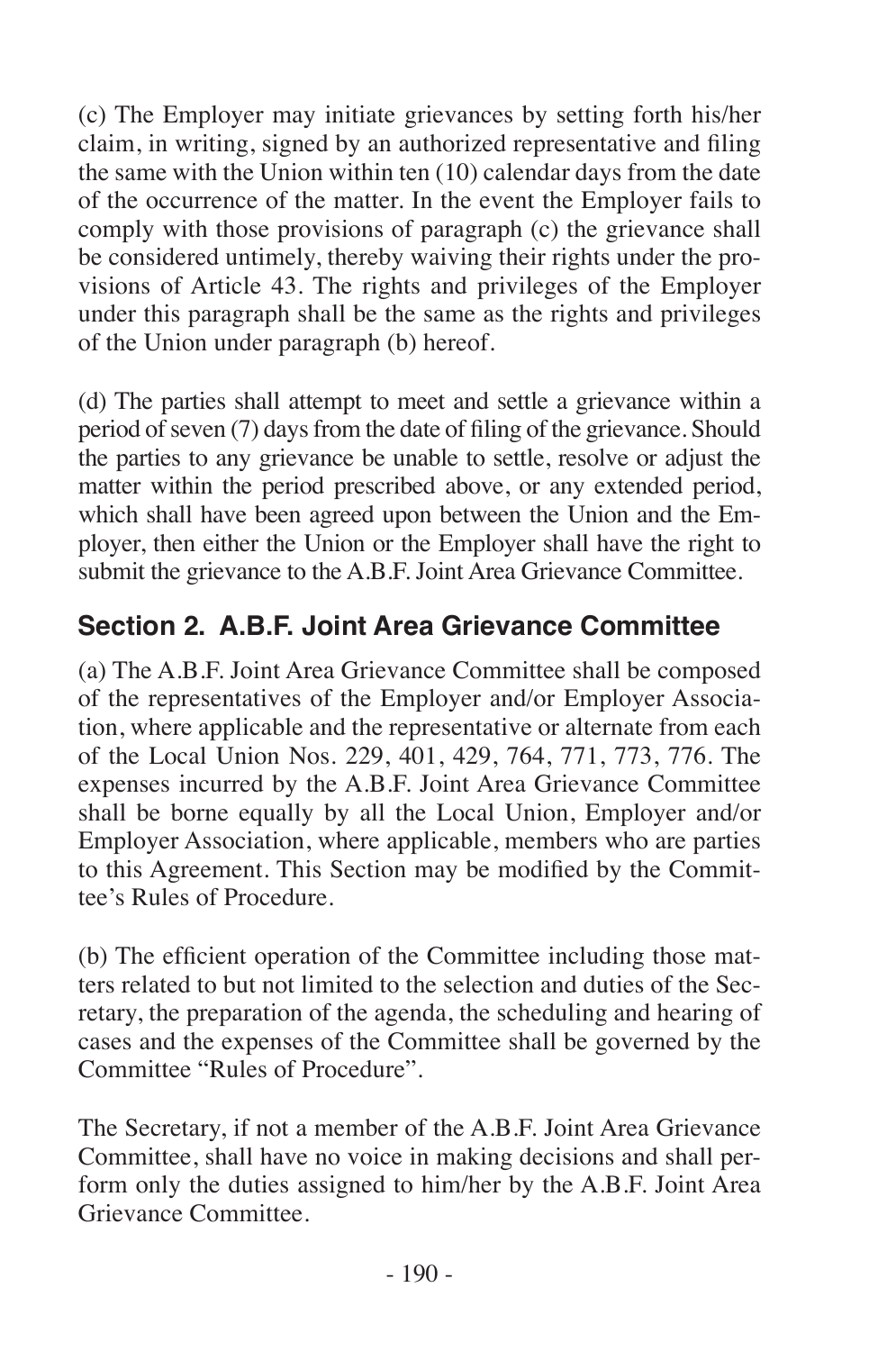(c) The Employer may initiate grievances by setting forth his/her claim, in writing, signed by an authorized representative and filing the same with the Union within ten (10) calendar days from the date of the occurrence of the matter. In the event the Employer fails to comply with those provisions of paragraph (c) the grievance shall be considered untimely, thereby waiving their rights under the provisions of Article 43. The rights and privileges of the Employer under this paragraph shall be the same as the rights and privileges of the Union under paragraph (b) hereof.

(d) The parties shall attempt to meet and settle a grievance within a period of seven (7) days from the date of filing of the grievance. Should the parties to any grievance be unable to settle, resolve or adjust the matter within the period prescribed above, or any extended period, which shall have been agreed upon between the Union and the Employer, then either the Union or the Employer shall have the right to submit the grievance to the A.B.F. Joint Area Grievance Committee.

## Section 2. A.B.F. Joint Area Grievance Committee

(a) The A.B.F. Joint Area Grievance Committee shall be composed of the representatives of the Employer and/or Employer Association, where applicable and the representative or alternate from each of the Local Union Nos. 229, 401, 429, 764, 771, 773, 776. The expenses incurred by the A.B.F. Joint Area Grievance Committee shall be borne equally by all the Local Union, Employer and/or Employer Association, where applicable, members who are parties to this Agreement. This Section may be modified by the Committee's Rules of Procedure.

(b) The efficient operation of the Committee including those matters related to but not limited to the selection and duties of the Secretary, the preparation of the agenda, the scheduling and hearing of cases and the expenses of the Committee shall be governed by the Committee "Rules of Procedure".

The Secretary, if not a member of the A.B.F. Joint Area Grievance Committee, shall have no voice in making decisions and shall perform only the duties assigned to him/her by the A.B.F. Joint Area Grievance Committee.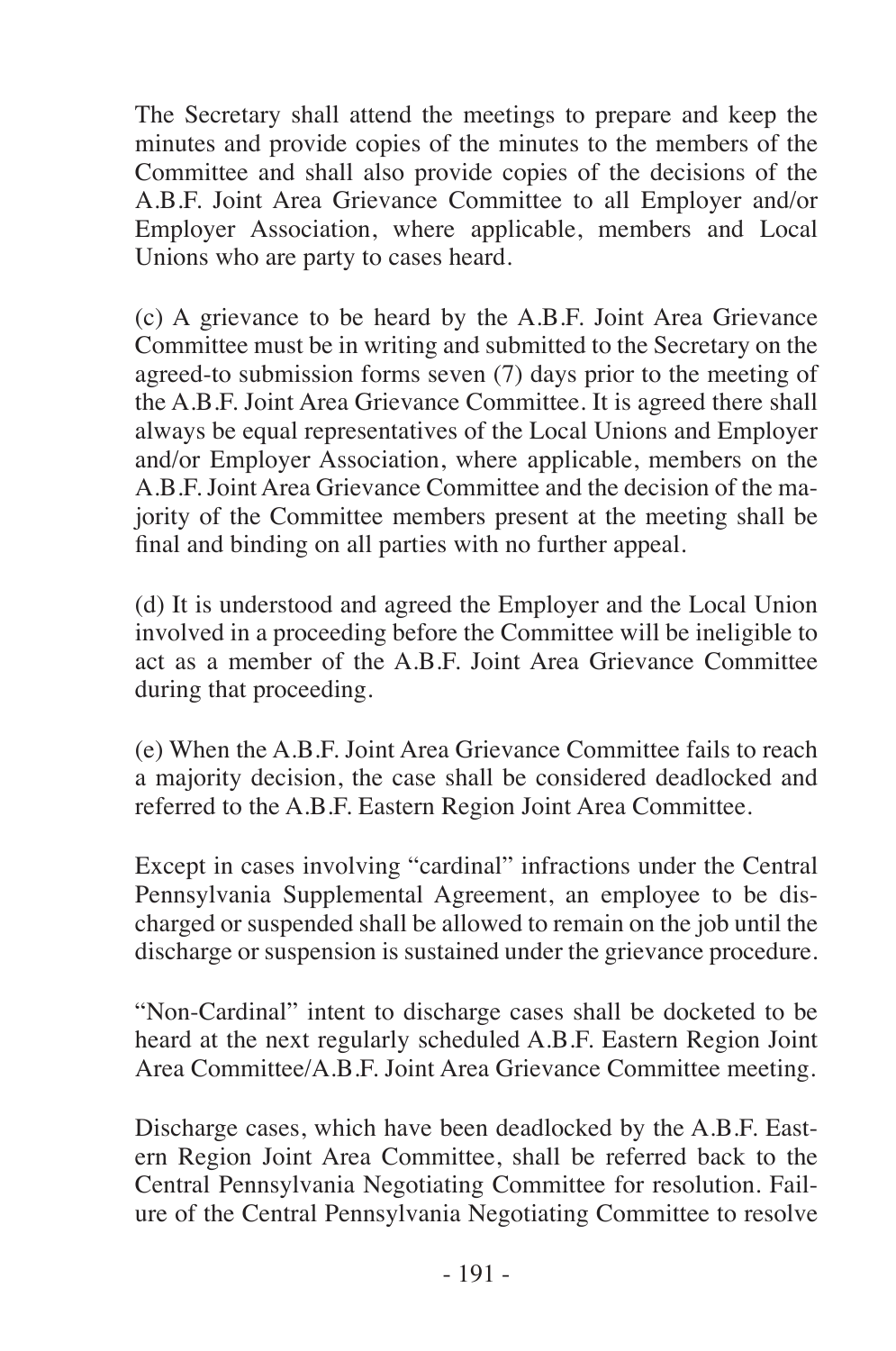The Secretary shall attend the meetings to prepare and keep the minutes and provide copies of the minutes to the members of the Committee and shall also provide copies of the decisions of the A.B.F. Joint Area Grievance Committee to all Employer and/or Employer Association, where applicable, members and Local Unions who are party to cases heard.

(c) A grievance to be heard by the A.B.F. Joint Area Grievance Committee must be in writing and submitted to the Secretary on the agreed-to submission forms seven (7) days prior to the meeting of the A.B.F. Joint Area Grievance Committee. It is agreed there shall always be equal representatives of the Local Unions and Employer and/or Employer Association, where applicable, members on the A.B.F. Joint Area Grievance Committee and the decision of the majority of the Committee members present at the meeting shall be final and binding on all parties with no further appeal.

(d) It is understood and agreed the Employer and the Local Union involved in a proceeding before the Committee will be ineligible to act as a member of the A.B.F. Joint Area Grievance Committee during that proceeding.

(e) When the A.B.F. Joint Area Grievance Committee fails to reach a majority decision, the case shall be considered deadlocked and referred to the A.B.F. Eastern Region Joint Area Committee.

Except in cases involving "cardinal" infractions under the Central Pennsylvania Supplemental Agreement, an employee to be discharged or suspended shall be allowed to remain on the job until the discharge or suspension is sustained under the grievance procedure.

"Non-Cardinal" intent to discharge cases shall be docketed to be heard at the next regularly scheduled A.B.F. Eastern Region Joint Area Committee/A.B.F. Joint Area Grievance Committee meeting.

Discharge cases, which have been deadlocked by the A.B.F. Eastern Region Joint Area Committee, shall be referred back to the Central Pennsylvania Negotiating Committee for resolution. Failure of the Central Pennsylvania Negotiating Committee to resolve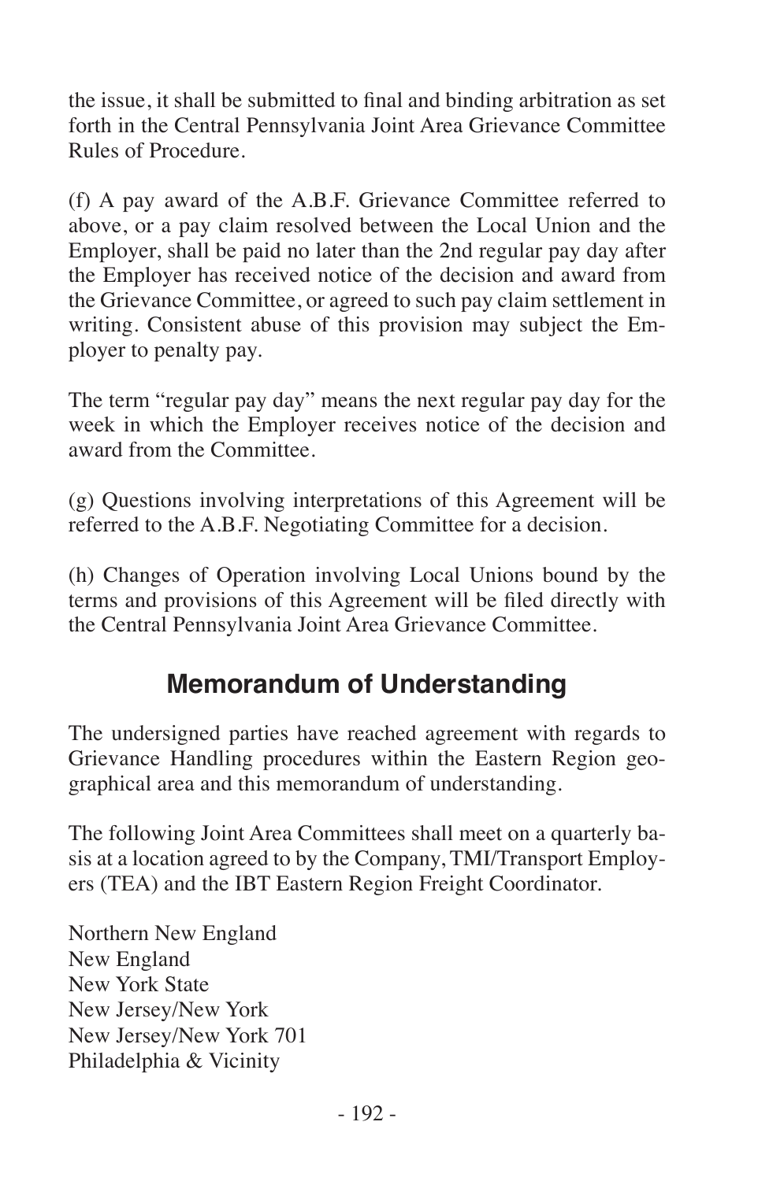the issue, it shall be submitted to final and binding arbitration as set forth in the Central Pennsylvania Joint Area Grievance Committee Rules of Procedure.

(f) A pay award of the A.B.F. Grievance Committee referred to above, or a pay claim resolved between the Local Union and the Employer, shall be paid no later than the 2nd regular pay day after the Employer has received notice of the decision and award from the Grievance Committee, or agreed to such pay claim settlement in writing. Consistent abuse of this provision may subject the Employer to penalty pay.

The term "regular pay day" means the next regular pay day for the week in which the Employer receives notice of the decision and award from the Committee.

(g) Questions involving interpretations of this Agreement will be referred to the A.B.F. Negotiating Committee for a decision.

(h) Changes of Operation involving Local Unions bound by the terms and provisions of this Agreement will be filed directly with the Central Pennsylvania Joint Area Grievance Committee.

## Memorandum of Understanding

The undersigned parties have reached agreement with regards to Grievance Handling procedures within the Eastern Region geographical area and this memorandum of understanding.

The following Joint Area Committees shall meet on a quarterly basis at a location agreed to by the Company, TMI/Transport Employers (TEA) and the IBT Eastern Region Freight Coordinator.

Northern New England
New England
New York State
New Jersey/New York
New Jersey/New York 701
Philadelphia & Vicinity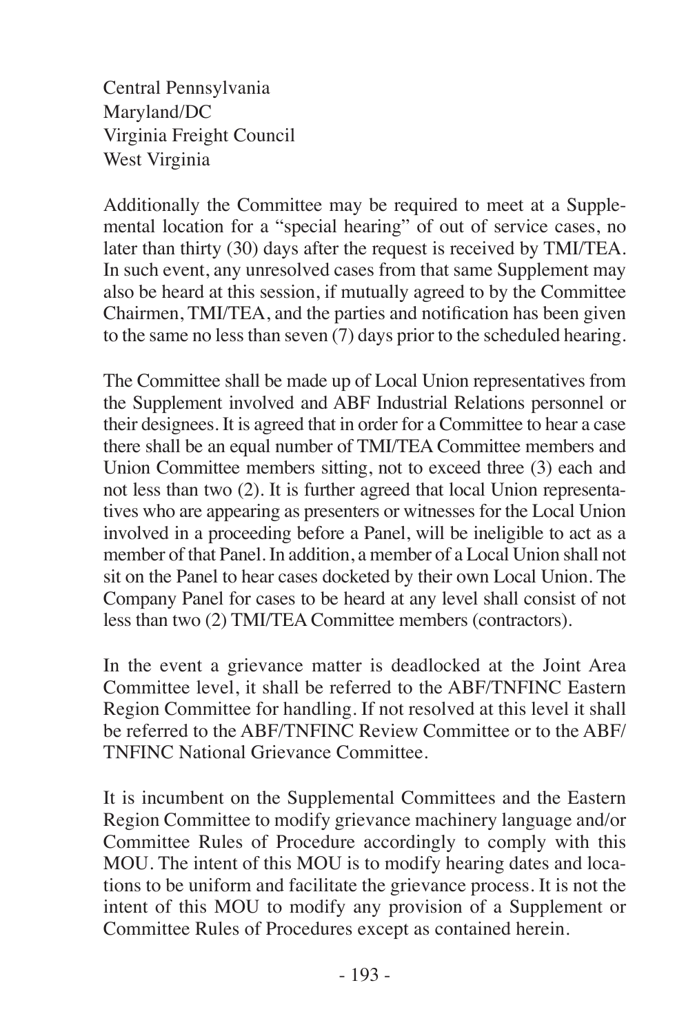Central Pennsylvania
Maryland/DC
Virginia Freight Council
West Virginia

Additionally the Committee may be required to meet at a Supplemental location for a "special hearing" of out of service cases, no later than thirty (30) days after the request is received by TMI/TEA. In such event, any unresolved cases from that same Supplement may also be heard at this session, if mutually agreed to by the Committee Chairmen, TMI/TEA, and the parties and notification has been given to the same no less than seven (7) days prior to the scheduled hearing.

The Committee shall be made up of Local Union representatives from the Supplement involved and ABF Industrial Relations personnel or their designees. It is agreed that in order for a Committee to hear a case there shall be an equal number of TMI/TEA Committee members and Union Committee members sitting, not to exceed three (3) each and not less than two (2). It is further agreed that local Union representatives who are appearing as presenters or witnesses for the Local Union involved in a proceeding before a Panel, will be ineligible to act as a member of that Panel. In addition, a member of a Local Union shall not sit on the Panel to hear cases docketed by their own Local Union. The Company Panel for cases to be heard at any level shall consist of not less than two (2) TMI/TEA Committee members (contractors).

In the event a grievance matter is deadlocked at the Joint Area Committee level, it shall be referred to the ABF/TNFINC Eastern Region Committee for handling. If not resolved at this level it shall be referred to the ABF/TNFINC Review Committee or to the ABF/TNFINC National Grievance Committee.

It is incumbent on the Supplemental Committees and the Eastern Region Committee to modify grievance machinery language and/or Committee Rules of Procedure accordingly to comply with this MOU. The intent of this MOU is to modify hearing dates and locations to be uniform and facilitate the grievance process. It is not the intent of this MOU to modify any provision of a Supplement or Committee Rules of Procedures except as contained herein.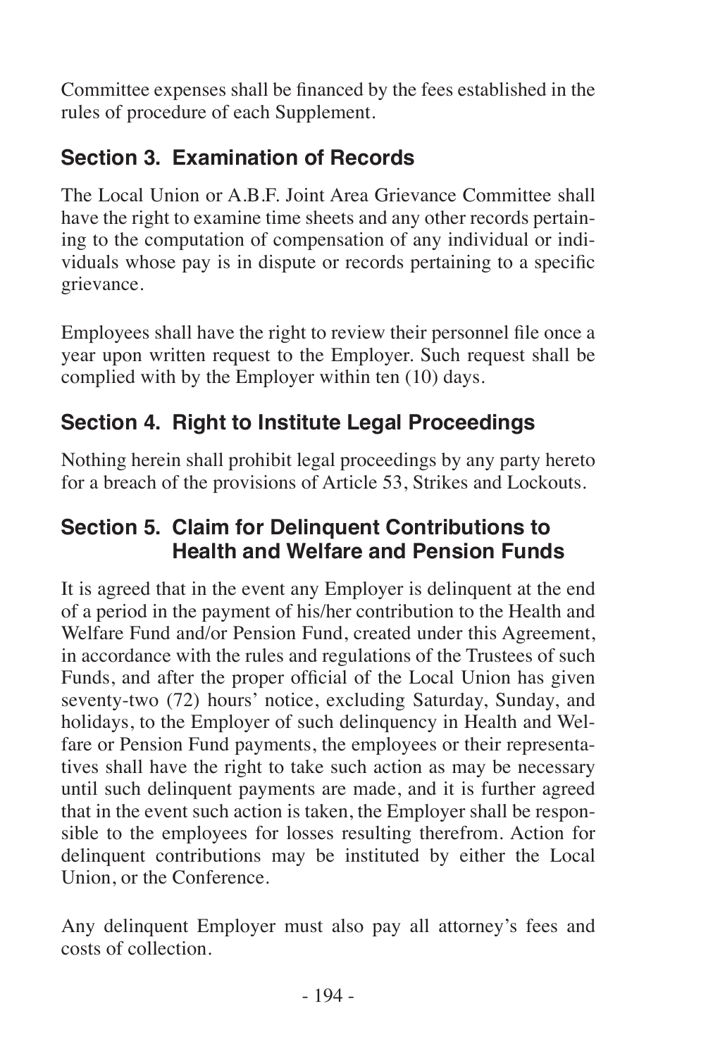Committee expenses shall be financed by the fees established in the rules of procedure of each Supplement.

## Section 3. Examination of Records

The Local Union or A.B.F. Joint Area Grievance Committee shall have the right to examine time sheets and any other records pertaining to the computation of compensation of any individual or individuals whose pay is in dispute or records pertaining to a specific grievance.

Employees shall have the right to review their personnel file once a year upon written request to the Employer. Such request shall be complied with by the Employer within ten (10) days.

## Section 4. Right to Institute Legal Proceedings

Nothing herein shall prohibit legal proceedings by any party hereto for a breach of the provisions of Article 53, Strikes and Lockouts.

## Section 5. Claim for Delinquent Contributions to Health and Welfare and Pension Funds

It is agreed that in the event any Employer is delinquent at the end of a period in the payment of his/her contribution to the Health and Welfare Fund and/or Pension Fund, created under this Agreement, in accordance with the rules and regulations of the Trustees of such Funds, and after the proper official of the Local Union has given seventy-two (72) hours' notice, excluding Saturday, Sunday, and holidays, to the Employer of such delinquency in Health and Welfare or Pension Fund payments, the employees or their representatives shall have the right to take such action as may be necessary until such delinquent payments are made, and it is further agreed that in the event such action is taken, the Employer shall be responsible to the employees for losses resulting therefrom. Action for delinquent contributions may be instituted by either the Local Union, or the Conference.

Any delinquent Employer must also pay all attorney's fees and costs of collection.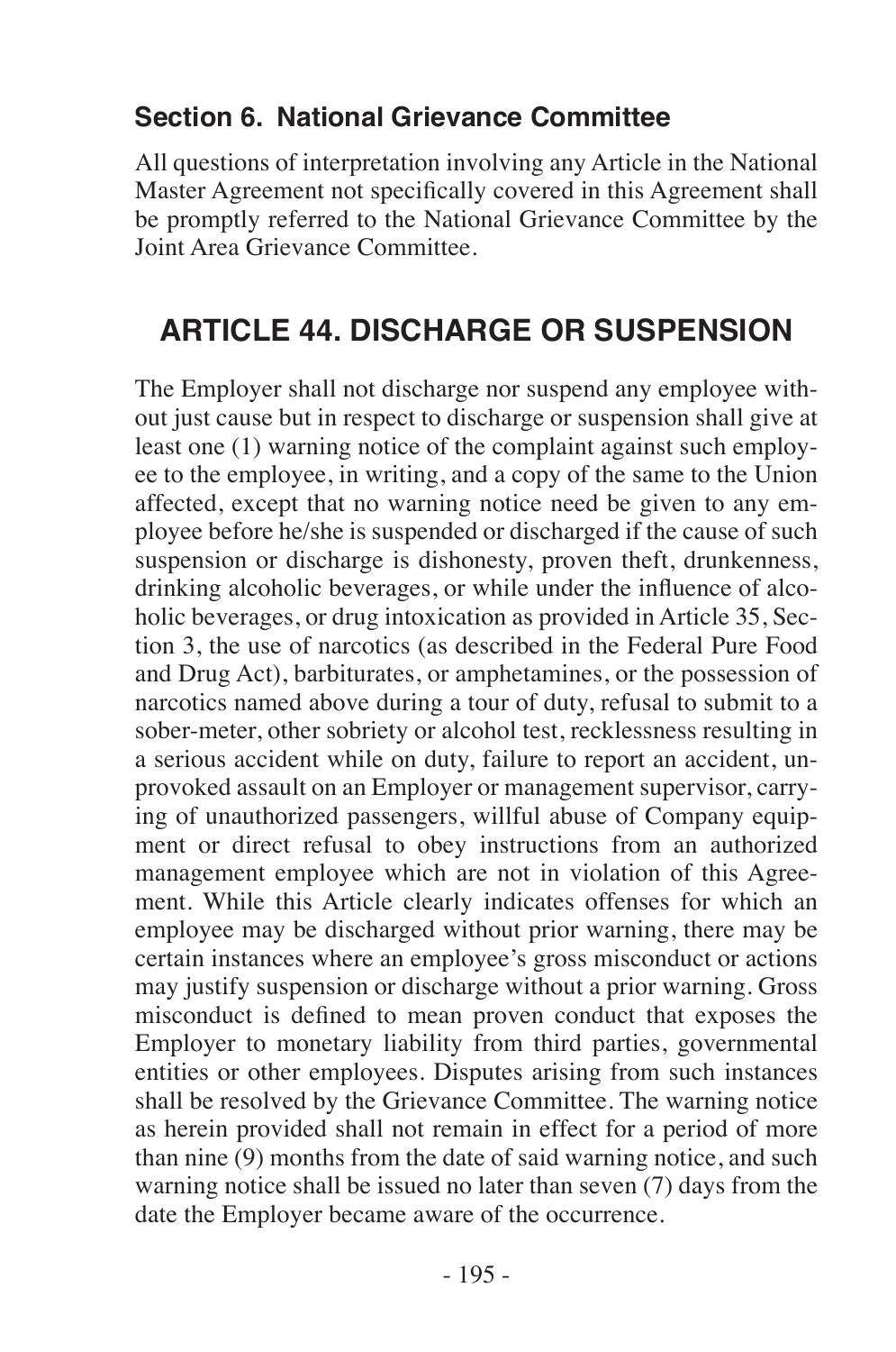### Section 6. National Grievance Committee

All questions of interpretation involving any Article in the National Master Agreement not specifically covered in this Agreement shall be promptly referred to the National Grievance Committee by the Joint Area Grievance Committee.

## ARTICLE 44. DISCHARGE OR SUSPENSION

The Employer shall not discharge nor suspend any employee without just cause but in respect to discharge or suspension shall give at least one (1) warning notice of the complaint against such employee to the employee, in writing, and a copy of the same to the Union affected, except that no warning notice need be given to any employee before he/she is suspended or discharged if the cause of such suspension or discharge is dishonesty, proven theft, drunkenness, drinking alcoholic beverages, or while under the influence of alcoholic beverages, or drug intoxication as provided in Article 35, Section 3, the use of narcotics (as described in the Federal Pure Food and Drug Act), barbiturates, or amphetamines, or the possession of narcotics named above during a tour of duty, refusal to submit to a sober-meter, other sobriety or alcohol test, recklessness resulting in a serious accident while on duty, failure to report an accident, unprovoked assault on an Employer or management supervisor, carrying of unauthorized passengers, willful abuse of Company equipment or direct refusal to obey instructions from an authorized management employee which are not in violation of this Agreement. While this Article clearly indicates offenses for which an employee may be discharged without prior warning, there may be certain instances where an employee's gross misconduct or actions may justify suspension or discharge without a prior warning. Gross misconduct is defined to mean proven conduct that exposes the Employer to monetary liability from third parties, governmental entities or other employees. Disputes arising from such instances shall be resolved by the Grievance Committee. The warning notice as herein provided shall not remain in effect for a period of more than nine (9) months from the date of said warning notice, and such warning notice shall be issued no later than seven (7) days from the date the Employer became aware of the occurrence.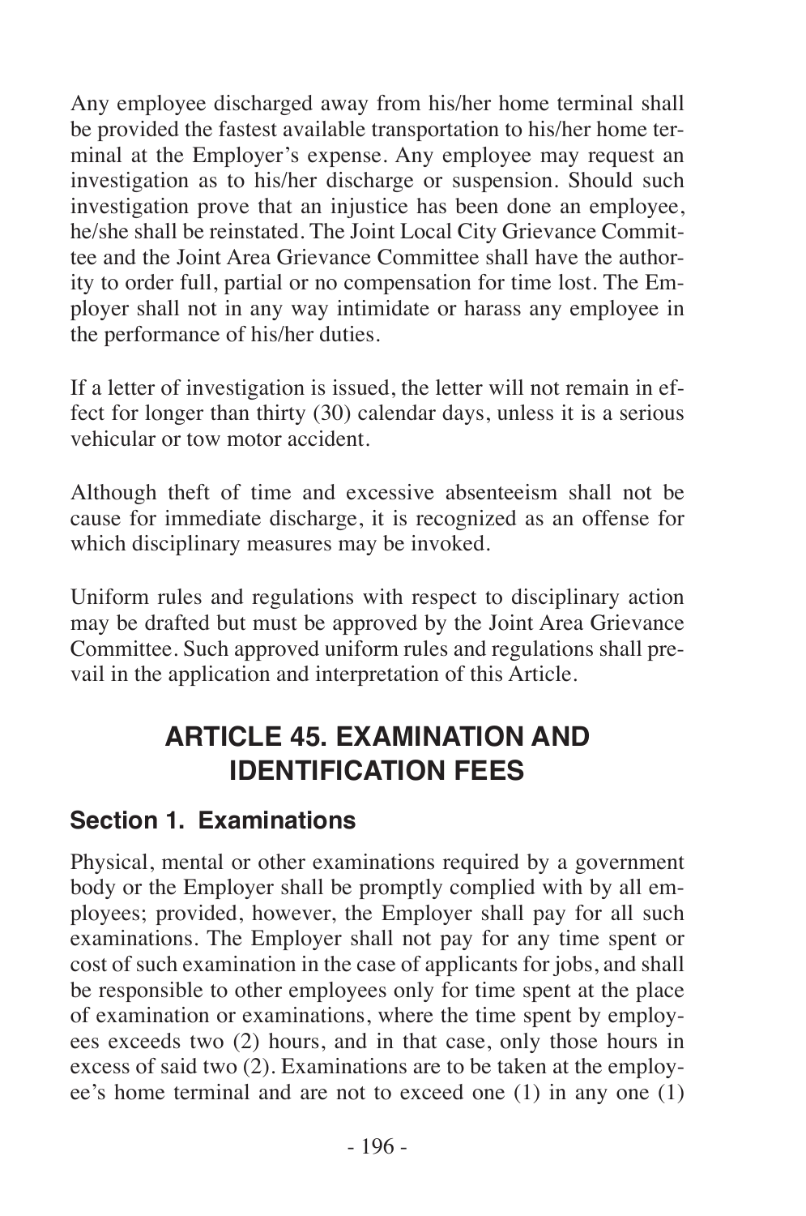Any employee discharged away from his/her home terminal shall be provided the fastest available transportation to his/her home terminal at the Employer's expense. Any employee may request an investigation as to his/her discharge or suspension. Should such investigation prove that an injustice has been done an employee, he/she shall be reinstated. The Joint Local City Grievance Committee and the Joint Area Grievance Committee shall have the authority to order full, partial or no compensation for time lost. The Employer shall not in any way intimidate or harass any employee in the performance of his/her duties.

If a letter of investigation is issued, the letter will not remain in effect for longer than thirty (30) calendar days, unless it is a serious vehicular or tow motor accident.

Although theft of time and excessive absenteeism shall not be cause for immediate discharge, it is recognized as an offense for which disciplinary measures may be invoked.

Uniform rules and regulations with respect to disciplinary action may be drafted but must be approved by the Joint Area Grievance Committee. Such approved uniform rules and regulations shall prevail in the application and interpretation of this Article.

# ARTICLE 45. EXAMINATION AND IDENTIFICATION FEES

## Section 1. Examinations

Physical, mental or other examinations required by a government body or the Employer shall be promptly complied with by all employees; provided, however, the Employer shall pay for all such examinations. The Employer shall not pay for any time spent or cost of such examination in the case of applicants for jobs, and shall be responsible to other employees only for time spent at the place of examination or examinations, where the time spent by employees exceeds two (2) hours, and in that case, only those hours in excess of said two (2). Examinations are to be taken at the employee's home terminal and are not to exceed one (1) in any one (1)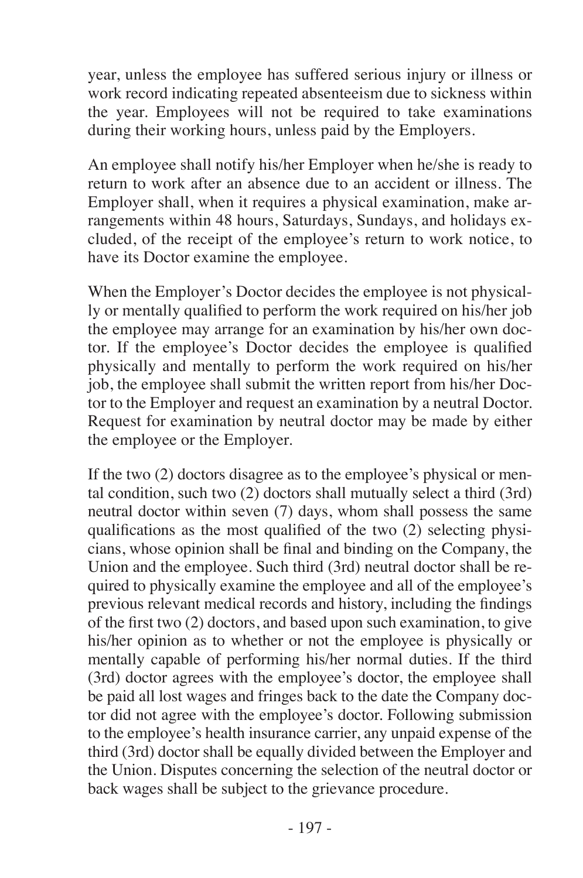year, unless the employee has suffered serious injury or illness or work record indicating repeated absenteeism due to sickness within the year. Employees will not be required to take examinations during their working hours, unless paid by the Employers.

An employee shall notify his/her Employer when he/she is ready to return to work after an absence due to an accident or illness. The Employer shall, when it requires a physical examination, make arrangements within 48 hours, Saturdays, Sundays, and holidays excluded, of the receipt of the employee's return to work notice, to have its Doctor examine the employee.

When the Employer's Doctor decides the employee is not physically or mentally qualified to perform the work required on his/her job the employee may arrange for an examination by his/her own doctor. If the employee's Doctor decides the employee is qualified physically and mentally to perform the work required on his/her job, the employee shall submit the written report from his/her Doctor to the Employer and request an examination by a neutral Doctor. Request for examination by neutral doctor may be made by either the employee or the Employer.

If the two (2) doctors disagree as to the employee's physical or mental condition, such two (2) doctors shall mutually select a third (3rd) neutral doctor within seven (7) days, whom shall possess the same qualifications as the most qualified of the two (2) selecting physicians, whose opinion shall be final and binding on the Company, the Union and the employee. Such third (3rd) neutral doctor shall be required to physically examine the employee and all of the employee's previous relevant medical records and history, including the findings of the first two (2) doctors, and based upon such examination, to give his/her opinion as to whether or not the employee is physically or mentally capable of performing his/her normal duties. If the third (3rd) doctor agrees with the employee's doctor, the employee shall be paid all lost wages and fringes back to the date the Company doctor did not agree with the employee's doctor. Following submission to the employee's health insurance carrier, any unpaid expense of the third (3rd) doctor shall be equally divided between the Employer and the Union. Disputes concerning the selection of the neutral doctor or back wages shall be subject to the grievance procedure.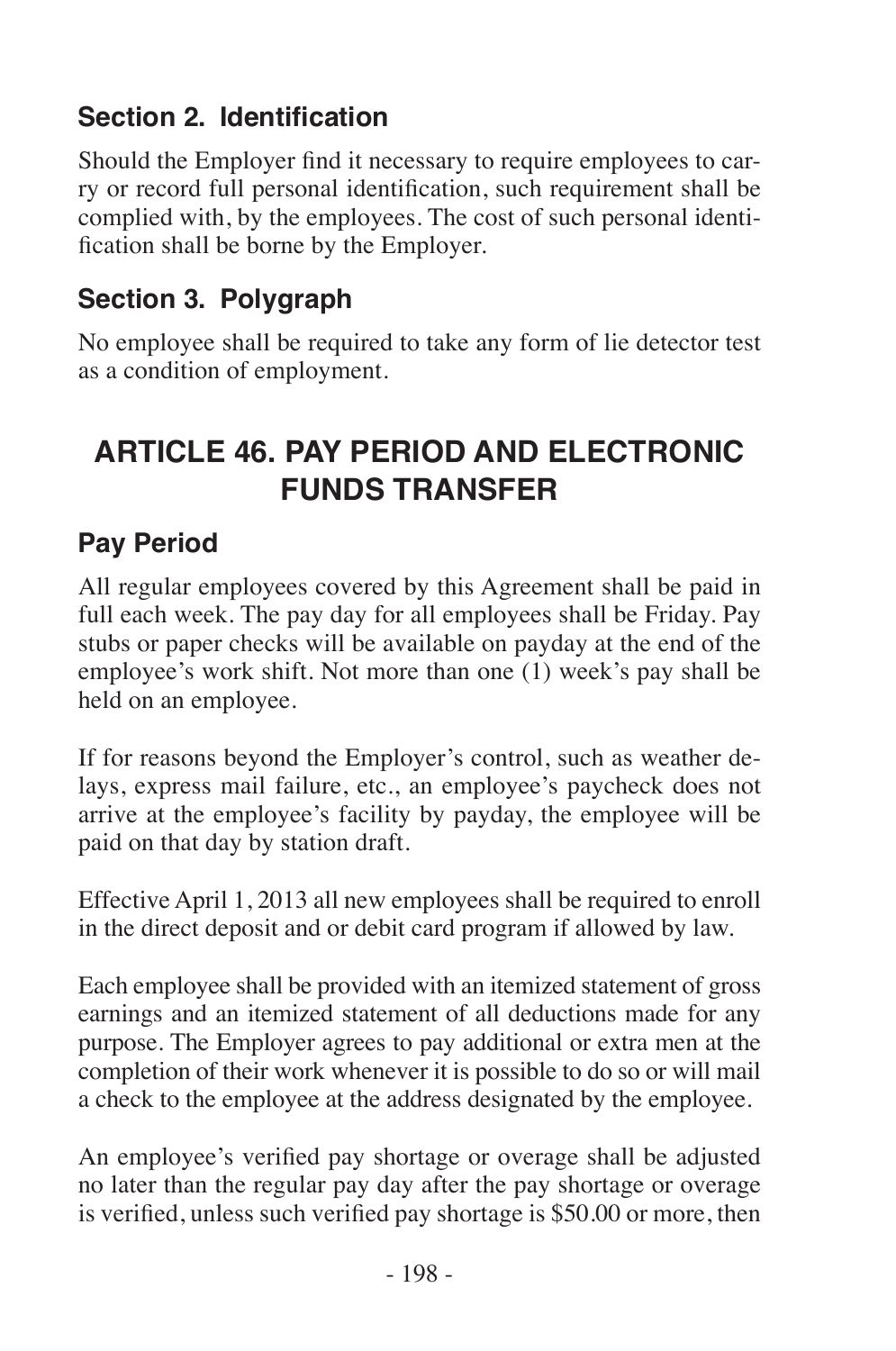### Section 2. Identification

Should the Employer find it necessary to require employees to carry or record full personal identification, such requirement shall be complied with, by the employees. The cost of such personal identification shall be borne by the Employer.

### Section 3. Polygraph

No employee shall be required to take any form of lie detector test as a condition of employment.

## ARTICLE 46. PAY PERIOD AND ELECTRONIC FUNDS TRANSFER

### Pay Period

All regular employees covered by this Agreement shall be paid in full each week. The pay day for all employees shall be Friday. Pay stubs or paper checks will be available on payday at the end of the employee's work shift. Not more than one (1) week's pay shall be held on an employee.

If for reasons beyond the Employer's control, such as weather delays, express mail failure, etc., an employee's paycheck does not arrive at the employee's facility by payday, the employee will be paid on that day by station draft.

Effective April 1, 2013 all new employees shall be required to enroll in the direct deposit and or debit card program if allowed by law.

Each employee shall be provided with an itemized statement of gross earnings and an itemized statement of all deductions made for any purpose. The Employer agrees to pay additional or extra men at the completion of their work whenever it is possible to do so or will mail a check to the employee at the address designated by the employee.

An employee's verified pay shortage or overage shall be adjusted no later than the regular pay day after the pay shortage or overage is verified, unless such verified pay shortage is $50.00 or more, then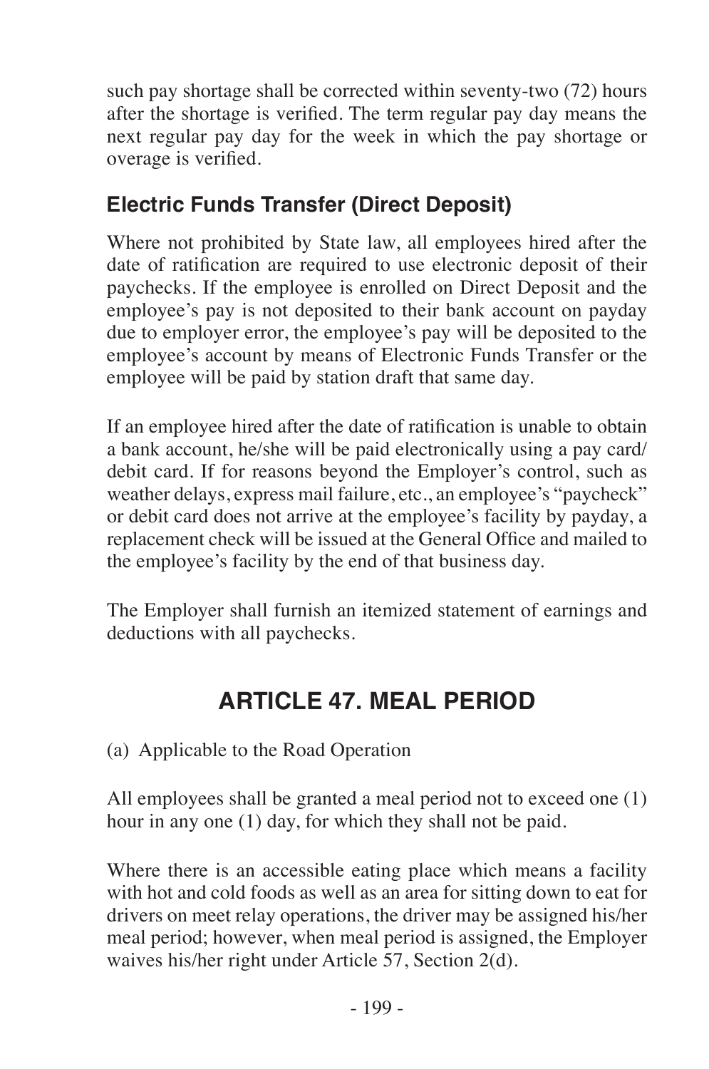such pay shortage shall be corrected within seventy-two (72) hours after the shortage is verified. The term regular pay day means the next regular pay day for the week in which the pay shortage or overage is verified.

### Electric Funds Transfer (Direct Deposit)

Where not prohibited by State law, all employees hired after the date of ratification are required to use electronic deposit of their paychecks. If the employee is enrolled on Direct Deposit and the employee's pay is not deposited to their bank account on payday due to employer error, the employee's pay will be deposited to the employee's account by means of Electronic Funds Transfer or the employee will be paid by station draft that same day.

If an employee hired after the date of ratification is unable to obtain a bank account, he/she will be paid electronically using a pay card/ debit card. If for reasons beyond the Employer's control, such as weather delays, express mail failure, etc., an employee's "paycheck" or debit card does not arrive at the employee's facility by payday, a replacement check will be issued at the General Office and mailed to the employee's facility by the end of that business day.

The Employer shall furnish an itemized statement of earnings and deductions with all paychecks.

## ARTICLE 47. MEAL PERIOD

(a) Applicable to the Road Operation

All employees shall be granted a meal period not to exceed one (1) hour in any one (1) day, for which they shall not be paid.

Where there is an accessible eating place which means a facility with hot and cold foods as well as an area for sitting down to eat for drivers on meet relay operations, the driver may be assigned his/her meal period; however, when meal period is assigned, the Employer waives his/her right under Article 57, Section 2(d).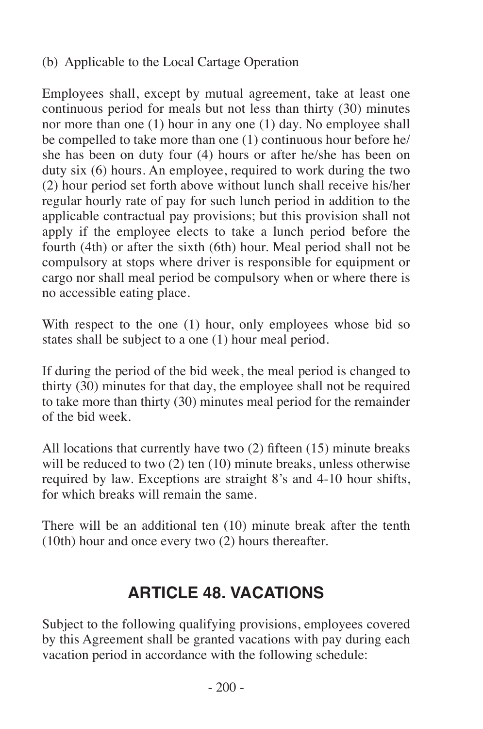(b) Applicable to the Local Cartage Operation

Employees shall, except by mutual agreement, take at least one continuous period for meals but not less than thirty (30) minutes nor more than one (1) hour in any one (1) day. No employee shall be compelled to take more than one (1) continuous hour before he/she has been on duty four (4) hours or after he/she has been on duty six (6) hours. An employee, required to work during the two (2) hour period set forth above without lunch shall receive his/her regular hourly rate of pay for such lunch period in addition to the applicable contractual pay provisions; but this provision shall not apply if the employee elects to take a lunch period before the fourth (4th) or after the sixth (6th) hour. Meal period shall not be compulsory at stops where driver is responsible for equipment or cargo nor shall meal period be compulsory when or where there is no accessible eating place.

With respect to the one (1) hour, only employees whose bid so states shall be subject to a one (1) hour meal period.

If during the period of the bid week, the meal period is changed to thirty (30) minutes for that day, the employee shall not be required to take more than thirty (30) minutes meal period for the remainder of the bid week.

All locations that currently have two (2) fifteen (15) minute breaks will be reduced to two (2) ten (10) minute breaks, unless otherwise required by law. Exceptions are straight 8's and 4-10 hour shifts, for which breaks will remain the same.

There will be an additional ten (10) minute break after the tenth (10th) hour and once every two (2) hours thereafter.

## ARTICLE 48. VACATIONS

Subject to the following qualifying provisions, employees covered by this Agreement shall be granted vacations with pay during each vacation period in accordance with the following schedule: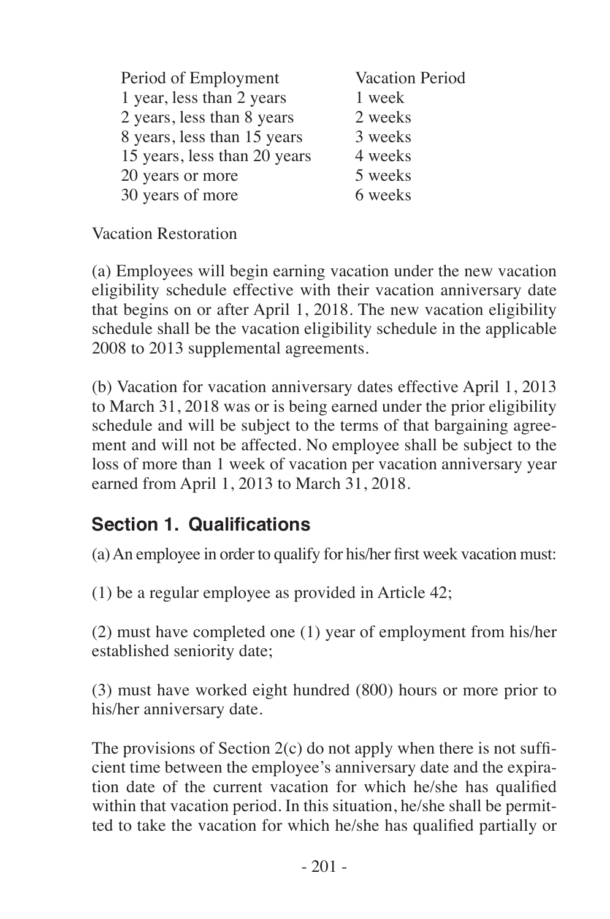| Period of Employment | Vacation Period |
| --- | --- |
| 1 year, less than 2 years | 1 week |
| 2 years, less than 8 years | 2 weeks |
| 8 years, less than 15 years | 3 weeks |
| 15 years, less than 20 years | 4 weeks |
| 20 years or more | 5 weeks |
| 30 years of more | 6 weeks |

Vacation Restoration

(a) Employees will begin earning vacation under the new vacation eligibility schedule effective with their vacation anniversary date that begins on or after April 1, 2018. The new vacation eligibility schedule shall be the vacation eligibility schedule in the applicable 2008 to 2013 supplemental agreements.

(b) Vacation for vacation anniversary dates effective April 1, 2013 to March 31, 2018 was or is being earned under the prior eligibility schedule and will be subject to the terms of that bargaining agreement and will not be affected. No employee shall be subject to the loss of more than 1 week of vacation per vacation anniversary year earned from April 1, 2013 to March 31, 2018.

## Section 1. Qualifications

(a) An employee in order to qualify for his/her first week vacation must:

(1) be a regular employee as provided in Article 42;

(2) must have completed one (1) year of employment from his/her established seniority date;

(3) must have worked eight hundred (800) hours or more prior to his/her anniversary date.

The provisions of Section 2(c) do not apply when there is not sufficient time between the employee's anniversary date and the expiration date of the current vacation for which he/she has qualified within that vacation period. In this situation, he/she shall be permitted to take the vacation for which he/she has qualified partially or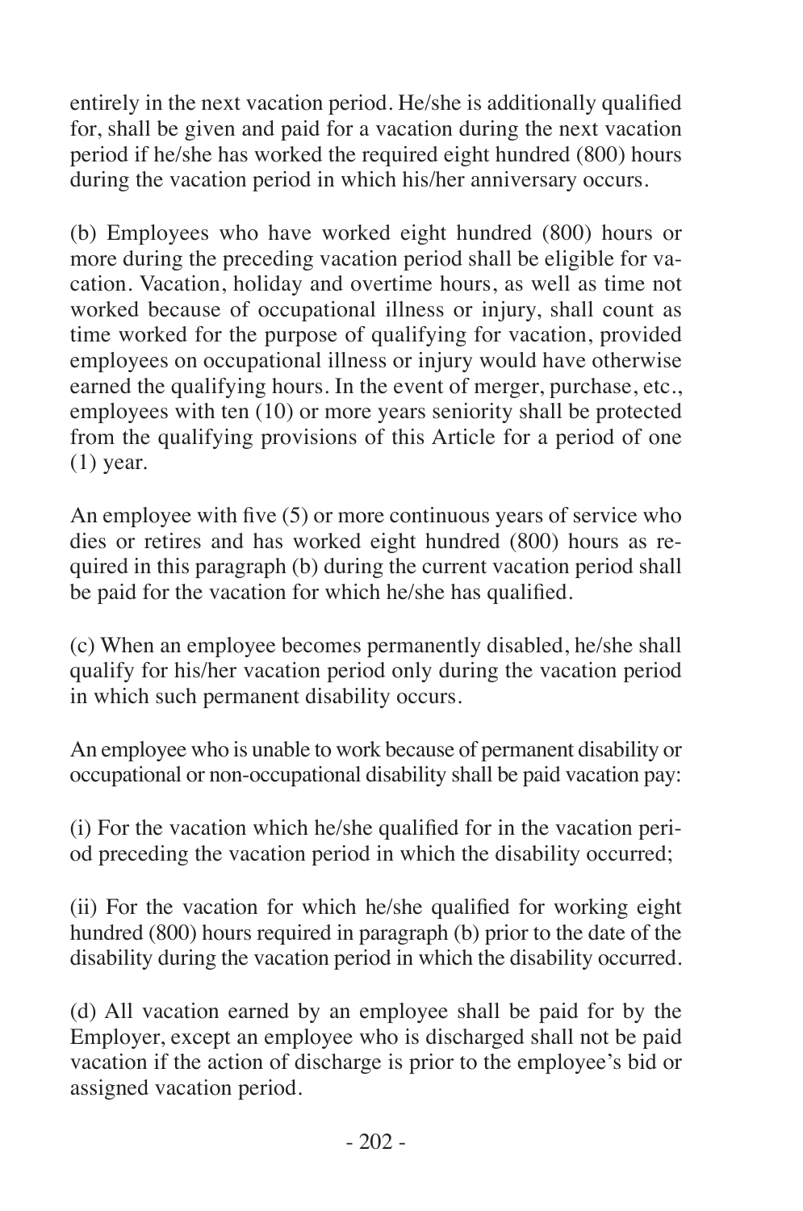entirely in the next vacation period. He/she is additionally qualified for, shall be given and paid for a vacation during the next vacation period if he/she has worked the required eight hundred (800) hours during the vacation period in which his/her anniversary occurs.

(b) Employees who have worked eight hundred (800) hours or more during the preceding vacation period shall be eligible for vacation. Vacation, holiday and overtime hours, as well as time not worked because of occupational illness or injury, shall count as time worked for the purpose of qualifying for vacation, provided employees on occupational illness or injury would have otherwise earned the qualifying hours. In the event of merger, purchase, etc., employees with ten (10) or more years seniority shall be protected from the qualifying provisions of this Article for a period of one (1) year.

An employee with five (5) or more continuous years of service who dies or retires and has worked eight hundred (800) hours as required in this paragraph (b) during the current vacation period shall be paid for the vacation for which he/she has qualified.

(c) When an employee becomes permanently disabled, he/she shall qualify for his/her vacation period only during the vacation period in which such permanent disability occurs.

An employee who is unable to work because of permanent disability or occupational or non-occupational disability shall be paid vacation pay:

(i) For the vacation which he/she qualified for in the vacation period preceding the vacation period in which the disability occurred;

(ii) For the vacation for which he/she qualified for working eight hundred (800) hours required in paragraph (b) prior to the date of the disability during the vacation period in which the disability occurred.

(d) All vacation earned by an employee shall be paid for by the Employer, except an employee who is discharged shall not be paid vacation if the action of discharge is prior to the employee's bid or assigned vacation period.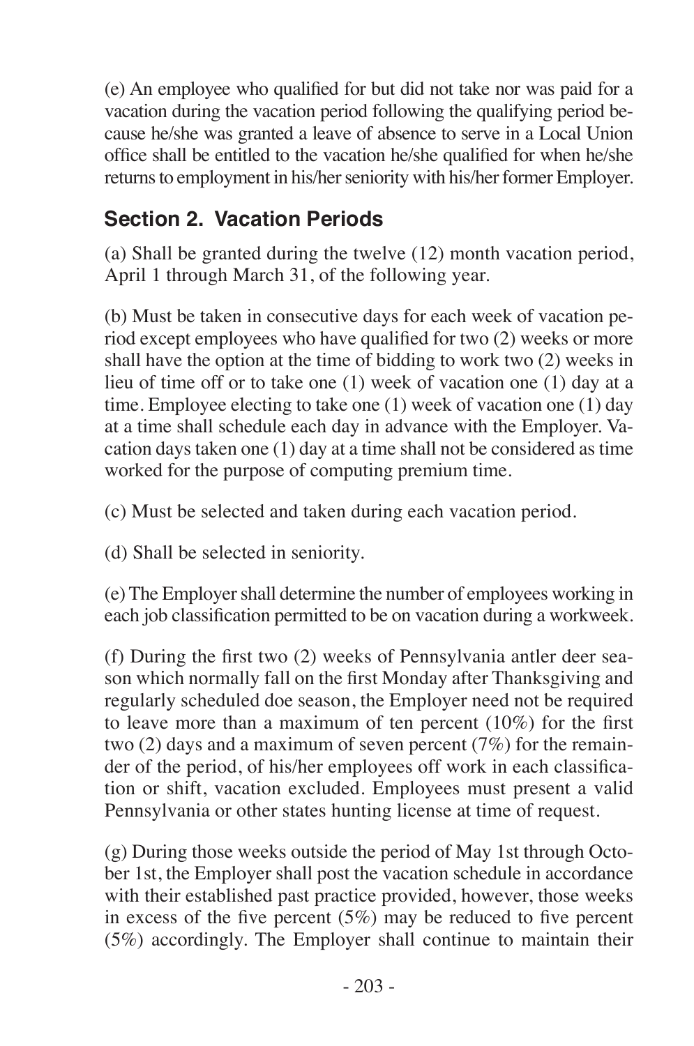(e) An employee who qualified for but did not take nor was paid for a vacation during the vacation period following the qualifying period because he/she was granted a leave of absence to serve in a Local Union office shall be entitled to the vacation he/she qualified for when he/she returns to employment in his/her seniority with his/her former Employer.

## Section 2. Vacation Periods

(a) Shall be granted during the twelve (12) month vacation period, April 1 through March 31, of the following year.

(b) Must be taken in consecutive days for each week of vacation period except employees who have qualified for two (2) weeks or more shall have the option at the time of bidding to work two (2) weeks in lieu of time off or to take one (1) week of vacation one (1) day at a time. Employee electing to take one (1) week of vacation one (1) day at a time shall schedule each day in advance with the Employer. Vacation days taken one (1) day at a time shall not be considered as time worked for the purpose of computing premium time.

(c) Must be selected and taken during each vacation period.

(d) Shall be selected in seniority.

(e) The Employer shall determine the number of employees working in each job classification permitted to be on vacation during a workweek.

(f) During the first two (2) weeks of Pennsylvania antler deer season which normally fall on the first Monday after Thanksgiving and regularly scheduled doe season, the Employer need not be required to leave more than a maximum of ten percent (10%) for the first two (2) days and a maximum of seven percent (7%) for the remainder of the period, of his/her employees off work in each classification or shift, vacation excluded. Employees must present a valid Pennsylvania or other states hunting license at time of request.

(g) During those weeks outside the period of May 1st through October 1st, the Employer shall post the vacation schedule in accordance with their established past practice provided, however, those weeks in excess of the five percent (5%) may be reduced to five percent (5%) accordingly. The Employer shall continue to maintain their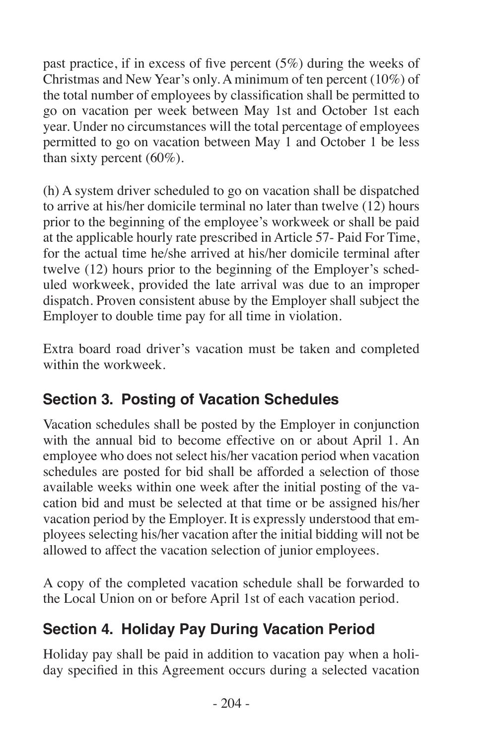past practice, if in excess of five percent (5%) during the weeks of Christmas and New Year's only. A minimum of ten percent (10%) of the total number of employees by classification shall be permitted to go on vacation per week between May 1st and October 1st each year. Under no circumstances will the total percentage of employees permitted to go on vacation between May 1 and October 1 be less than sixty percent (60%).

(h) A system driver scheduled to go on vacation shall be dispatched to arrive at his/her domicile terminal no later than twelve (12) hours prior to the beginning of the employee's workweek or shall be paid at the applicable hourly rate prescribed in Article 57- Paid For Time, for the actual time he/she arrived at his/her domicile terminal after twelve (12) hours prior to the beginning of the Employer's scheduled workweek, provided the late arrival was due to an improper dispatch. Proven consistent abuse by the Employer shall subject the Employer to double time pay for all time in violation.

Extra board road driver's vacation must be taken and completed within the workweek.

## Section 3. Posting of Vacation Schedules

Vacation schedules shall be posted by the Employer in conjunction with the annual bid to become effective on or about April 1. An employee who does not select his/her vacation period when vacation schedules are posted for bid shall be afforded a selection of those available weeks within one week after the initial posting of the vacation bid and must be selected at that time or be assigned his/her vacation period by the Employer. It is expressly understood that employees selecting his/her vacation after the initial bidding will not be allowed to affect the vacation selection of junior employees.

A copy of the completed vacation schedule shall be forwarded to the Local Union on or before April 1st of each vacation period.

## Section 4. Holiday Pay During Vacation Period

Holiday pay shall be paid in addition to vacation pay when a holiday specified in this Agreement occurs during a selected vacation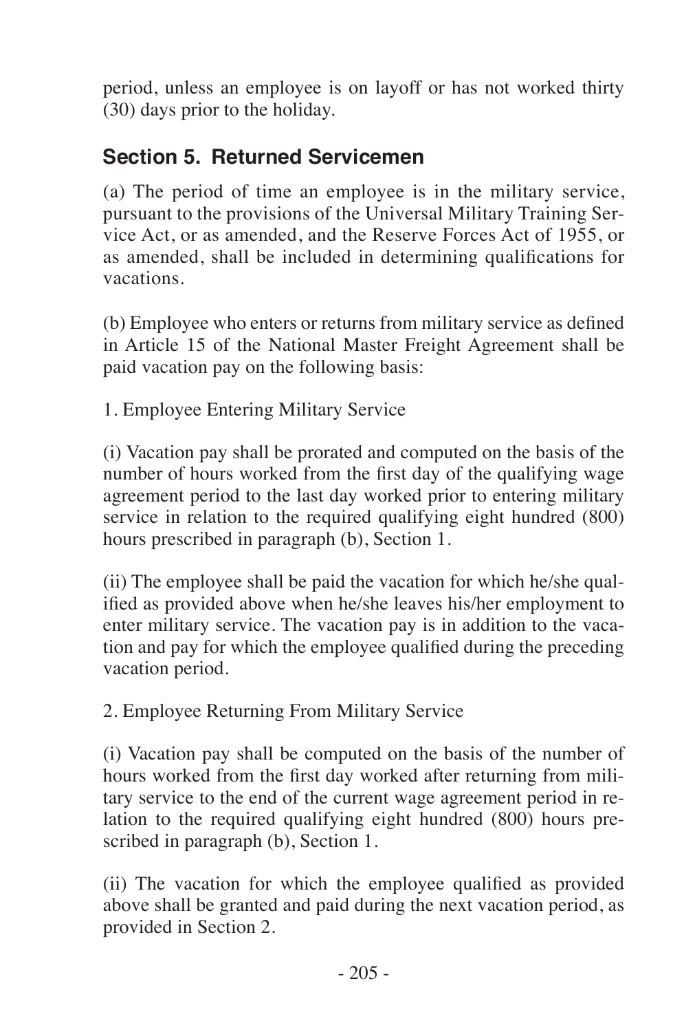period, unless an employee is on layoff or has not worked thirty (30) days prior to the holiday.

## Section 5. Returned Servicemen

(a) The period of time an employee is in the military service, pursuant to the provisions of the Universal Military Training Service Act, or as amended, and the Reserve Forces Act of 1955, or as amended, shall be included in determining qualifications for vacations.

(b) Employee who enters or returns from military service as defined in Article 15 of the National Master Freight Agreement shall be paid vacation pay on the following basis:

1. Employee Entering Military Service

(i) Vacation pay shall be prorated and computed on the basis of the number of hours worked from the first day of the qualifying wage agreement period to the last day worked prior to entering military service in relation to the required qualifying eight hundred (800) hours prescribed in paragraph (b), Section 1.

(ii) The employee shall be paid the vacation for which he/she qualified as provided above when he/she leaves his/her employment to enter military service. The vacation pay is in addition to the vacation and pay for which the employee qualified during the preceding vacation period.

2. Employee Returning From Military Service

(i) Vacation pay shall be computed on the basis of the number of hours worked from the first day worked after returning from military service to the end of the current wage agreement period in relation to the required qualifying eight hundred (800) hours prescribed in paragraph (b), Section 1.

(ii) The vacation for which the employee qualified as provided above shall be granted and paid during the next vacation period, as provided in Section 2.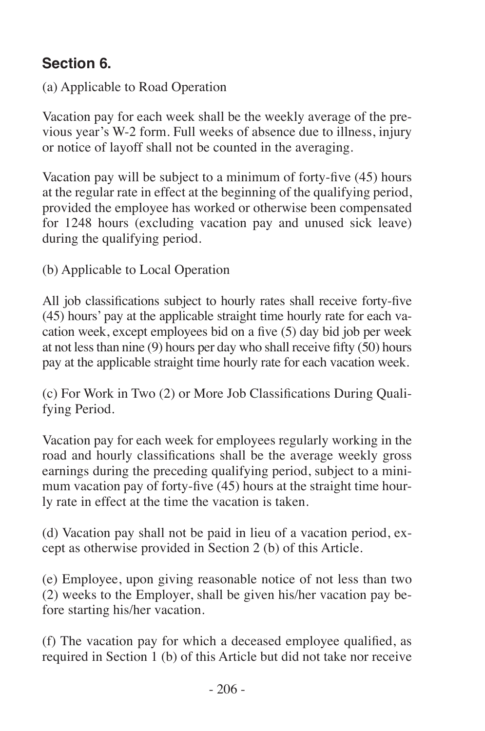## Section 6.

(a) Applicable to Road Operation

Vacation pay for each week shall be the weekly average of the previous year's W-2 form. Full weeks of absence due to illness, injury or notice of layoff shall not be counted in the averaging.

Vacation pay will be subject to a minimum of forty-five (45) hours at the regular rate in effect at the beginning of the qualifying period, provided the employee has worked or otherwise been compensated for 1248 hours (excluding vacation pay and unused sick leave) during the qualifying period.

(b) Applicable to Local Operation

All job classifications subject to hourly rates shall receive forty-five (45) hours' pay at the applicable straight time hourly rate for each vacation week, except employees bid on a five (5) day bid job per week at not less than nine (9) hours per day who shall receive fifty (50) hours pay at the applicable straight time hourly rate for each vacation week.

(c) For Work in Two (2) or More Job Classifications During Qualifying Period.

Vacation pay for each week for employees regularly working in the road and hourly classifications shall be the average weekly gross earnings during the preceding qualifying period, subject to a minimum vacation pay of forty-five (45) hours at the straight time hourly rate in effect at the time the vacation is taken.

(d) Vacation pay shall not be paid in lieu of a vacation period, except as otherwise provided in Section 2 (b) of this Article.

(e) Employee, upon giving reasonable notice of not less than two (2) weeks to the Employer, shall be given his/her vacation pay before starting his/her vacation.

(f) The vacation pay for which a deceased employee qualified, as required in Section 1 (b) of this Article but did not take nor receive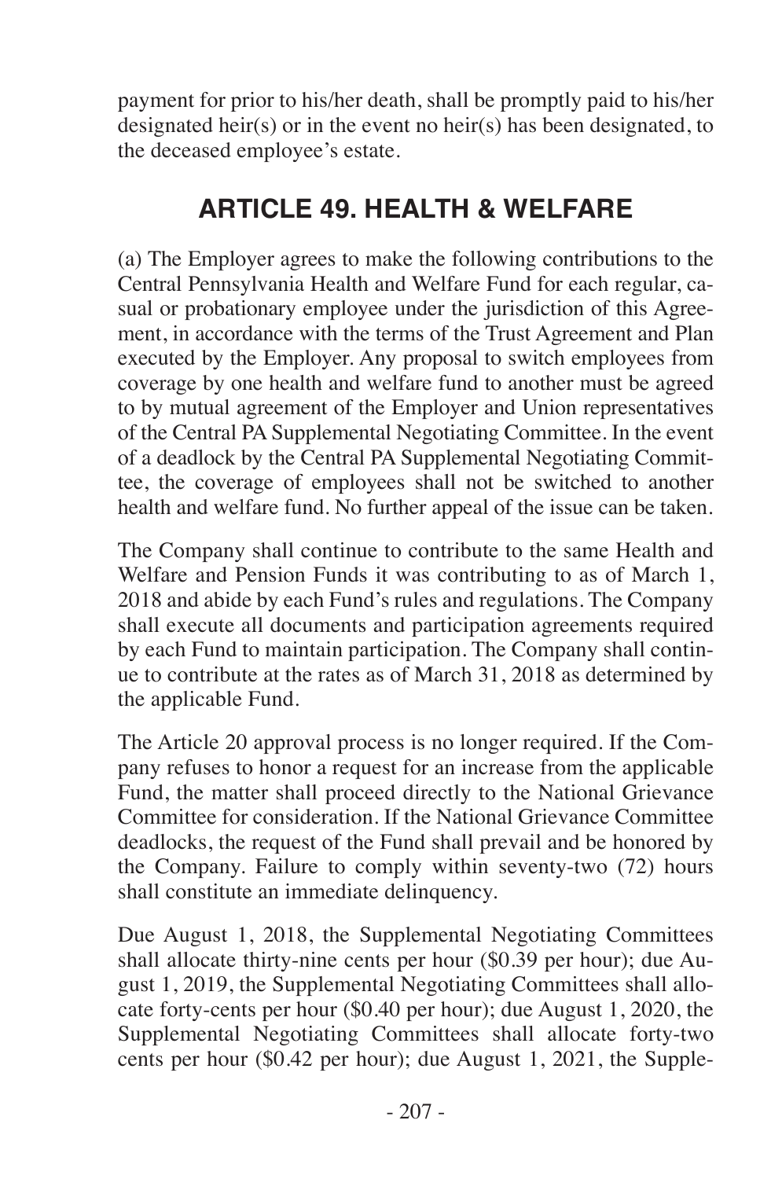payment for prior to his/her death, shall be promptly paid to his/her designated heir(s) or in the event no heir(s) has been designated, to the deceased employee's estate.

## ARTICLE 49. HEALTH & WELFARE

(a) The Employer agrees to make the following contributions to the Central Pennsylvania Health and Welfare Fund for each regular, casual or probationary employee under the jurisdiction of this Agreement, in accordance with the terms of the Trust Agreement and Plan executed by the Employer. Any proposal to switch employees from coverage by one health and welfare fund to another must be agreed to by mutual agreement of the Employer and Union representatives of the Central PA Supplemental Negotiating Committee. In the event of a deadlock by the Central PA Supplemental Negotiating Committee, the coverage of employees shall not be switched to another health and welfare fund. No further appeal of the issue can be taken.

The Company shall continue to contribute to the same Health and Welfare and Pension Funds it was contributing to as of March 1, 2018 and abide by each Fund's rules and regulations. The Company shall execute all documents and participation agreements required by each Fund to maintain participation. The Company shall continue to contribute at the rates as of March 31, 2018 as determined by the applicable Fund.

The Article 20 approval process is no longer required. If the Company refuses to honor a request for an increase from the applicable Fund, the matter shall proceed directly to the National Grievance Committee for consideration. If the National Grievance Committee deadlocks, the request of the Fund shall prevail and be honored by the Company. Failure to comply within seventy-two (72) hours shall constitute an immediate delinquency.

Due August 1, 2018, the Supplemental Negotiating Committees shall allocate thirty-nine cents per hour ($0.39 per hour); due August 1, 2019, the Supplemental Negotiating Committees shall allocate forty-cents per hour ($0.40 per hour); due August 1, 2020, the Supplemental Negotiating Committees shall allocate forty-two cents per hour ($0.42 per hour); due August 1, 2021, the Supple-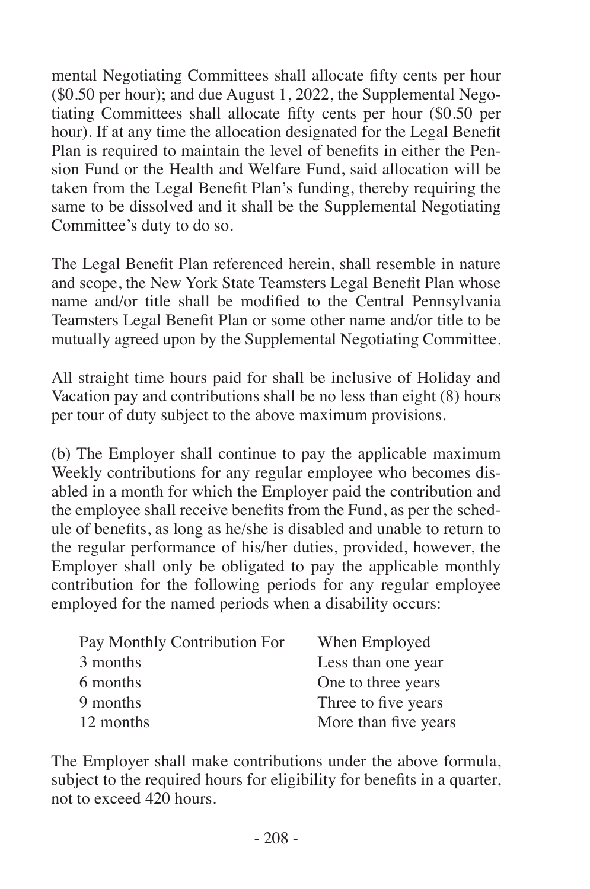mental Negotiating Committees shall allocate fifty cents per hour ($0.50 per hour); and due August 1, 2022, the Supplemental Negotiating Committees shall allocate fifty cents per hour ($0.50 per hour). If at any time the allocation designated for the Legal Benefit Plan is required to maintain the level of benefits in either the Pension Fund or the Health and Welfare Fund, said allocation will be taken from the Legal Benefit Plan's funding, thereby requiring the same to be dissolved and it shall be the Supplemental Negotiating Committee's duty to do so.

The Legal Benefit Plan referenced herein, shall resemble in nature and scope, the New York State Teamsters Legal Benefit Plan whose name and/or title shall be modified to the Central Pennsylvania Teamsters Legal Benefit Plan or some other name and/or title to be mutually agreed upon by the Supplemental Negotiating Committee.

All straight time hours paid for shall be inclusive of Holiday and Vacation pay and contributions shall be no less than eight (8) hours per tour of duty subject to the above maximum provisions.

(b) The Employer shall continue to pay the applicable maximum Weekly contributions for any regular employee who becomes disabled in a month for which the Employer paid the contribution and the employee shall receive benefits from the Fund, as per the schedule of benefits, as long as he/she is disabled and unable to return to the regular performance of his/her duties, provided, however, the Employer shall only be obligated to pay the applicable monthly contribution for the following periods for any regular employee employed for the named periods when a disability occurs:

| Pay Monthly Contribution For | When Employed |
|---|---|
| 3 months | Less than one year |
| 6 months | One to three years |
| 9 months | Three to five years |
| 12 months | More than five years |

The Employer shall make contributions under the above formula, subject to the required hours for eligibility for benefits in a quarter, not to exceed 420 hours.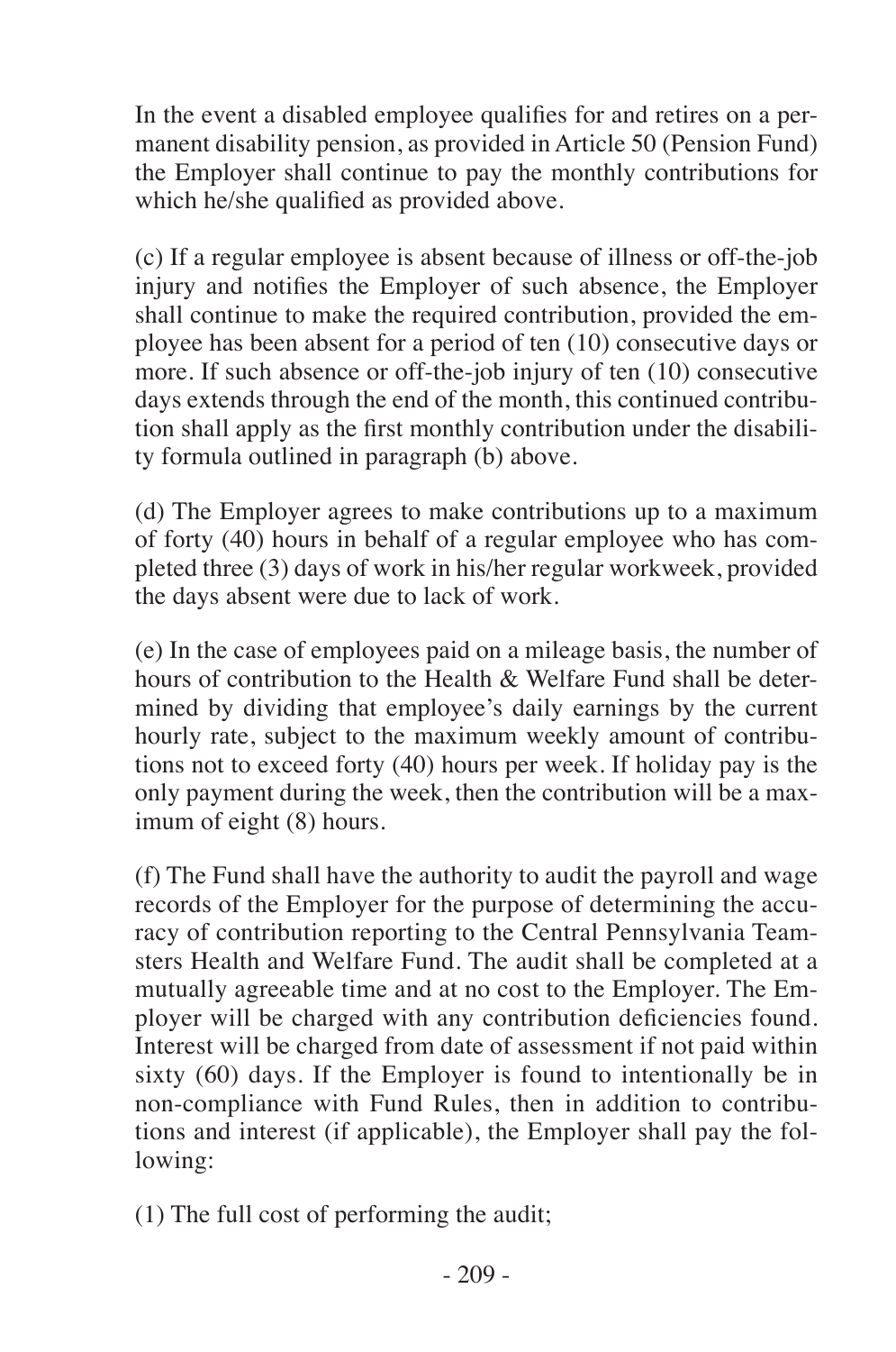In the event a disabled employee qualifies for and retires on a permanent disability pension, as provided in Article 50 (Pension Fund) the Employer shall continue to pay the monthly contributions for which he/she qualified as provided above.

(c) If a regular employee is absent because of illness or off-the-job injury and notifies the Employer of such absence, the Employer shall continue to make the required contribution, provided the employee has been absent for a period of ten (10) consecutive days or more. If such absence or off-the-job injury of ten (10) consecutive days extends through the end of the month, this continued contribution shall apply as the first monthly contribution under the disability formula outlined in paragraph (b) above.

(d) The Employer agrees to make contributions up to a maximum of forty (40) hours in behalf of a regular employee who has completed three (3) days of work in his/her regular workweek, provided the days absent were due to lack of work.

(e) In the case of employees paid on a mileage basis, the number of hours of contribution to the Health & Welfare Fund shall be determined by dividing that employee's daily earnings by the current hourly rate, subject to the maximum weekly amount of contributions not to exceed forty (40) hours per week. If holiday pay is the only payment during the week, then the contribution will be a maximum of eight (8) hours.

(f) The Fund shall have the authority to audit the payroll and wage records of the Employer for the purpose of determining the accuracy of contribution reporting to the Central Pennsylvania Teamsters Health and Welfare Fund. The audit shall be completed at a mutually agreeable time and at no cost to the Employer. The Employer will be charged with any contribution deficiencies found. Interest will be charged from date of assessment if not paid within sixty (60) days. If the Employer is found to intentionally be in non-compliance with Fund Rules, then in addition to contributions and interest (if applicable), the Employer shall pay the following:

(1) The full cost of performing the audit;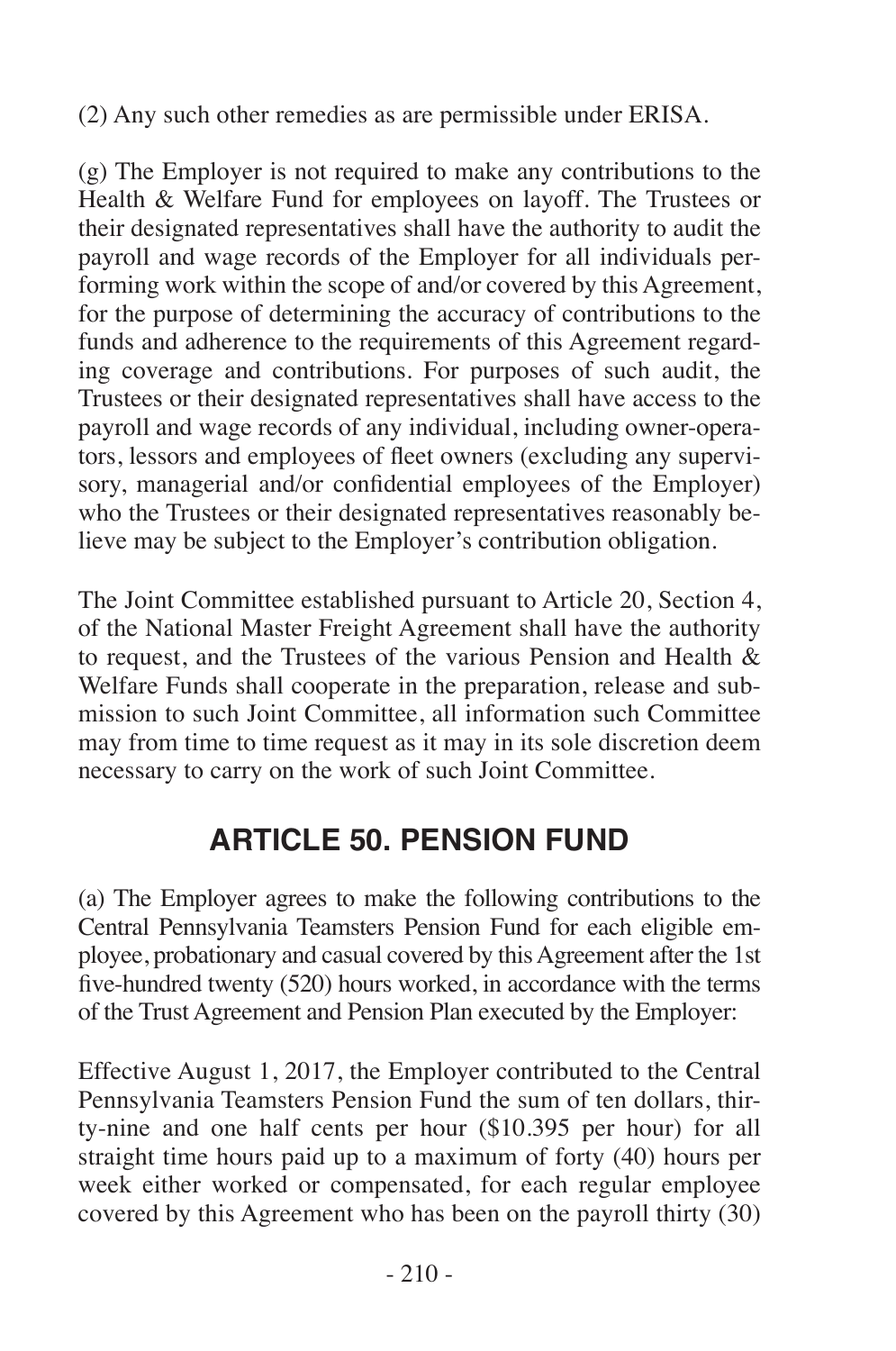(2) Any such other remedies as are permissible under ERISA.

(g) The Employer is not required to make any contributions to the Health & Welfare Fund for employees on layoff. The Trustees or their designated representatives shall have the authority to audit the payroll and wage records of the Employer for all individuals performing work within the scope of and/or covered by this Agreement, for the purpose of determining the accuracy of contributions to the funds and adherence to the requirements of this Agreement regarding coverage and contributions. For purposes of such audit, the Trustees or their designated representatives shall have access to the payroll and wage records of any individual, including owner-operators, lessors and employees of fleet owners (excluding any supervisory, managerial and/or confidential employees of the Employer) who the Trustees or their designated representatives reasonably believe may be subject to the Employer's contribution obligation.

The Joint Committee established pursuant to Article 20, Section 4, of the National Master Freight Agreement shall have the authority to request, and the Trustees of the various Pension and Health & Welfare Funds shall cooperate in the preparation, release and submission to such Joint Committee, all information such Committee may from time to time request as it may in its sole discretion deem necessary to carry on the work of such Joint Committee.

## ARTICLE 50. PENSION FUND

(a) The Employer agrees to make the following contributions to the Central Pennsylvania Teamsters Pension Fund for each eligible employee, probationary and casual covered by this Agreement after the 1st five-hundred twenty (520) hours worked, in accordance with the terms of the Trust Agreement and Pension Plan executed by the Employer:

Effective August 1, 2017, the Employer contributed to the Central Pennsylvania Teamsters Pension Fund the sum of ten dollars, thirty-nine and one half cents per hour ($10.395 per hour) for all straight time hours paid up to a maximum of forty (40) hours per week either worked or compensated, for each regular employee covered by this Agreement who has been on the payroll thirty (30)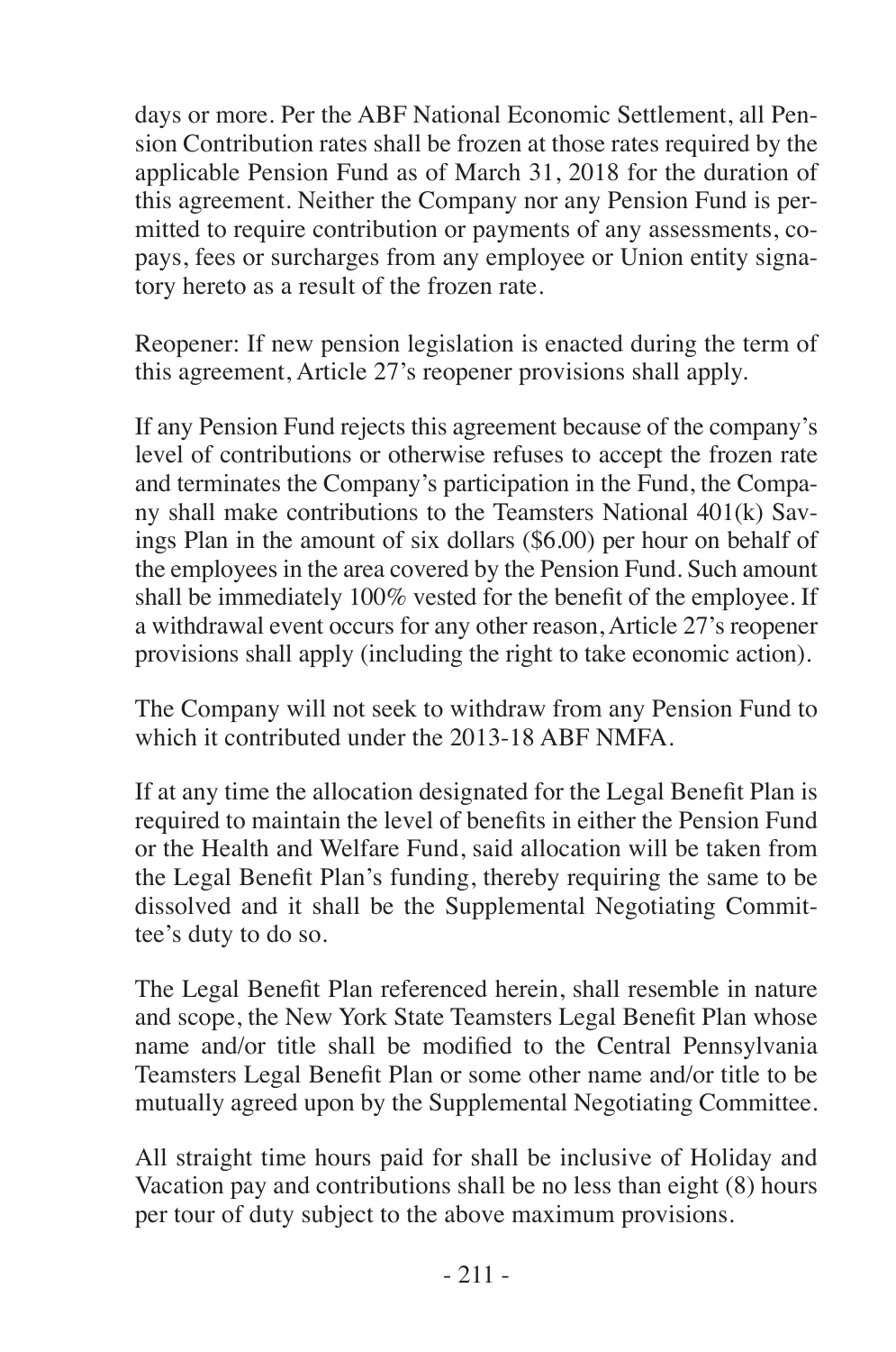days or more. Per the ABF National Economic Settlement, all Pension Contribution rates shall be frozen at those rates required by the applicable Pension Fund as of March 31, 2018 for the duration of this agreement. Neither the Company nor any Pension Fund is permitted to require contribution or payments of any assessments, copays, fees or surcharges from any employee or Union entity signatory hereto as a result of the frozen rate.

Reopener: If new pension legislation is enacted during the term of this agreement, Article 27's reopener provisions shall apply.

If any Pension Fund rejects this agreement because of the company's level of contributions or otherwise refuses to accept the frozen rate and terminates the Company's participation in the Fund, the Company shall make contributions to the Teamsters National 401(k) Savings Plan in the amount of six dollars ($6.00) per hour on behalf of the employees in the area covered by the Pension Fund. Such amount shall be immediately 100% vested for the benefit of the employee. If a withdrawal event occurs for any other reason, Article 27's reopener provisions shall apply (including the right to take economic action).

The Company will not seek to withdraw from any Pension Fund to which it contributed under the 2013-18 ABF NMFA.

If at any time the allocation designated for the Legal Benefit Plan is required to maintain the level of benefits in either the Pension Fund or the Health and Welfare Fund, said allocation will be taken from the Legal Benefit Plan's funding, thereby requiring the same to be dissolved and it shall be the Supplemental Negotiating Committee's duty to do so.

The Legal Benefit Plan referenced herein, shall resemble in nature and scope, the New York State Teamsters Legal Benefit Plan whose name and/or title shall be modified to the Central Pennsylvania Teamsters Legal Benefit Plan or some other name and/or title to be mutually agreed upon by the Supplemental Negotiating Committee.

All straight time hours paid for shall be inclusive of Holiday and Vacation pay and contributions shall be no less than eight (8) hours per tour of duty subject to the above maximum provisions.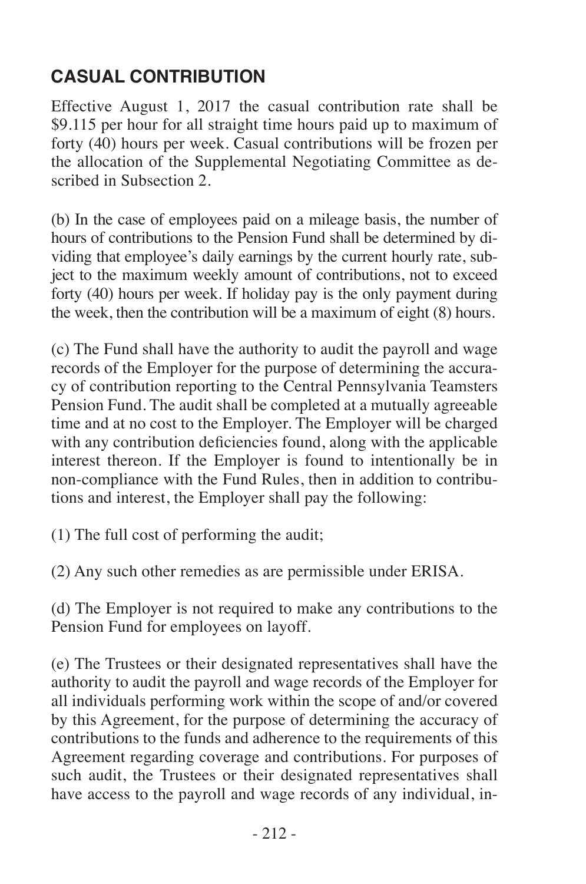## CASUAL CONTRIBUTION

Effective August 1, 2017 the casual contribution rate shall be $9.115 per hour for all straight time hours paid up to maximum of forty (40) hours per week. Casual contributions will be frozen per the allocation of the Supplemental Negotiating Committee as described in Subsection 2.

(b) In the case of employees paid on a mileage basis, the number of hours of contributions to the Pension Fund shall be determined by dividing that employee's daily earnings by the current hourly rate, subject to the maximum weekly amount of contributions, not to exceed forty (40) hours per week. If holiday pay is the only payment during the week, then the contribution will be a maximum of eight (8) hours.

(c) The Fund shall have the authority to audit the payroll and wage records of the Employer for the purpose of determining the accuracy of contribution reporting to the Central Pennsylvania Teamsters Pension Fund. The audit shall be completed at a mutually agreeable time and at no cost to the Employer. The Employer will be charged with any contribution deficiencies found, along with the applicable interest thereon. If the Employer is found to intentionally be in non-compliance with the Fund Rules, then in addition to contributions and interest, the Employer shall pay the following:

(1) The full cost of performing the audit;

(2) Any such other remedies as are permissible under ERISA.

(d) The Employer is not required to make any contributions to the Pension Fund for employees on layoff.

(e) The Trustees or their designated representatives shall have the authority to audit the payroll and wage records of the Employer for all individuals performing work within the scope of and/or covered by this Agreement, for the purpose of determining the accuracy of contributions to the funds and adherence to the requirements of this Agreement regarding coverage and contributions. For purposes of such audit, the Trustees or their designated representatives shall have access to the payroll and wage records of any individual, in-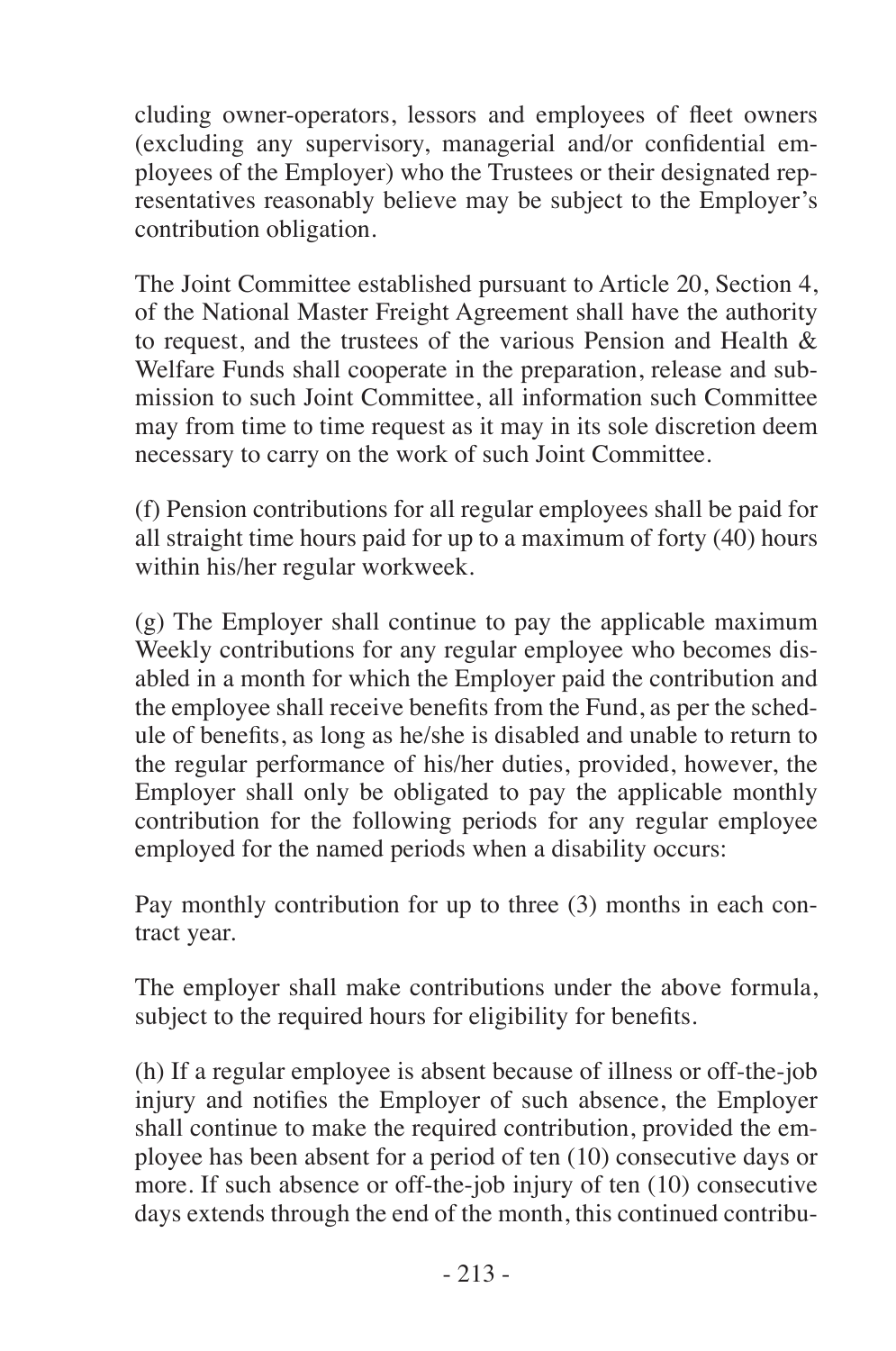cluding owner-operators, lessors and employees of fleet owners (excluding any supervisory, managerial and/or confidential employees of the Employer) who the Trustees or their designated representatives reasonably believe may be subject to the Employer's contribution obligation.

The Joint Committee established pursuant to Article 20, Section 4, of the National Master Freight Agreement shall have the authority to request, and the trustees of the various Pension and Health & Welfare Funds shall cooperate in the preparation, release and submission to such Joint Committee, all information such Committee may from time to time request as it may in its sole discretion deem necessary to carry on the work of such Joint Committee.

(f) Pension contributions for all regular employees shall be paid for all straight time hours paid for up to a maximum of forty (40) hours within his/her regular workweek.

(g) The Employer shall continue to pay the applicable maximum Weekly contributions for any regular employee who becomes disabled in a month for which the Employer paid the contribution and the employee shall receive benefits from the Fund, as per the schedule of benefits, as long as he/she is disabled and unable to return to the regular performance of his/her duties, provided, however, the Employer shall only be obligated to pay the applicable monthly contribution for the following periods for any regular employee employed for the named periods when a disability occurs:

Pay monthly contribution for up to three (3) months in each contract year.

The employer shall make contributions under the above formula, subject to the required hours for eligibility for benefits.

(h) If a regular employee is absent because of illness or off-the-job injury and notifies the Employer of such absence, the Employer shall continue to make the required contribution, provided the employee has been absent for a period of ten (10) consecutive days or more. If such absence or off-the-job injury of ten (10) consecutive days extends through the end of the month, this continued contribu-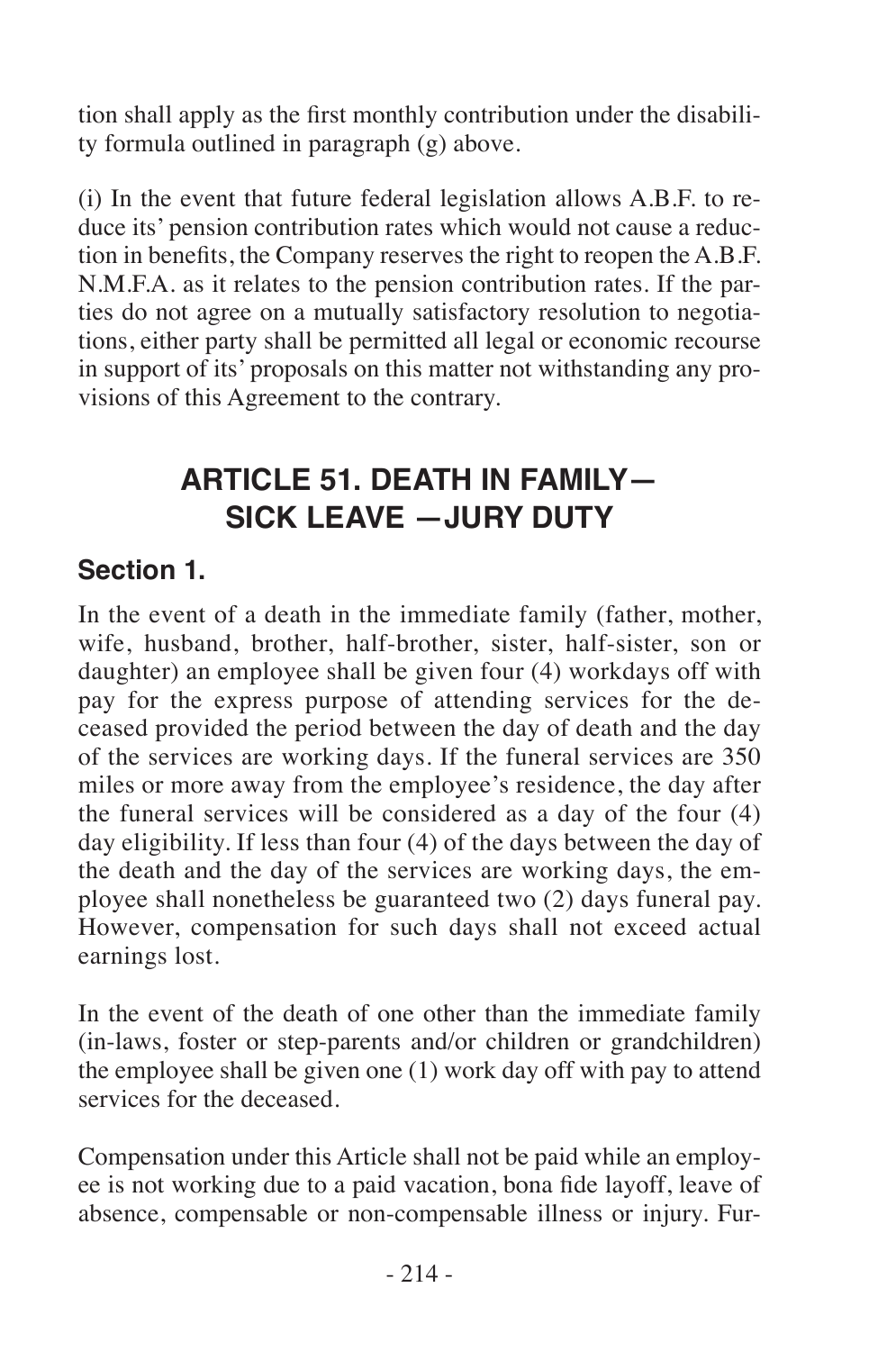tion shall apply as the first monthly contribution under the disability formula outlined in paragraph (g) above.

(i) In the event that future federal legislation allows A.B.F. to reduce its' pension contribution rates which would not cause a reduction in benefits, the Company reserves the right to reopen the A.B.F. N.M.F.A. as it relates to the pension contribution rates. If the parties do not agree on a mutually satisfactory resolution to negotiations, either party shall be permitted all legal or economic recourse in support of its' proposals on this matter not withstanding any provisions of this Agreement to the contrary.

## ARTICLE 51. DEATH IN FAMILY— SICK LEAVE —JURY DUTY

### Section 1.

In the event of a death in the immediate family (father, mother, wife, husband, brother, half-brother, sister, half-sister, son or daughter) an employee shall be given four (4) workdays off with pay for the express purpose of attending services for the deceased provided the period between the day of death and the day of the services are working days. If the funeral services are 350 miles or more away from the employee's residence, the day after the funeral services will be considered as a day of the four (4) day eligibility. If less than four (4) of the days between the day of the death and the day of the services are working days, the employee shall nonetheless be guaranteed two (2) days funeral pay. However, compensation for such days shall not exceed actual earnings lost.

In the event of the death of one other than the immediate family (in-laws, foster or step-parents and/or children or grandchildren) the employee shall be given one (1) work day off with pay to attend services for the deceased.

Compensation under this Article shall not be paid while an employee is not working due to a paid vacation, bona fide layoff, leave of absence, compensable or non-compensable illness or injury. Fur-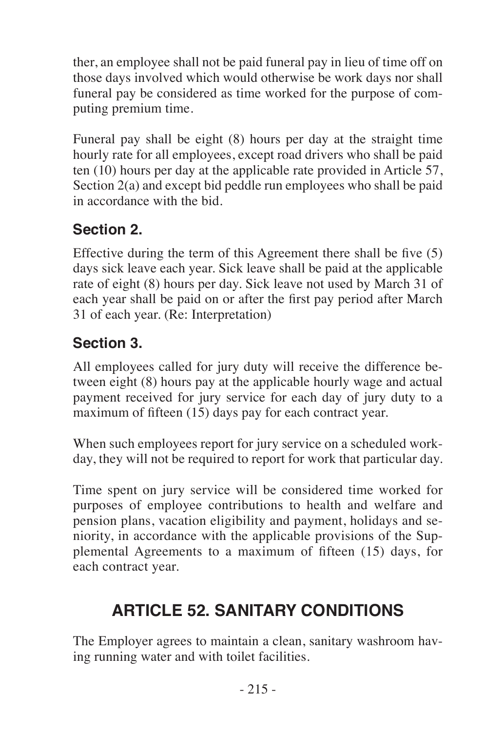ther, an employee shall not be paid funeral pay in lieu of time off on those days involved which would otherwise be work days nor shall funeral pay be considered as time worked for the purpose of computing premium time.

Funeral pay shall be eight (8) hours per day at the straight time hourly rate for all employees, except road drivers who shall be paid ten (10) hours per day at the applicable rate provided in Article 57, Section 2(a) and except bid peddle run employees who shall be paid in accordance with the bid.

### Section 2.

Effective during the term of this Agreement there shall be five (5) days sick leave each year. Sick leave shall be paid at the applicable rate of eight (8) hours per day. Sick leave not used by March 31 of each year shall be paid on or after the first pay period after March 31 of each year. (Re: Interpretation)

### Section 3.

All employees called for jury duty will receive the difference between eight (8) hours pay at the applicable hourly wage and actual payment received for jury service for each day of jury duty to a maximum of fifteen (15) days pay for each contract year.

When such employees report for jury service on a scheduled workday, they will not be required to report for work that particular day.

Time spent on jury service will be considered time worked for purposes of employee contributions to health and welfare and pension plans, vacation eligibility and payment, holidays and seniority, in accordance with the applicable provisions of the Supplemental Agreements to a maximum of fifteen (15) days, for each contract year.

## ARTICLE 52. SANITARY CONDITIONS

The Employer agrees to maintain a clean, sanitary washroom having running water and with toilet facilities.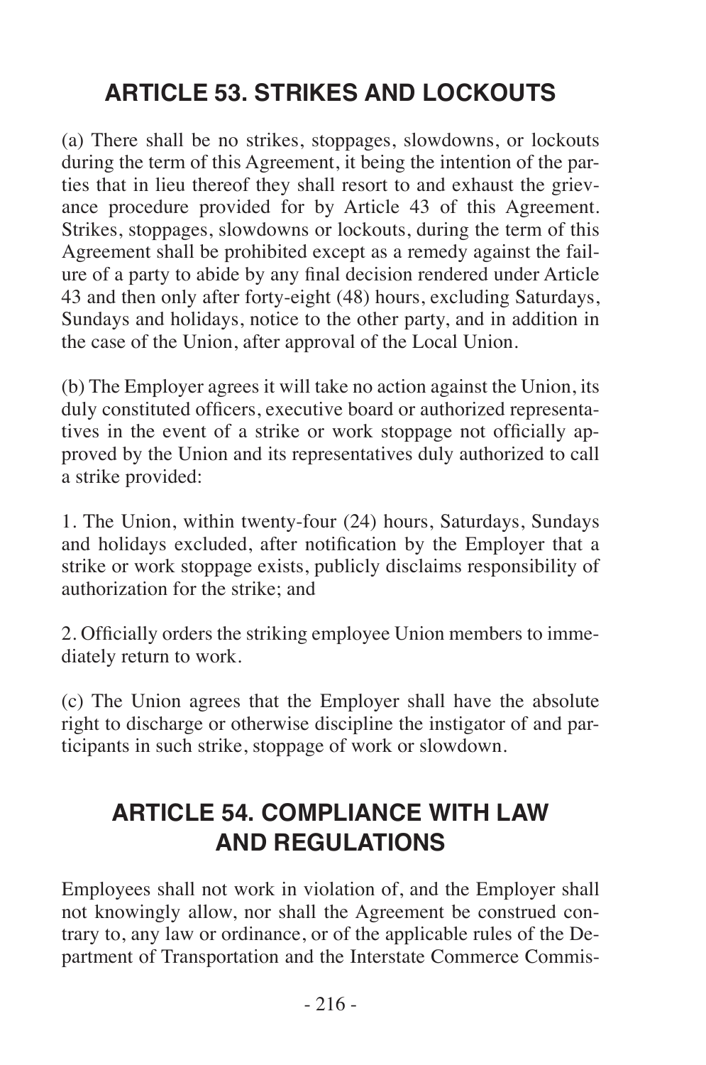## ARTICLE 53. STRIKES AND LOCKOUTS

(a) There shall be no strikes, stoppages, slowdowns, or lockouts during the term of this Agreement, it being the intention of the parties that in lieu thereof they shall resort to and exhaust the grievance procedure provided for by Article 43 of this Agreement. Strikes, stoppages, slowdowns or lockouts, during the term of this Agreement shall be prohibited except as a remedy against the failure of a party to abide by any final decision rendered under Article 43 and then only after forty-eight (48) hours, excluding Saturdays, Sundays and holidays, notice to the other party, and in addition in the case of the Union, after approval of the Local Union.

(b) The Employer agrees it will take no action against the Union, its duly constituted officers, executive board or authorized representatives in the event of a strike or work stoppage not officially approved by the Union and its representatives duly authorized to call a strike provided:

1. The Union, within twenty-four (24) hours, Saturdays, Sundays and holidays excluded, after notification by the Employer that a strike or work stoppage exists, publicly disclaims responsibility of authorization for the strike; and

2. Officially orders the striking employee Union members to immediately return to work.

(c) The Union agrees that the Employer shall have the absolute right to discharge or otherwise discipline the instigator of and participants in such strike, stoppage of work or slowdown.

## ARTICLE 54. COMPLIANCE WITH LAW AND REGULATIONS

Employees shall not work in violation of, and the Employer shall not knowingly allow, nor shall the Agreement be construed contrary to, any law or ordinance, or of the applicable rules of the Department of Transportation and the Interstate Commerce Commis-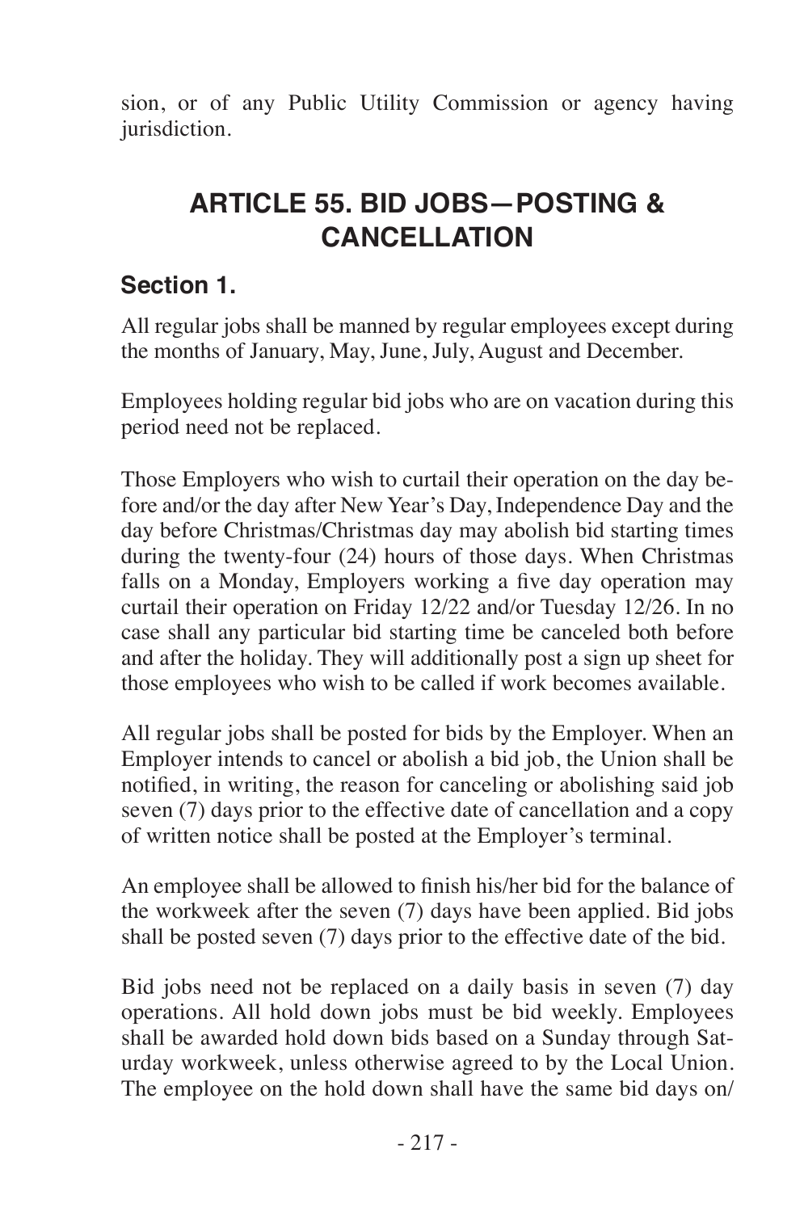sion, or of any Public Utility Commission or agency having jurisdiction.

## ARTICLE 55. BID JOBS—POSTING & CANCELLATION

### Section 1.

All regular jobs shall be manned by regular employees except during the months of January, May, June, July, August and December.

Employees holding regular bid jobs who are on vacation during this period need not be replaced.

Those Employers who wish to curtail their operation on the day before and/or the day after New Year's Day, Independence Day and the day before Christmas/Christmas day may abolish bid starting times during the twenty-four (24) hours of those days. When Christmas falls on a Monday, Employers working a five day operation may curtail their operation on Friday 12/22 and/or Tuesday 12/26. In no case shall any particular bid starting time be canceled both before and after the holiday. They will additionally post a sign up sheet for those employees who wish to be called if work becomes available.

All regular jobs shall be posted for bids by the Employer. When an Employer intends to cancel or abolish a bid job, the Union shall be notified, in writing, the reason for canceling or abolishing said job seven (7) days prior to the effective date of cancellation and a copy of written notice shall be posted at the Employer's terminal.

An employee shall be allowed to finish his/her bid for the balance of the workweek after the seven (7) days have been applied. Bid jobs shall be posted seven (7) days prior to the effective date of the bid.

Bid jobs need not be replaced on a daily basis in seven (7) day operations. All hold down jobs must be bid weekly. Employees shall be awarded hold down bids based on a Sunday through Saturday workweek, unless otherwise agreed to by the Local Union. The employee on the hold down shall have the same bid days on/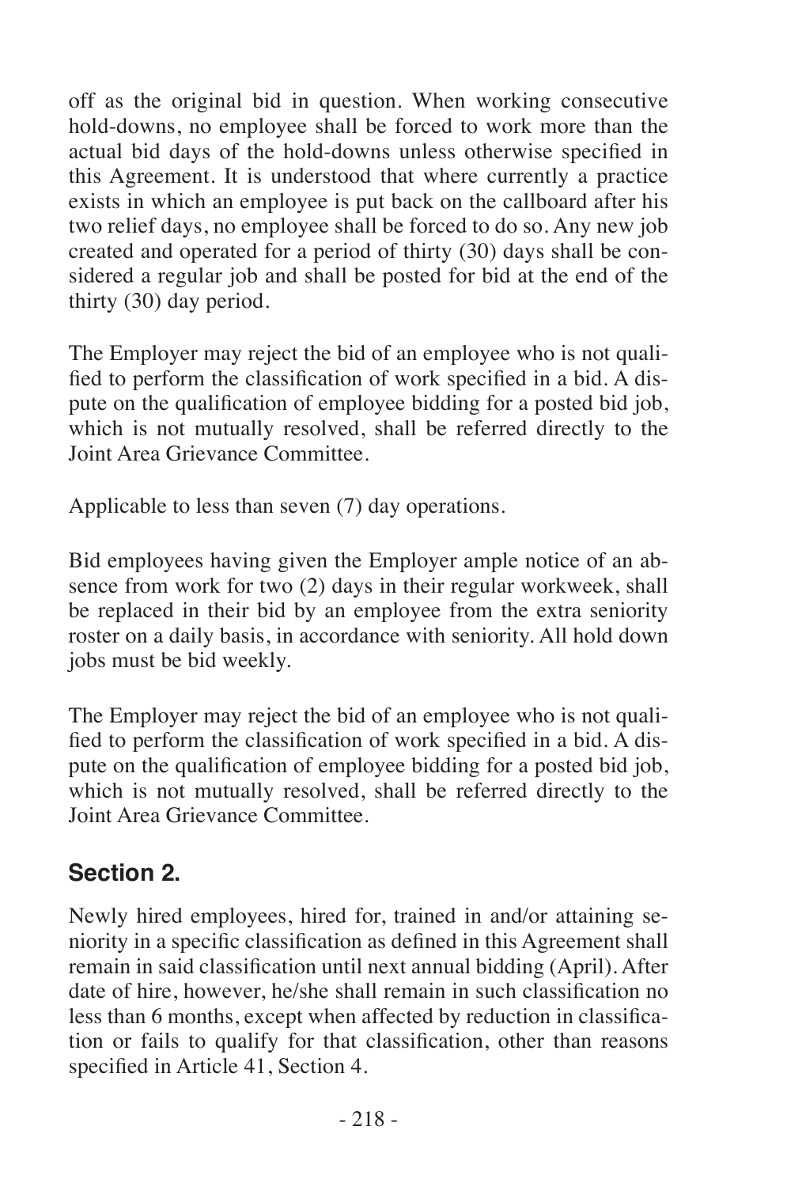off as the original bid in question. When working consecutive hold-downs, no employee shall be forced to work more than the actual bid days of the hold-downs unless otherwise specified in this Agreement. It is understood that where currently a practice exists in which an employee is put back on the callboard after his two relief days, no employee shall be forced to do so. Any new job created and operated for a period of thirty (30) days shall be considered a regular job and shall be posted for bid at the end of the thirty (30) day period.

The Employer may reject the bid of an employee who is not qualified to perform the classification of work specified in a bid. A dispute on the qualification of employee bidding for a posted bid job, which is not mutually resolved, shall be referred directly to the Joint Area Grievance Committee.

Applicable to less than seven (7) day operations.

Bid employees having given the Employer ample notice of an absence from work for two (2) days in their regular workweek, shall be replaced in their bid by an employee from the extra seniority roster on a daily basis, in accordance with seniority. All hold down jobs must be bid weekly.

The Employer may reject the bid of an employee who is not qualified to perform the classification of work specified in a bid. A dispute on the qualification of employee bidding for a posted bid job, which is not mutually resolved, shall be referred directly to the Joint Area Grievance Committee.

## Section 2.

Newly hired employees, hired for, trained in and/or attaining seniority in a specific classification as defined in this Agreement shall remain in said classification until next annual bidding (April). After date of hire, however, he/she shall remain in such classification no less than 6 months, except when affected by reduction in classification or fails to qualify for that classification, other than reasons specified in Article 41, Section 4.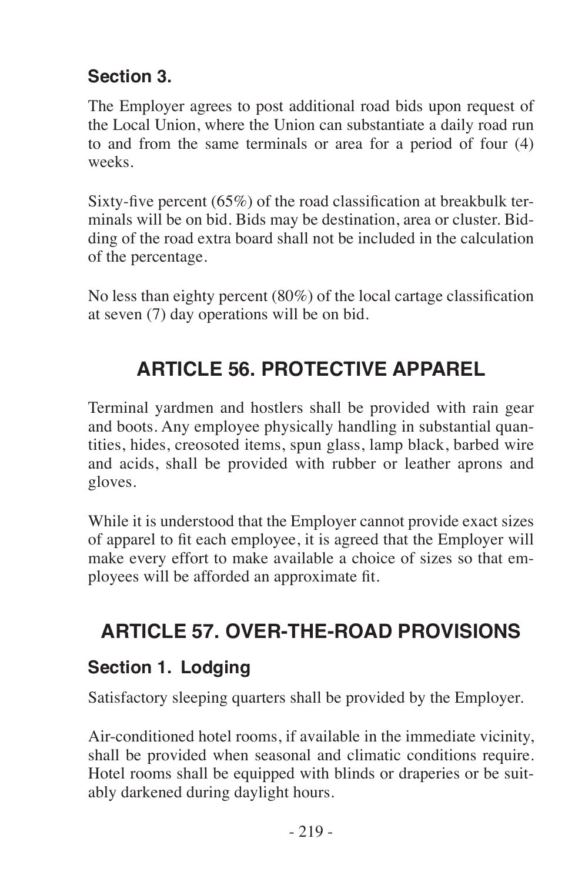### Section 3.

The Employer agrees to post additional road bids upon request of the Local Union, where the Union can substantiate a daily road run to and from the same terminals or area for a period of four (4) weeks.

Sixty-five percent (65%) of the road classification at breakbulk terminals will be on bid. Bids may be destination, area or cluster. Bidding of the road extra board shall not be included in the calculation of the percentage.

No less than eighty percent (80%) of the local cartage classification at seven (7) day operations will be on bid.

## ARTICLE 56. PROTECTIVE APPAREL

Terminal yardmen and hostlers shall be provided with rain gear and boots. Any employee physically handling in substantial quantities, hides, creosoted items, spun glass, lamp black, barbed wire and acids, shall be provided with rubber or leather aprons and gloves.

While it is understood that the Employer cannot provide exact sizes of apparel to fit each employee, it is agreed that the Employer will make every effort to make available a choice of sizes so that employees will be afforded an approximate fit.

## ARTICLE 57. OVER-THE-ROAD PROVISIONS

### Section 1. Lodging

Satisfactory sleeping quarters shall be provided by the Employer.

Air-conditioned hotel rooms, if available in the immediate vicinity, shall be provided when seasonal and climatic conditions require. Hotel rooms shall be equipped with blinds or draperies or be suitably darkened during daylight hours.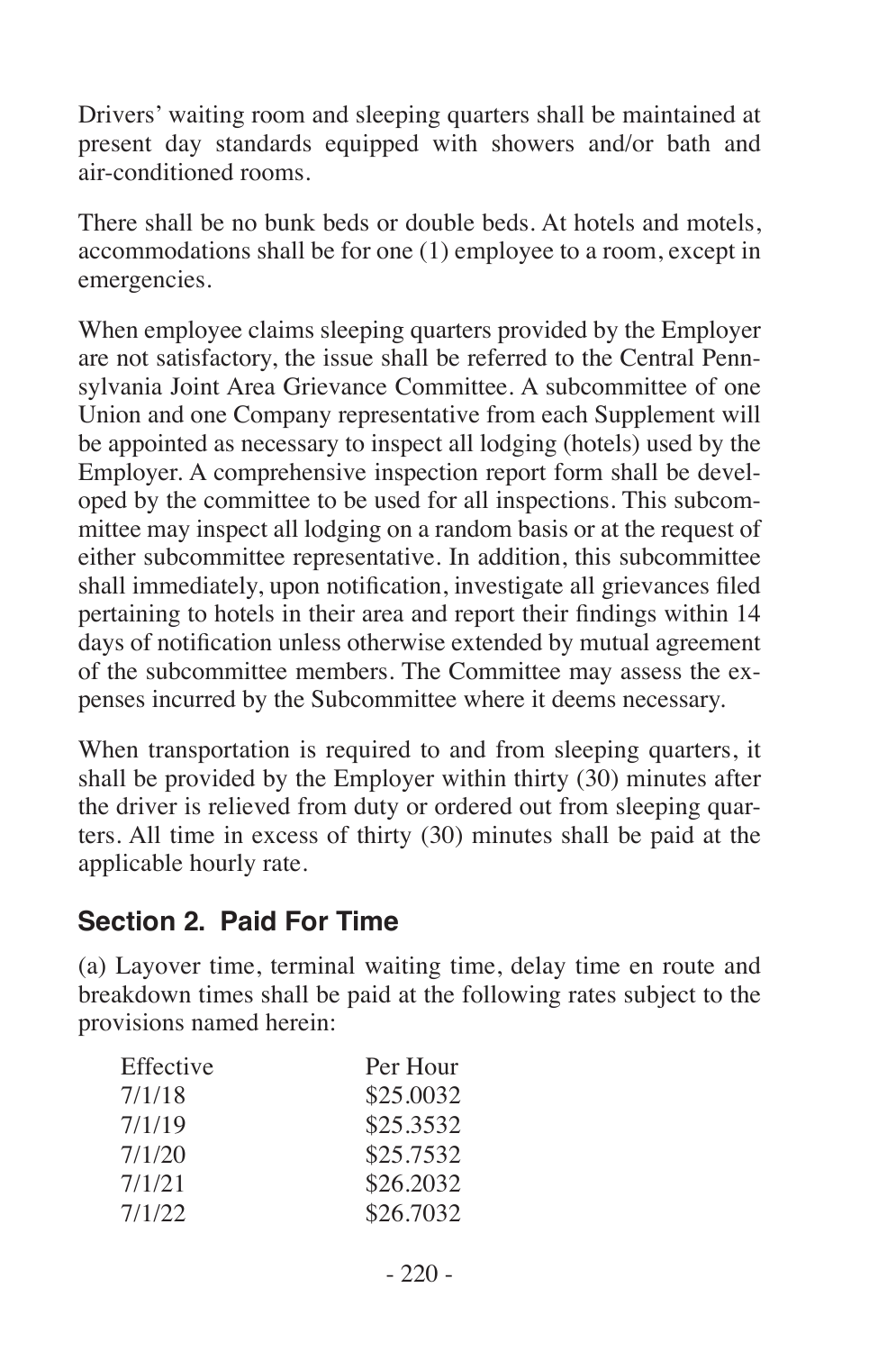Drivers' waiting room and sleeping quarters shall be maintained at present day standards equipped with showers and/or bath and air-conditioned rooms.

There shall be no bunk beds or double beds. At hotels and motels, accommodations shall be for one (1) employee to a room, except in emergencies.

When employee claims sleeping quarters provided by the Employer are not satisfactory, the issue shall be referred to the Central Pennsylvania Joint Area Grievance Committee. A subcommittee of one Union and one Company representative from each Supplement will be appointed as necessary to inspect all lodging (hotels) used by the Employer. A comprehensive inspection report form shall be developed by the committee to be used for all inspections. This subcommittee may inspect all lodging on a random basis or at the request of either subcommittee representative. In addition, this subcommittee shall immediately, upon notification, investigate all grievances filed pertaining to hotels in their area and report their findings within 14 days of notification unless otherwise extended by mutual agreement of the subcommittee members. The Committee may assess the expenses incurred by the Subcommittee where it deems necessary.

When transportation is required to and from sleeping quarters, it shall be provided by the Employer within thirty (30) minutes after the driver is relieved from duty or ordered out from sleeping quarters. All time in excess of thirty (30) minutes shall be paid at the applicable hourly rate.

## Section 2. Paid For Time

(a) Layover time, terminal waiting time, delay time en route and breakdown times shall be paid at the following rates subject to the provisions named herein:

| Effective | Per Hour |
|---|---|
| 7/1/18 | $25.0032 |
| 7/1/19 | $25.3532 |
| 7/1/20 | $25.7532 |
| 7/1/21 | $26.2032 |
| 7/1/22 | $26.7032 |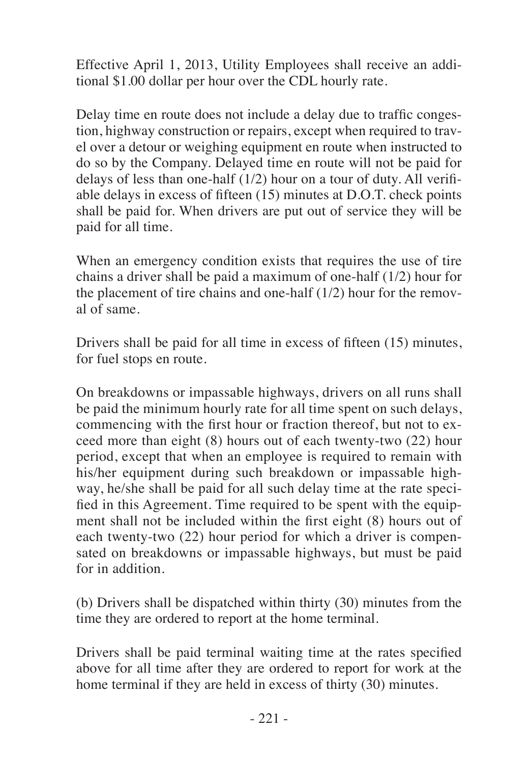Effective April 1, 2013, Utility Employees shall receive an additional $1.00 dollar per hour over the CDL hourly rate.

Delay time en route does not include a delay due to traffic congestion, highway construction or repairs, except when required to travel over a detour or weighing equipment en route when instructed to do so by the Company. Delayed time en route will not be paid for delays of less than one-half (1/2) hour on a tour of duty. All verifiable delays in excess of fifteen (15) minutes at D.O.T. check points shall be paid for. When drivers are put out of service they will be paid for all time.

When an emergency condition exists that requires the use of tire chains a driver shall be paid a maximum of one-half (1/2) hour for the placement of tire chains and one-half (1/2) hour for the removal of same.

Drivers shall be paid for all time in excess of fifteen (15) minutes, for fuel stops en route.

On breakdowns or impassable highways, drivers on all runs shall be paid the minimum hourly rate for all time spent on such delays, commencing with the first hour or fraction thereof, but not to exceed more than eight (8) hours out of each twenty-two (22) hour period, except that when an employee is required to remain with his/her equipment during such breakdown or impassable highway, he/she shall be paid for all such delay time at the rate specified in this Agreement. Time required to be spent with the equipment shall not be included within the first eight (8) hours out of each twenty-two (22) hour period for which a driver is compensated on breakdowns or impassable highways, but must be paid for in addition.

(b) Drivers shall be dispatched within thirty (30) minutes from the time they are ordered to report at the home terminal.

Drivers shall be paid terminal waiting time at the rates specified above for all time after they are ordered to report for work at the home terminal if they are held in excess of thirty (30) minutes.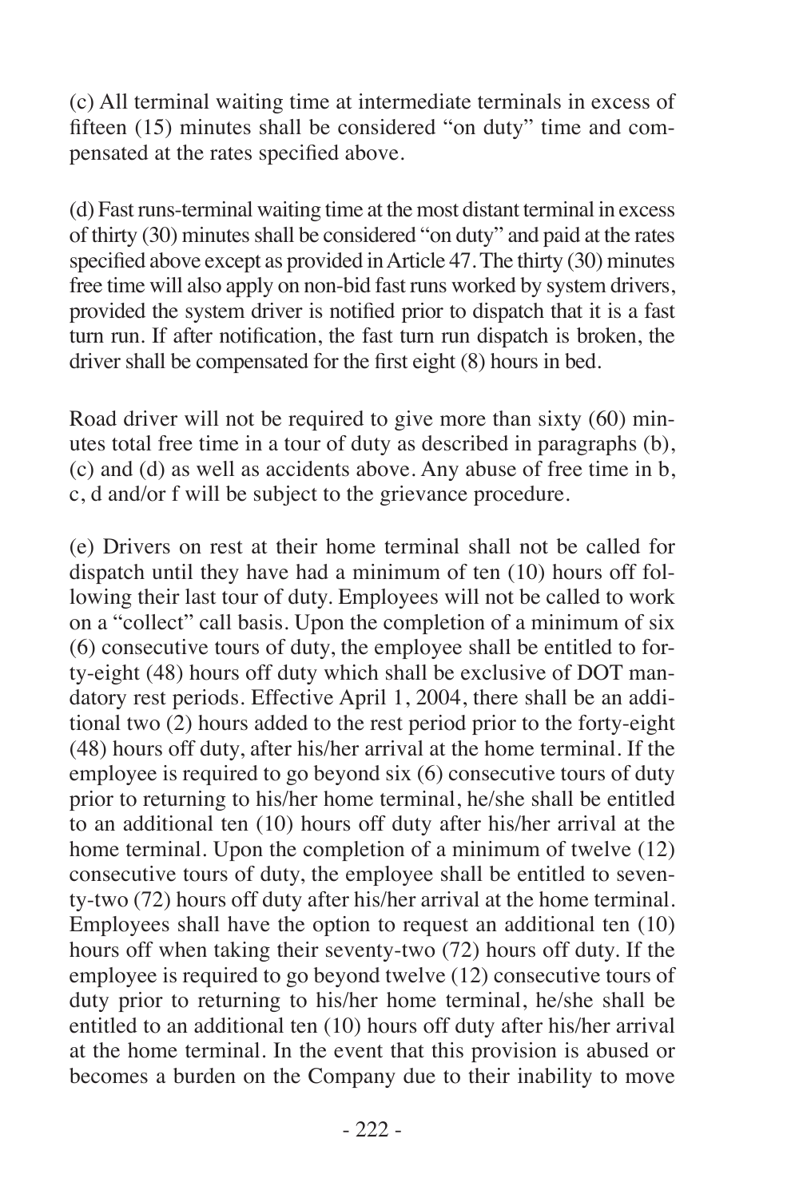(c) All terminal waiting time at intermediate terminals in excess of fifteen (15) minutes shall be considered "on duty" time and compensated at the rates specified above.

(d) Fast runs-terminal waiting time at the most distant terminal in excess of thirty (30) minutes shall be considered "on duty" and paid at the rates specified above except as provided in Article 47. The thirty (30) minutes free time will also apply on non-bid fast runs worked by system drivers, provided the system driver is notified prior to dispatch that it is a fast turn run. If after notification, the fast turn run dispatch is broken, the driver shall be compensated for the first eight (8) hours in bed.

Road driver will not be required to give more than sixty (60) minutes total free time in a tour of duty as described in paragraphs (b), (c) and (d) as well as accidents above. Any abuse of free time in b, c, d and/or f will be subject to the grievance procedure.

(e) Drivers on rest at their home terminal shall not be called for dispatch until they have had a minimum of ten (10) hours off following their last tour of duty. Employees will not be called to work on a "collect" call basis. Upon the completion of a minimum of six (6) consecutive tours of duty, the employee shall be entitled to forty-eight (48) hours off duty which shall be exclusive of DOT mandatory rest periods. Effective April 1, 2004, there shall be an additional two (2) hours added to the rest period prior to the forty-eight (48) hours off duty, after his/her arrival at the home terminal. If the employee is required to go beyond six (6) consecutive tours of duty prior to returning to his/her home terminal, he/she shall be entitled to an additional ten (10) hours off duty after his/her arrival at the home terminal. Upon the completion of a minimum of twelve (12) consecutive tours of duty, the employee shall be entitled to seventy-two (72) hours off duty after his/her arrival at the home terminal. Employees shall have the option to request an additional ten (10) hours off when taking their seventy-two (72) hours off duty. If the employee is required to go beyond twelve (12) consecutive tours of duty prior to returning to his/her home terminal, he/she shall be entitled to an additional ten (10) hours off duty after his/her arrival at the home terminal. In the event that this provision is abused or becomes a burden on the Company due to their inability to move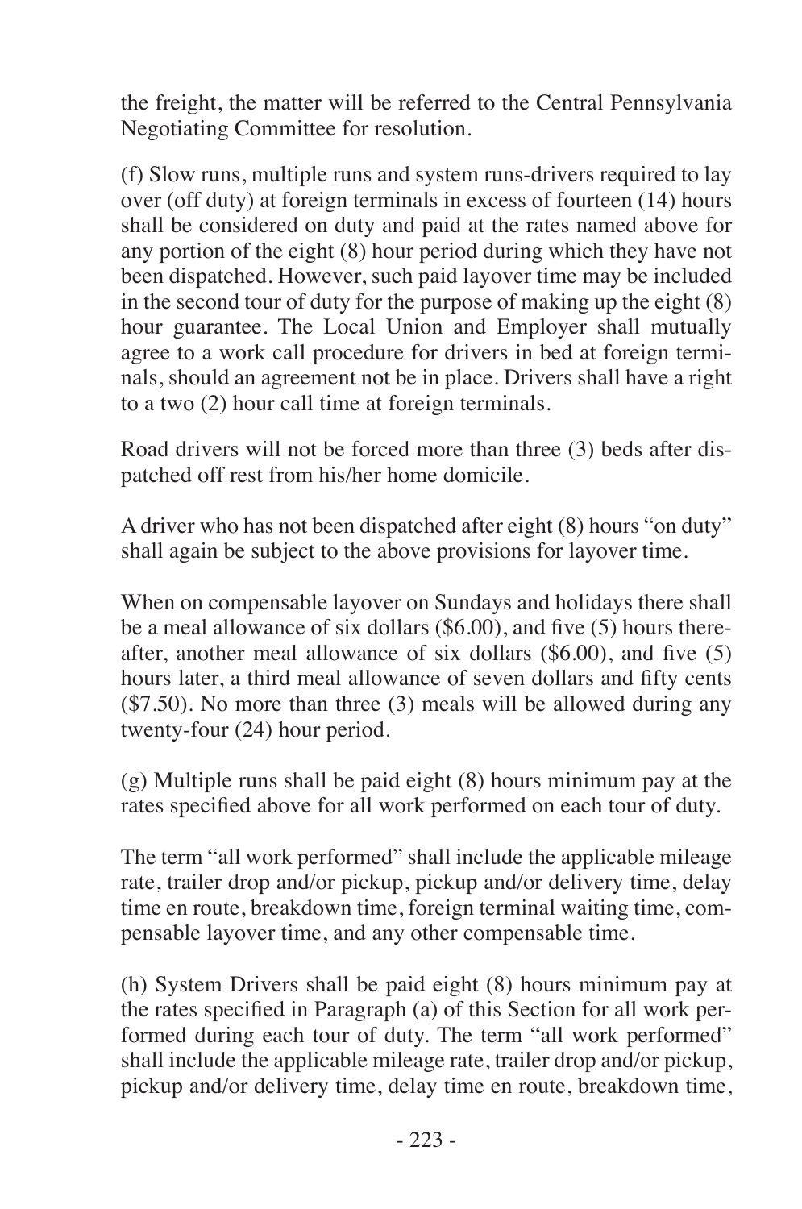the freight, the matter will be referred to the Central Pennsylvania Negotiating Committee for resolution.

(f) Slow runs, multiple runs and system runs-drivers required to lay over (off duty) at foreign terminals in excess of fourteen (14) hours shall be considered on duty and paid at the rates named above for any portion of the eight (8) hour period during which they have not been dispatched. However, such paid layover time may be included in the second tour of duty for the purpose of making up the eight (8) hour guarantee. The Local Union and Employer shall mutually agree to a work call procedure for drivers in bed at foreign terminals, should an agreement not be in place. Drivers shall have a right to a two (2) hour call time at foreign terminals.

Road drivers will not be forced more than three (3) beds after dispatched off rest from his/her home domicile.

A driver who has not been dispatched after eight (8) hours "on duty" shall again be subject to the above provisions for layover time.

When on compensable layover on Sundays and holidays there shall be a meal allowance of six dollars ($6.00), and five (5) hours thereafter, another meal allowance of six dollars ($6.00), and five (5) hours later, a third meal allowance of seven dollars and fifty cents ($7.50). No more than three (3) meals will be allowed during any twenty-four (24) hour period.

(g) Multiple runs shall be paid eight (8) hours minimum pay at the rates specified above for all work performed on each tour of duty.

The term "all work performed" shall include the applicable mileage rate, trailer drop and/or pickup, pickup and/or delivery time, delay time en route, breakdown time, foreign terminal waiting time, compensable layover time, and any other compensable time.

(h) System Drivers shall be paid eight (8) hours minimum pay at the rates specified in Paragraph (a) of this Section for all work performed during each tour of duty. The term "all work performed" shall include the applicable mileage rate, trailer drop and/or pickup, pickup and/or delivery time, delay time en route, breakdown time,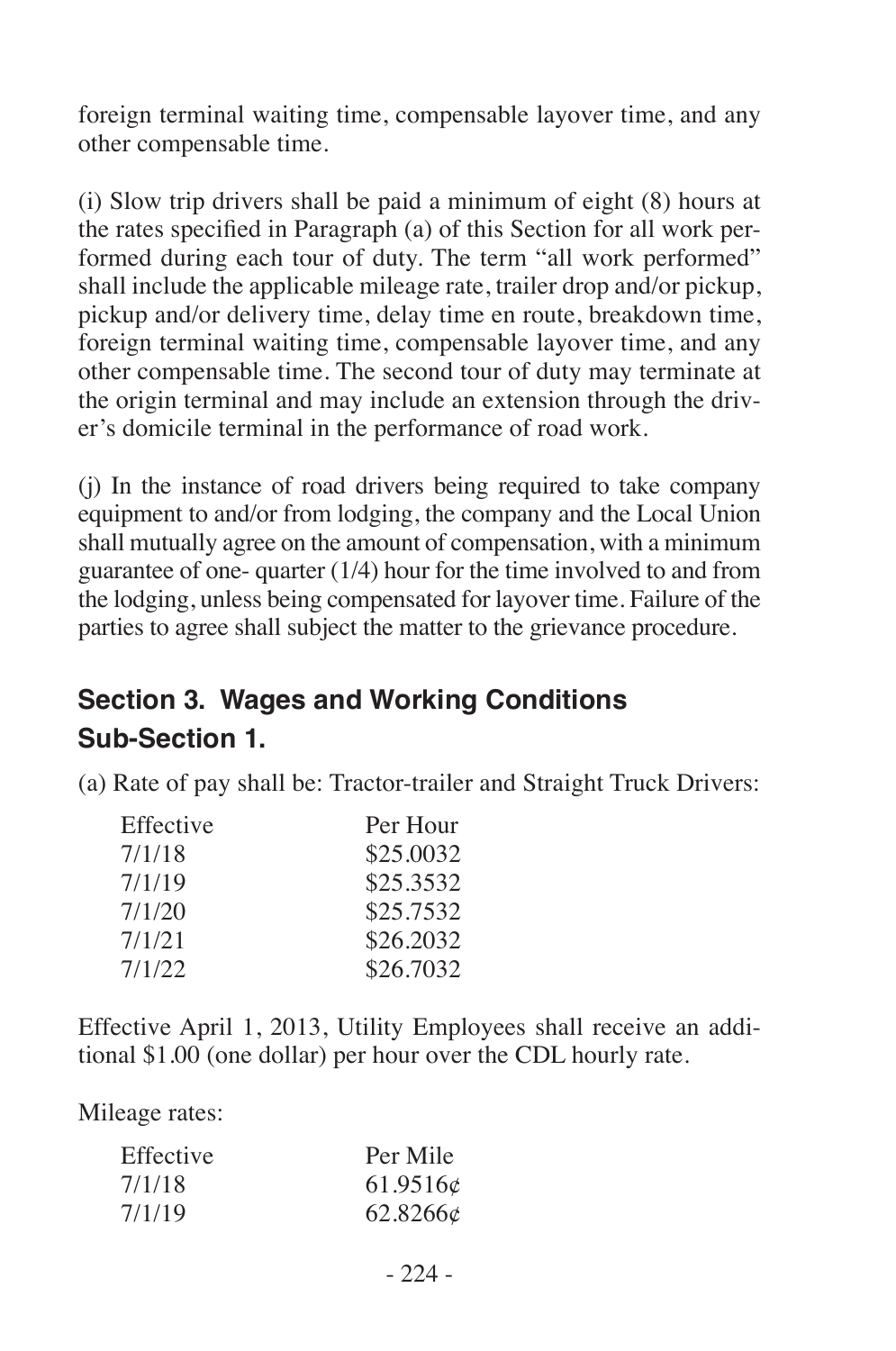foreign terminal waiting time, compensable layover time, and any other compensable time.

(i) Slow trip drivers shall be paid a minimum of eight (8) hours at the rates specified in Paragraph (a) of this Section for all work performed during each tour of duty. The term "all work performed" shall include the applicable mileage rate, trailer drop and/or pickup, pickup and/or delivery time, delay time en route, breakdown time, foreign terminal waiting time, compensable layover time, and any other compensable time. The second tour of duty may terminate at the origin terminal and may include an extension through the driver's domicile terminal in the performance of road work.

(j) In the instance of road drivers being required to take company equipment to and/or from lodging, the company and the Local Union shall mutually agree on the amount of compensation, with a minimum guarantee of one- quarter (1/4) hour for the time involved to and from the lodging, unless being compensated for layover time. Failure of the parties to agree shall subject the matter to the grievance procedure.

## Section 3. Wages and Working Conditions

### Sub-Section 1.

(a) Rate of pay shall be: Tractor-trailer and Straight Truck Drivers:

| Effective | Per Hour |
|---|---|
| 7/1/18 | \$25.0032 |
| 7/1/19 | \$25.3532 |
| 7/1/20 | \$25.7532 |
| 7/1/21 | \$26.2032 |
| 7/1/22 | \$26.7032 |

Effective April 1, 2013, Utility Employees shall receive an additional \$1.00 (one dollar) per hour over the CDL hourly rate.

Mileage rates:

| Effective | Per Mile |
|---|---|
| 7/1/18 | 61.9516¢ |
| 7/1/19 | 62.8266¢ |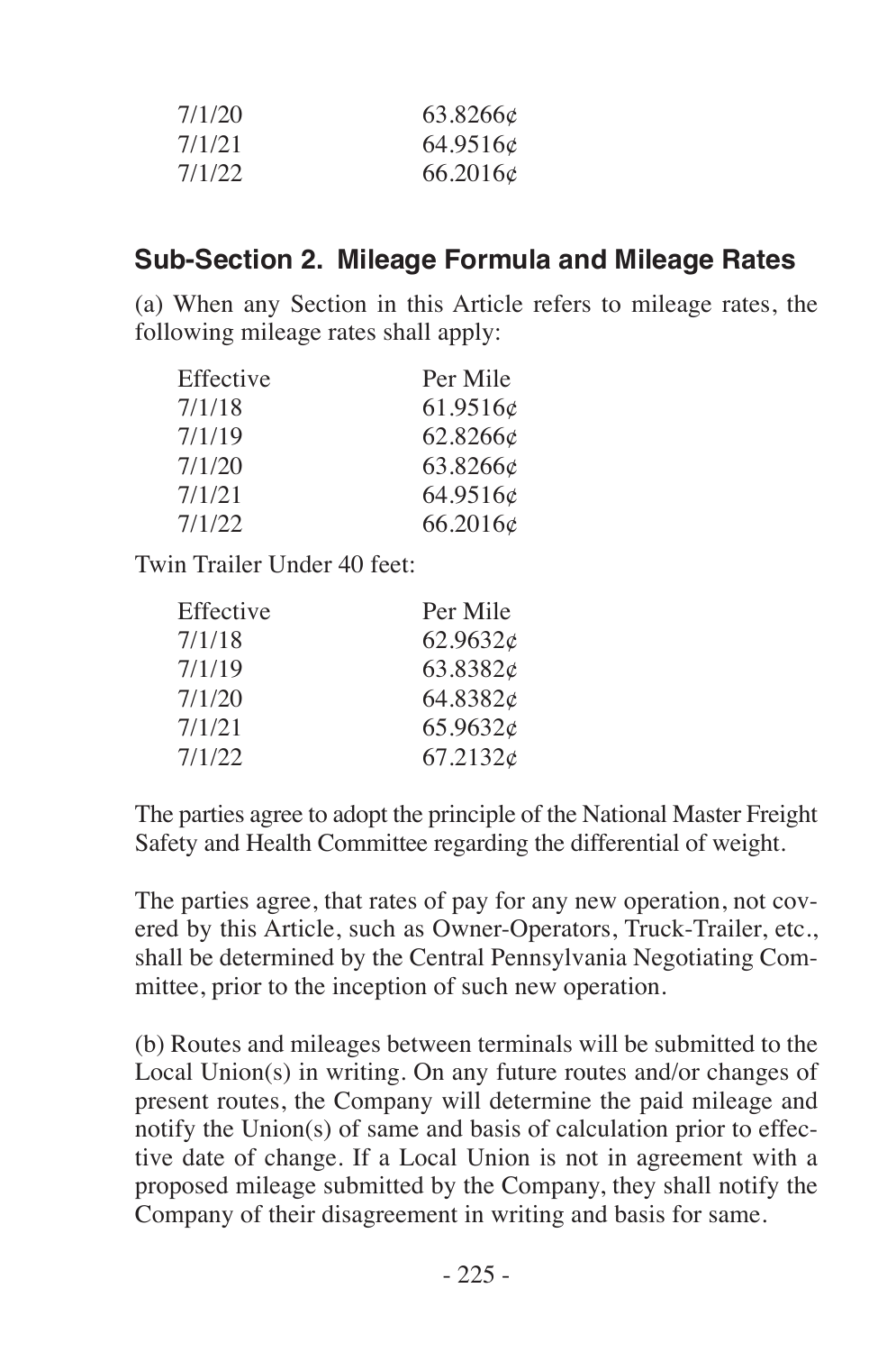| | |
|---|---|
| 7/1/20 | 63.8266¢ |
| 7/1/21 | 64.9516¢ |
| 7/1/22 | 66.2016¢ |

## Sub-Section 2. Mileage Formula and Mileage Rates

(a) When any Section in this Article refers to mileage rates, the following mileage rates shall apply:

| Effective | Per Mile |
|---|---|
| 7/1/18 | 61.9516¢ |
| 7/1/19 | 62.8266¢ |
| 7/1/20 | 63.8266¢ |
| 7/1/21 | 64.9516¢ |
| 7/1/22 | 66.2016¢ |

Twin Trailer Under 40 feet:

| Effective | Per Mile |
|---|---|
| 7/1/18 | 62.9632¢ |
| 7/1/19 | 63.8382¢ |
| 7/1/20 | 64.8382¢ |
| 7/1/21 | 65.9632¢ |
| 7/1/22 | 67.2132¢ |

The parties agree to adopt the principle of the National Master Freight Safety and Health Committee regarding the differential of weight.

The parties agree, that rates of pay for any new operation, not covered by this Article, such as Owner-Operators, Truck-Trailer, etc., shall be determined by the Central Pennsylvania Negotiating Committee, prior to the inception of such new operation.

(b) Routes and mileages between terminals will be submitted to the Local Union(s) in writing. On any future routes and/or changes of present routes, the Company will determine the paid mileage and notify the Union(s) of same and basis of calculation prior to effective date of change. If a Local Union is not in agreement with a proposed mileage submitted by the Company, they shall notify the Company of their disagreement in writing and basis for same.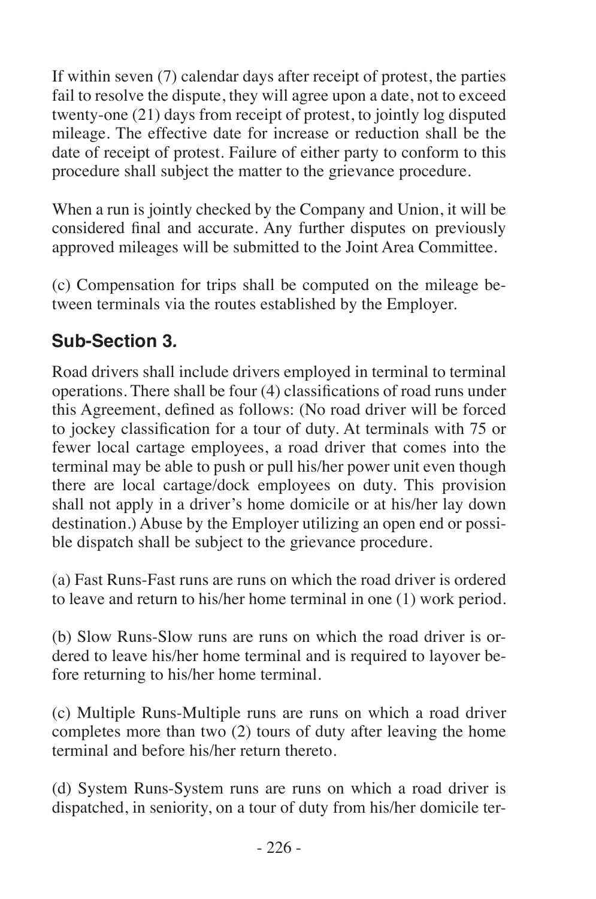If within seven (7) calendar days after receipt of protest, the parties fail to resolve the dispute, they will agree upon a date, not to exceed twenty-one (21) days from receipt of protest, to jointly log disputed mileage. The effective date for increase or reduction shall be the date of receipt of protest. Failure of either party to conform to this procedure shall subject the matter to the grievance procedure.

When a run is jointly checked by the Company and Union, it will be considered final and accurate. Any further disputes on previously approved mileages will be submitted to the Joint Area Committee.

(c) Compensation for trips shall be computed on the mileage between terminals via the routes established by the Employer.

## Sub-Section 3.

Road drivers shall include drivers employed in terminal to terminal operations. There shall be four (4) classifications of road runs under this Agreement, defined as follows: (No road driver will be forced to jockey classification for a tour of duty. At terminals with 75 or fewer local cartage employees, a road driver that comes into the terminal may be able to push or pull his/her power unit even though there are local cartage/dock employees on duty. This provision shall not apply in a driver's home domicile or at his/her lay down destination.) Abuse by the Employer utilizing an open end or possible dispatch shall be subject to the grievance procedure.

(a) Fast Runs-Fast runs are runs on which the road driver is ordered to leave and return to his/her home terminal in one (1) work period.

(b) Slow Runs-Slow runs are runs on which the road driver is ordered to leave his/her home terminal and is required to layover before returning to his/her home terminal.

(c) Multiple Runs-Multiple runs are runs on which a road driver completes more than two (2) tours of duty after leaving the home terminal and before his/her return thereto.

(d) System Runs-System runs are runs on which a road driver is dispatched, in seniority, on a tour of duty from his/her domicile ter-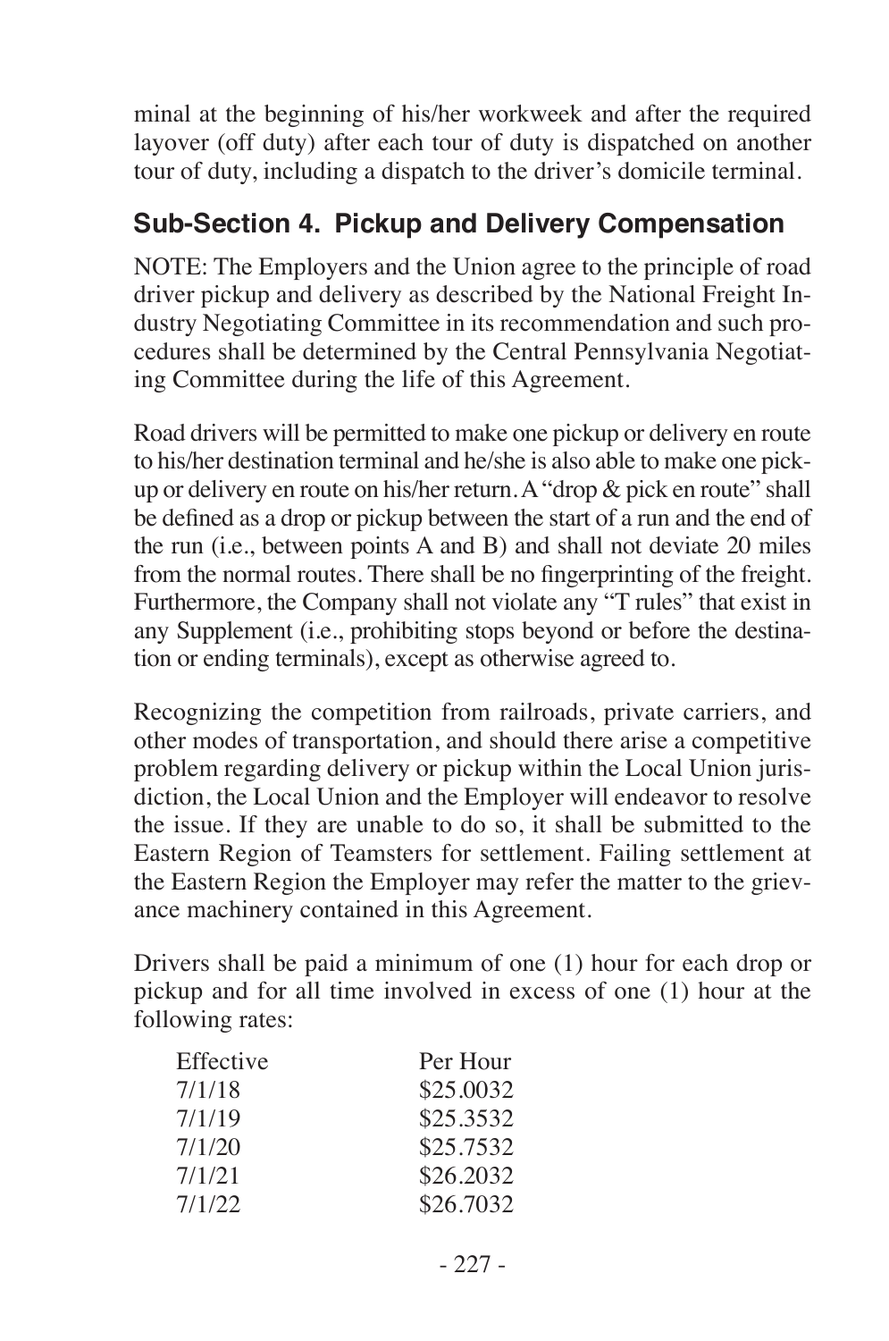minal at the beginning of his/her workweek and after the required layover (off duty) after each tour of duty is dispatched on another tour of duty, including a dispatch to the driver's domicile terminal.

## Sub-Section 4. Pickup and Delivery Compensation

NOTE: The Employers and the Union agree to the principle of road driver pickup and delivery as described by the National Freight Industry Negotiating Committee in its recommendation and such procedures shall be determined by the Central Pennsylvania Negotiating Committee during the life of this Agreement.

Road drivers will be permitted to make one pickup or delivery en route to his/her destination terminal and he/she is also able to make one pickup or delivery en route on his/her return. A "drop & pick en route" shall be defined as a drop or pickup between the start of a run and the end of the run (i.e., between points A and B) and shall not deviate 20 miles from the normal routes. There shall be no fingerprinting of the freight. Furthermore, the Company shall not violate any "T rules" that exist in any Supplement (i.e., prohibiting stops beyond or before the destination or ending terminals), except as otherwise agreed to.

Recognizing the competition from railroads, private carriers, and other modes of transportation, and should there arise a competitive problem regarding delivery or pickup within the Local Union jurisdiction, the Local Union and the Employer will endeavor to resolve the issue. If they are unable to do so, it shall be submitted to the Eastern Region of Teamsters for settlement. Failing settlement at the Eastern Region the Employer may refer the matter to the grievance machinery contained in this Agreement.

Drivers shall be paid a minimum of one (1) hour for each drop or pickup and for all time involved in excess of one (1) hour at the following rates:

| Effective | Per Hour |
|---|---|
| 7/1/18 | \$25.0032 |
| 7/1/19 | \$25.3532 |
| 7/1/20 | \$25.7532 |
| 7/1/21 | \$26.2032 |
| 7/1/22 | \$26.7032 |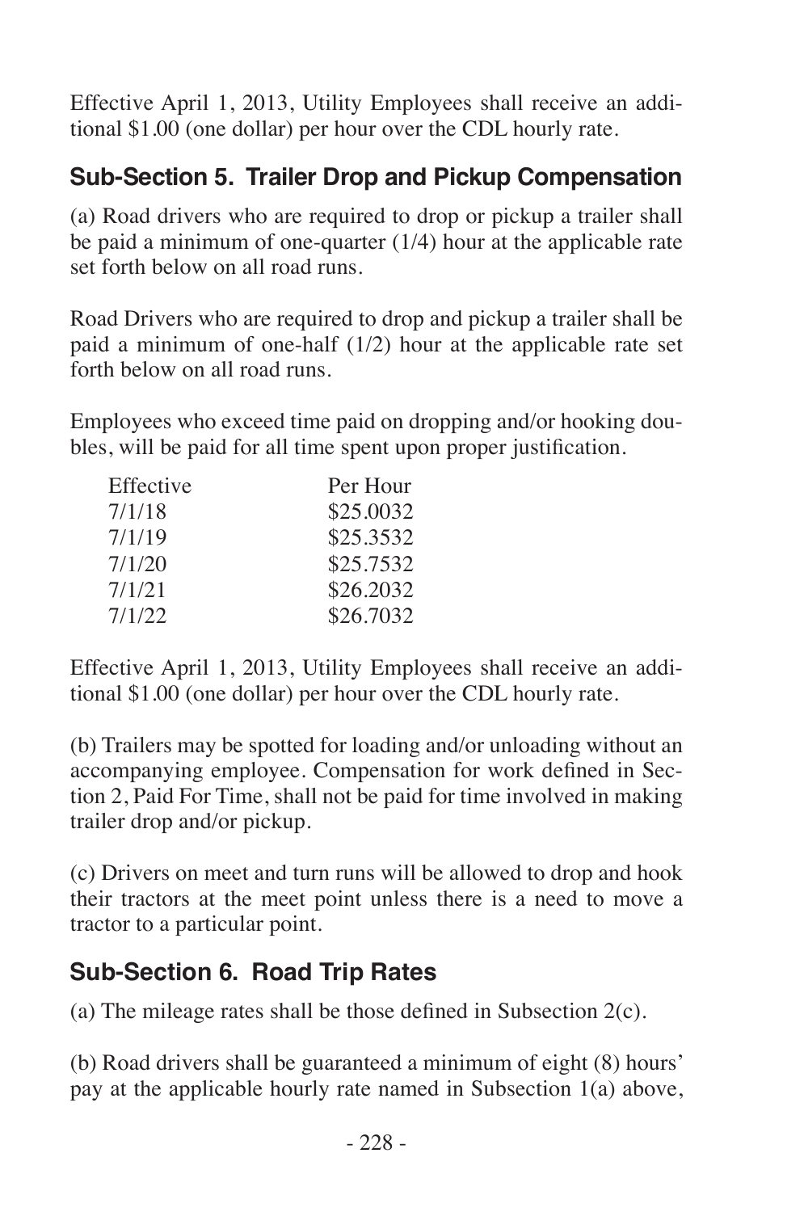Effective April 1, 2013, Utility Employees shall receive an additional $1.00 (one dollar) per hour over the CDL hourly rate.

## Sub-Section 5. Trailer Drop and Pickup Compensation

(a) Road drivers who are required to drop or pickup a trailer shall be paid a minimum of one-quarter (1/4) hour at the applicable rate set forth below on all road runs.

Road Drivers who are required to drop and pickup a trailer shall be paid a minimum of one-half (1/2) hour at the applicable rate set forth below on all road runs.

Employees who exceed time paid on dropping and/or hooking doubles, will be paid for all time spent upon proper justification.

| Effective | Per Hour |
|---|---|
| 7/1/18 | $25.0032 |
| 7/1/19 | $25.3532 |
| 7/1/20 | $25.7532 |
| 7/1/21 | $26.2032 |
| 7/1/22 | $26.7032 |

Effective April 1, 2013, Utility Employees shall receive an additional $1.00 (one dollar) per hour over the CDL hourly rate.

(b) Trailers may be spotted for loading and/or unloading without an accompanying employee. Compensation for work defined in Section 2, Paid For Time, shall not be paid for time involved in making trailer drop and/or pickup.

(c) Drivers on meet and turn runs will be allowed to drop and hook their tractors at the meet point unless there is a need to move a tractor to a particular point.

## Sub-Section 6. Road Trip Rates

(a) The mileage rates shall be those defined in Subsection 2(c).

(b) Road drivers shall be guaranteed a minimum of eight (8) hours' pay at the applicable hourly rate named in Subsection 1(a) above,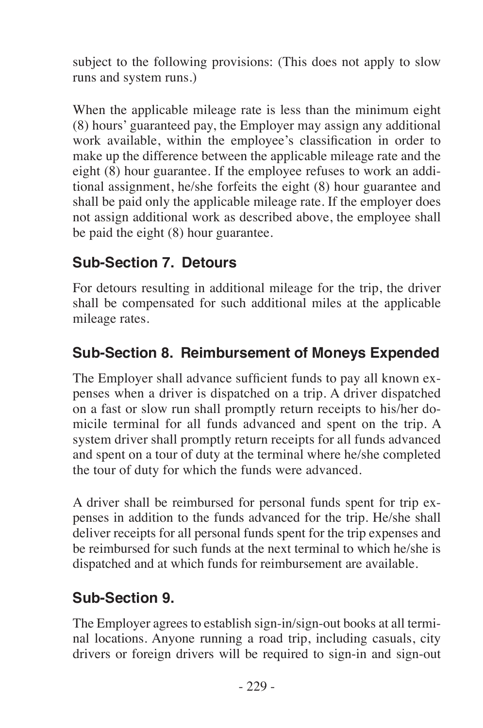subject to the following provisions: (This does not apply to slow runs and system runs.)

When the applicable mileage rate is less than the minimum eight (8) hours' guaranteed pay, the Employer may assign any additional work available, within the employee's classification in order to make up the difference between the applicable mileage rate and the eight (8) hour guarantee. If the employee refuses to work an additional assignment, he/she forfeits the eight (8) hour guarantee and shall be paid only the applicable mileage rate. If the employer does not assign additional work as described above, the employee shall be paid the eight (8) hour guarantee.

## Sub-Section 7. Detours

For detours resulting in additional mileage for the trip, the driver shall be compensated for such additional miles at the applicable mileage rates.

## Sub-Section 8. Reimbursement of Moneys Expended

The Employer shall advance sufficient funds to pay all known expenses when a driver is dispatched on a trip. A driver dispatched on a fast or slow run shall promptly return receipts to his/her domicile terminal for all funds advanced and spent on the trip. A system driver shall promptly return receipts for all funds advanced and spent on a tour of duty at the terminal where he/she completed the tour of duty for which the funds were advanced.

A driver shall be reimbursed for personal funds spent for trip expenses in addition to the funds advanced for the trip. He/she shall deliver receipts for all personal funds spent for the trip expenses and be reimbursed for such funds at the next terminal to which he/she is dispatched and at which funds for reimbursement are available.

## Sub-Section 9.

The Employer agrees to establish sign-in/sign-out books at all terminal locations. Anyone running a road trip, including casuals, city drivers or foreign drivers will be required to sign-in and sign-out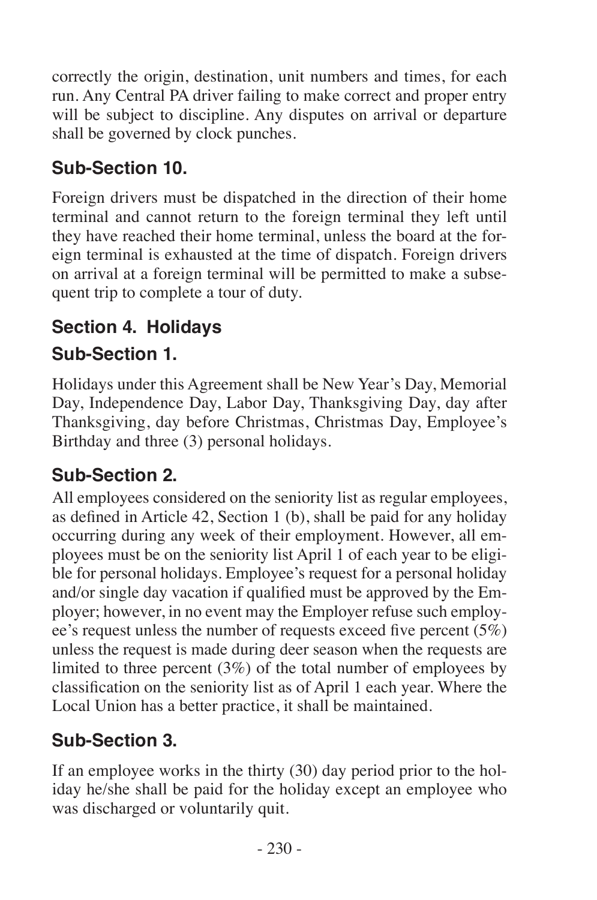correctly the origin, destination, unit numbers and times, for each run. Any Central PA driver failing to make correct and proper entry will be subject to discipline. Any disputes on arrival or departure shall be governed by clock punches.

### Sub-Section 10.

Foreign drivers must be dispatched in the direction of their home terminal and cannot return to the foreign terminal they left until they have reached their home terminal, unless the board at the foreign terminal is exhausted at the time of dispatch. Foreign drivers on arrival at a foreign terminal will be permitted to make a subsequent trip to complete a tour of duty.

## Section 4. Holidays

### Sub-Section 1.

Holidays under this Agreement shall be New Year's Day, Memorial Day, Independence Day, Labor Day, Thanksgiving Day, day after Thanksgiving, day before Christmas, Christmas Day, Employee's Birthday and three (3) personal holidays.

### Sub-Section 2.

All employees considered on the seniority list as regular employees, as defined in Article 42, Section 1 (b), shall be paid for any holiday occurring during any week of their employment. However, all employees must be on the seniority list April 1 of each year to be eligible for personal holidays. Employee's request for a personal holiday and/or single day vacation if qualified must be approved by the Employer; however, in no event may the Employer refuse such employee's request unless the number of requests exceed five percent (5%) unless the request is made during deer season when the requests are limited to three percent (3%) of the total number of employees by classification on the seniority list as of April 1 each year. Where the Local Union has a better practice, it shall be maintained.

### Sub-Section 3.

If an employee works in the thirty (30) day period prior to the holiday he/she shall be paid for the holiday except an employee who was discharged or voluntarily quit.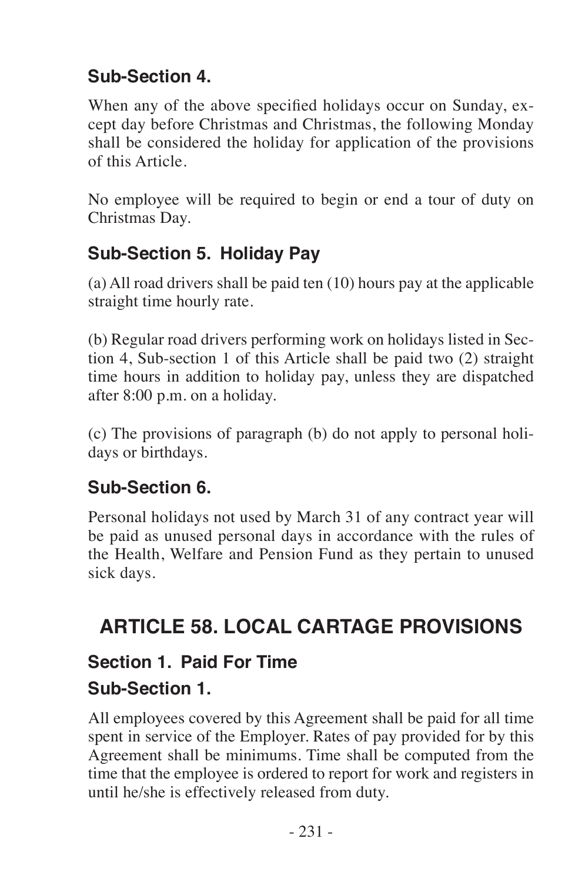### Sub-Section 4.

When any of the above specified holidays occur on Sunday, except day before Christmas and Christmas, the following Monday shall be considered the holiday for application of the provisions of this Article.

No employee will be required to begin or end a tour of duty on Christmas Day.

### Sub-Section 5. Holiday Pay

(a) All road drivers shall be paid ten (10) hours pay at the applicable straight time hourly rate.

(b) Regular road drivers performing work on holidays listed in Section 4, Sub-section 1 of this Article shall be paid two (2) straight time hours in addition to holiday pay, unless they are dispatched after 8:00 p.m. on a holiday.

(c) The provisions of paragraph (b) do not apply to personal holidays or birthdays.

### Sub-Section 6.

Personal holidays not used by March 31 of any contract year will be paid as unused personal days in accordance with the rules of the Health, Welfare and Pension Fund as they pertain to unused sick days.

## ARTICLE 58. LOCAL CARTAGE PROVISIONS

### Section 1. Paid For Time

### Sub-Section 1.

All employees covered by this Agreement shall be paid for all time spent in service of the Employer. Rates of pay provided for by this Agreement shall be minimums. Time shall be computed from the time that the employee is ordered to report for work and registers in until he/she is effectively released from duty.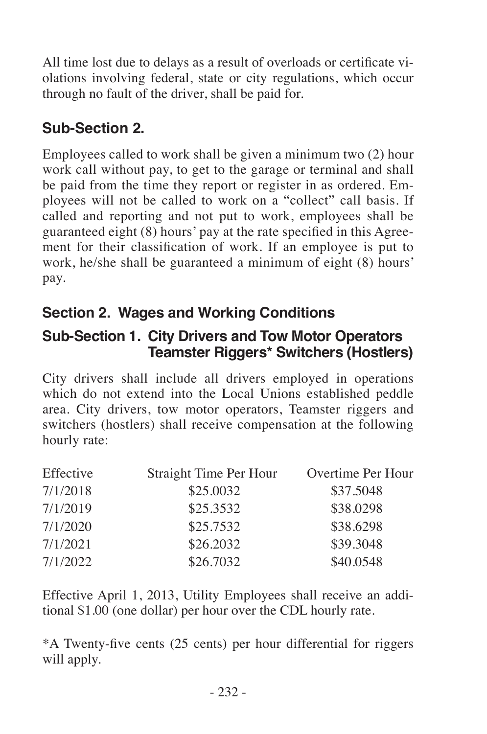All time lost due to delays as a result of overloads or certificate violations involving federal, state or city regulations, which occur through no fault of the driver, shall be paid for.

### Sub-Section 2.

Employees called to work shall be given a minimum two (2) hour work call without pay, to get to the garage or terminal and shall be paid from the time they report or register in as ordered. Employees will not be called to work on a "collect" call basis. If called and reporting and not put to work, employees shall be guaranteed eight (8) hours' pay at the rate specified in this Agreement for their classification of work. If an employee is put to work, he/she shall be guaranteed a minimum of eight (8) hours' pay.

## Section 2. Wages and Working Conditions

### Sub-Section 1. City Drivers and Tow Motor Operators Teamster Riggers* Switchers (Hostlers)

City drivers shall include all drivers employed in operations which do not extend into the Local Unions established peddle area. City drivers, tow motor operators, Teamster riggers and switchers (hostlers) shall receive compensation at the following hourly rate:

| Effective | Straight Time Per Hour | Overtime Per Hour |
|---|---|---|
| 7/1/2018 | $25.0032 | $37.5048 |
| 7/1/2019 | $25.3532 | $38.0298 |
| 7/1/2020 | $25.7532 | $38.6298 |
| 7/1/2021 | $26.2032 | $39.3048 |
| 7/1/2022 | $26.7032 | $40.0548 |

Effective April 1, 2013, Utility Employees shall receive an additional $1.00 (one dollar) per hour over the CDL hourly rate.

*A Twenty-five cents (25 cents) per hour differential for riggers will apply.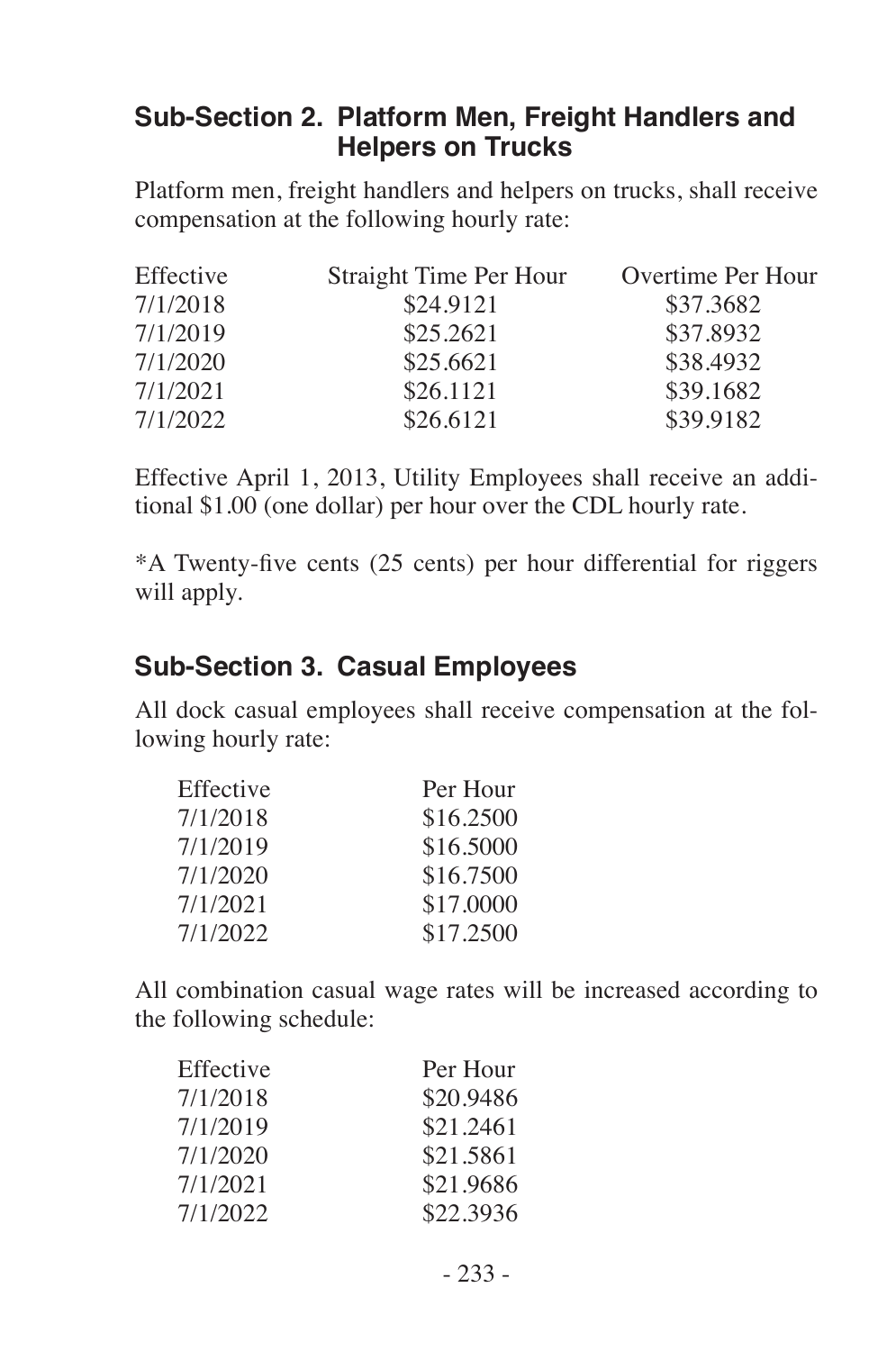## Sub-Section 2. Platform Men, Freight Handlers and Helpers on Trucks

Platform men, freight handlers and helpers on trucks, shall receive compensation at the following hourly rate:

| Effective | Straight Time Per Hour | Overtime Per Hour |
|---|---|---|
| 7/1/2018 | $24.9121 | $37.3682 |
| 7/1/2019 | $25.2621 | $37.8932 |
| 7/1/2020 | $25.6621 | $38.4932 |
| 7/1/2021 | $26.1121 | $39.1682 |
| 7/1/2022 | $26.6121 | $39.9182 |

Effective April 1, 2013, Utility Employees shall receive an additional $1.00 (one dollar) per hour over the CDL hourly rate.

*A Twenty-five cents (25 cents) per hour differential for riggers will apply.

## Sub-Section 3. Casual Employees

All dock casual employees shall receive compensation at the following hourly rate:

| Effective | Per Hour |
|---|---|
| 7/1/2018 | $16.2500 |
| 7/1/2019 | $16.5000 |
| 7/1/2020 | $16.7500 |
| 7/1/2021 | $17.0000 |
| 7/1/2022 | $17.2500 |

All combination casual wage rates will be increased according to the following schedule:

| Effective | Per Hour |
|---|---|
| 7/1/2018 | $20.9486 |
| 7/1/2019 | $21.2461 |
| 7/1/2020 | $21.5861 |
| 7/1/2021 | $21.9686 |
| 7/1/2022 | $22.3936 |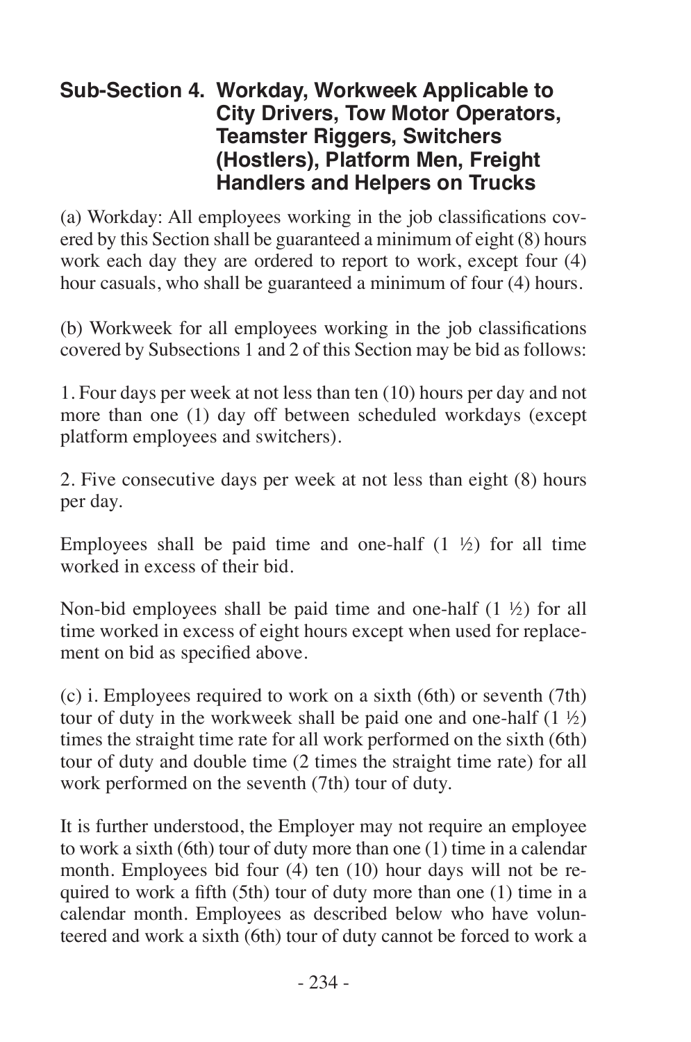## Sub-Section 4. Workday, Workweek Applicable to City Drivers, Tow Motor Operators, Teamster Riggers, Switchers (Hostlers), Platform Men, Freight Handlers and Helpers on Trucks

(a) Workday: All employees working in the job classifications covered by this Section shall be guaranteed a minimum of eight (8) hours work each day they are ordered to report to work, except four (4) hour casuals, who shall be guaranteed a minimum of four (4) hours.

(b) Workweek for all employees working in the job classifications covered by Subsections 1 and 2 of this Section may be bid as follows:

1. Four days per week at not less than ten (10) hours per day and not more than one (1) day off between scheduled workdays (except platform employees and switchers).

2. Five consecutive days per week at not less than eight (8) hours per day.

Employees shall be paid time and one-half (1 ½) for all time worked in excess of their bid.

Non-bid employees shall be paid time and one-half (1 ½) for all time worked in excess of eight hours except when used for replacement on bid as specified above.

(c) i. Employees required to work on a sixth (6th) or seventh (7th) tour of duty in the workweek shall be paid one and one-half (1 ½) times the straight time rate for all work performed on the sixth (6th) tour of duty and double time (2 times the straight time rate) for all work performed on the seventh (7th) tour of duty.

It is further understood, the Employer may not require an employee to work a sixth (6th) tour of duty more than one (1) time in a calendar month. Employees bid four (4) ten (10) hour days will not be required to work a fifth (5th) tour of duty more than one (1) time in a calendar month. Employees as described below who have volunteered and work a sixth (6th) tour of duty cannot be forced to work a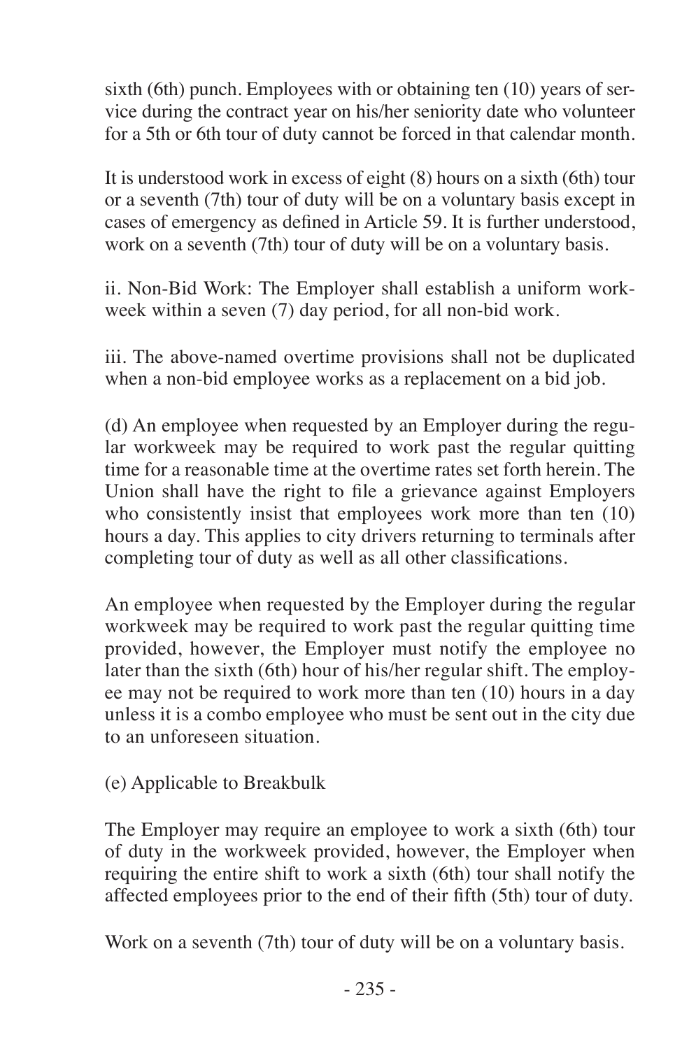sixth (6th) punch. Employees with or obtaining ten (10) years of service during the contract year on his/her seniority date who volunteer for a 5th or 6th tour of duty cannot be forced in that calendar month.

It is understood work in excess of eight (8) hours on a sixth (6th) tour or a seventh (7th) tour of duty will be on a voluntary basis except in cases of emergency as defined in Article 59. It is further understood, work on a seventh (7th) tour of duty will be on a voluntary basis.

ii. Non-Bid Work: The Employer shall establish a uniform workweek within a seven (7) day period, for all non-bid work.

iii. The above-named overtime provisions shall not be duplicated when a non-bid employee works as a replacement on a bid job.

(d) An employee when requested by an Employer during the regular workweek may be required to work past the regular quitting time for a reasonable time at the overtime rates set forth herein. The Union shall have the right to file a grievance against Employers who consistently insist that employees work more than ten (10) hours a day. This applies to city drivers returning to terminals after completing tour of duty as well as all other classifications.

An employee when requested by the Employer during the regular workweek may be required to work past the regular quitting time provided, however, the Employer must notify the employee no later than the sixth (6th) hour of his/her regular shift. The employee may not be required to work more than ten (10) hours in a day unless it is a combo employee who must be sent out in the city due to an unforeseen situation.

(e) Applicable to Breakbulk

The Employer may require an employee to work a sixth (6th) tour of duty in the workweek provided, however, the Employer when requiring the entire shift to work a sixth (6th) tour shall notify the affected employees prior to the end of their fifth (5th) tour of duty.

Work on a seventh (7th) tour of duty will be on a voluntary basis.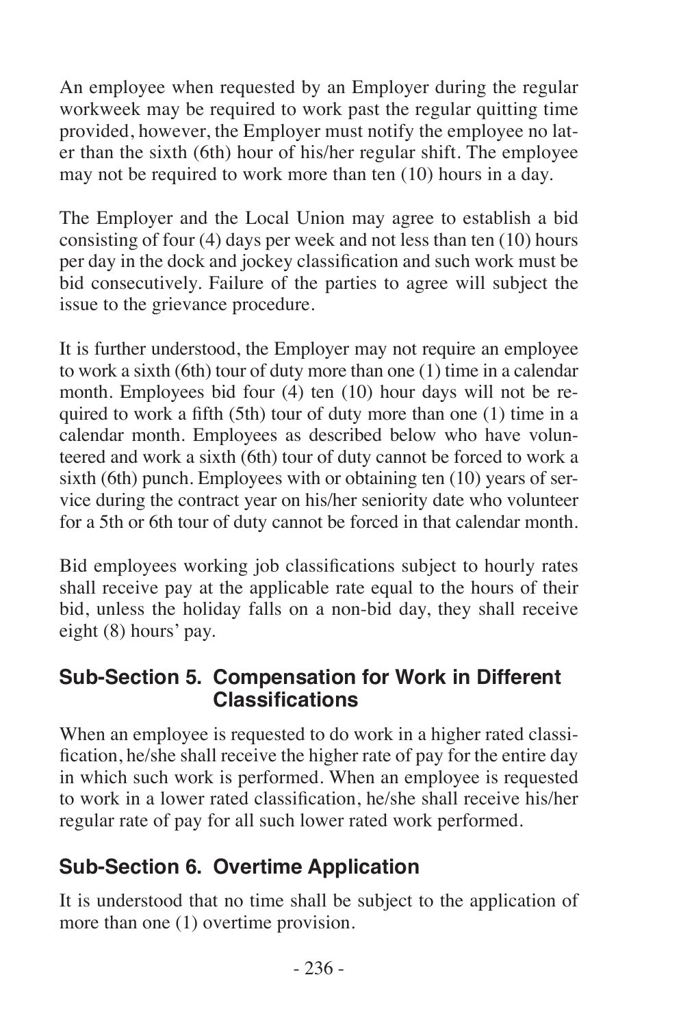An employee when requested by an Employer during the regular workweek may be required to work past the regular quitting time provided, however, the Employer must notify the employee no later than the sixth (6th) hour of his/her regular shift. The employee may not be required to work more than ten (10) hours in a day.

The Employer and the Local Union may agree to establish a bid consisting of four (4) days per week and not less than ten (10) hours per day in the dock and jockey classification and such work must be bid consecutively. Failure of the parties to agree will subject the issue to the grievance procedure.

It is further understood, the Employer may not require an employee to work a sixth (6th) tour of duty more than one (1) time in a calendar month. Employees bid four (4) ten (10) hour days will not be required to work a fifth (5th) tour of duty more than one (1) time in a calendar month. Employees as described below who have volunteered and work a sixth (6th) tour of duty cannot be forced to work a sixth (6th) punch. Employees with or obtaining ten (10) years of service during the contract year on his/her seniority date who volunteer for a 5th or 6th tour of duty cannot be forced in that calendar month.

Bid employees working job classifications subject to hourly rates shall receive pay at the applicable rate equal to the hours of their bid, unless the holiday falls on a non-bid day, they shall receive eight (8) hours' pay.

## Sub-Section 5. Compensation for Work in Different Classifications

When an employee is requested to do work in a higher rated classification, he/she shall receive the higher rate of pay for the entire day in which such work is performed. When an employee is requested to work in a lower rated classification, he/she shall receive his/her regular rate of pay for all such lower rated work performed.

## Sub-Section 6. Overtime Application

It is understood that no time shall be subject to the application of more than one (1) overtime provision.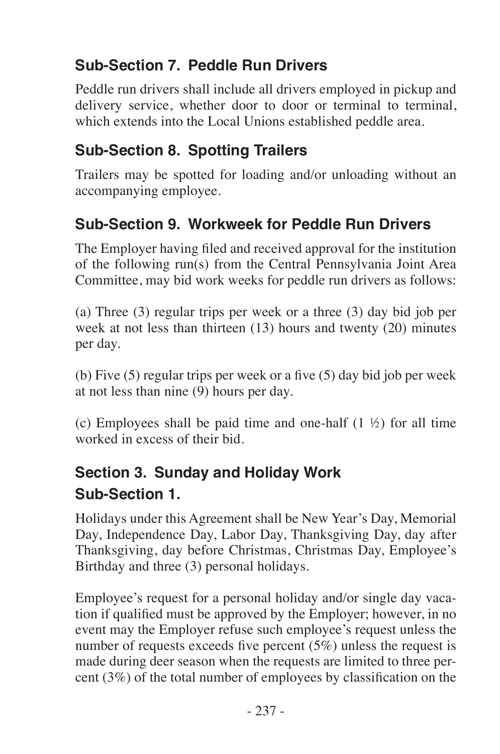### Sub-Section 7. Peddle Run Drivers

Peddle run drivers shall include all drivers employed in pickup and delivery service, whether door to door or terminal to terminal, which extends into the Local Unions established peddle area.

### Sub-Section 8. Spotting Trailers

Trailers may be spotted for loading and/or unloading without an accompanying employee.

### Sub-Section 9. Workweek for Peddle Run Drivers

The Employer having filed and received approval for the institution of the following run(s) from the Central Pennsylvania Joint Area Committee, may bid work weeks for peddle run drivers as follows:

(a) Three (3) regular trips per week or a three (3) day bid job per week at not less than thirteen (13) hours and twenty (20) minutes per day.

(b) Five (5) regular trips per week or a five (5) day bid job per week at not less than nine (9) hours per day.

(c) Employees shall be paid time and one-half (1 ½) for all time worked in excess of their bid.

## Section 3. Sunday and Holiday Work

### Sub-Section 1.

Holidays under this Agreement shall be New Year's Day, Memorial Day, Independence Day, Labor Day, Thanksgiving Day, day after Thanksgiving, day before Christmas, Christmas Day, Employee's Birthday and three (3) personal holidays.

Employee's request for a personal holiday and/or single day vacation if qualified must be approved by the Employer; however, in no event may the Employer refuse such employee's request unless the number of requests exceeds five percent (5%) unless the request is made during deer season when the requests are limited to three percent (3%) of the total number of employees by classification on the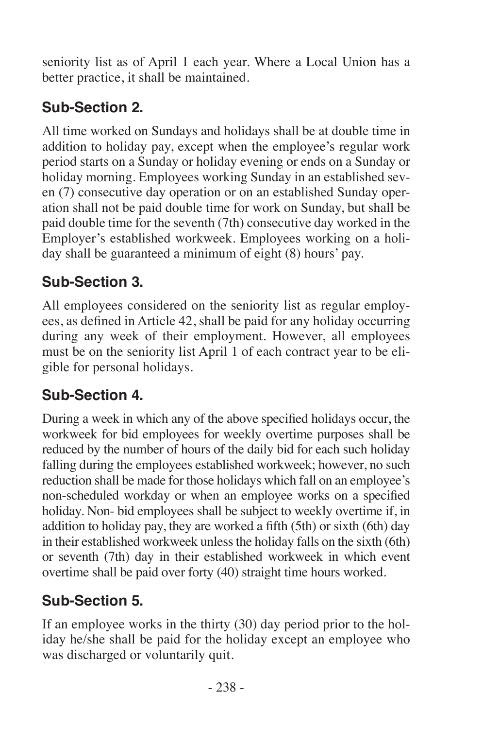seniority list as of April 1 each year. Where a Local Union has a better practice, it shall be maintained.

## Sub-Section 2.

All time worked on Sundays and holidays shall be at double time in addition to holiday pay, except when the employee's regular work period starts on a Sunday or holiday evening or ends on a Sunday or holiday morning. Employees working Sunday in an established seven (7) consecutive day operation or on an established Sunday operation shall not be paid double time for work on Sunday, but shall be paid double time for the seventh (7th) consecutive day worked in the Employer's established workweek. Employees working on a holiday shall be guaranteed a minimum of eight (8) hours' pay.

## Sub-Section 3.

All employees considered on the seniority list as regular employees, as defined in Article 42, shall be paid for any holiday occurring during any week of their employment. However, all employees must be on the seniority list April 1 of each contract year to be eligible for personal holidays.

## Sub-Section 4.

During a week in which any of the above specified holidays occur, the workweek for bid employees for weekly overtime purposes shall be reduced by the number of hours of the daily bid for each such holiday falling during the employees established workweek; however, no such reduction shall be made for those holidays which fall on an employee's non-scheduled workday or when an employee works on a specified holiday. Non- bid employees shall be subject to weekly overtime if, in addition to holiday pay, they are worked a fifth (5th) or sixth (6th) day in their established workweek unless the holiday falls on the sixth (6th) or seventh (7th) day in their established workweek in which event overtime shall be paid over forty (40) straight time hours worked.

## Sub-Section 5.

If an employee works in the thirty (30) day period prior to the holiday he/she shall be paid for the holiday except an employee who was discharged or voluntarily quit.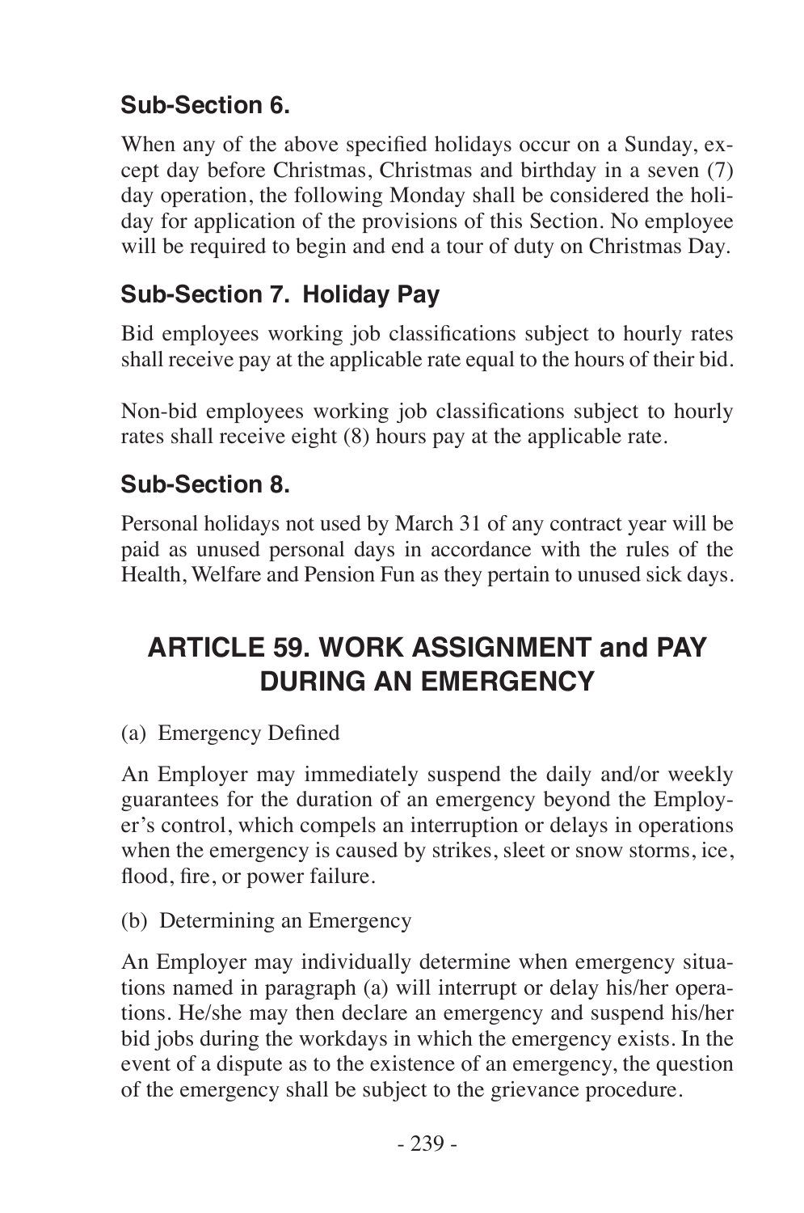### Sub-Section 6.

When any of the above specified holidays occur on a Sunday, except day before Christmas, Christmas and birthday in a seven (7) day operation, the following Monday shall be considered the holiday for application of the provisions of this Section. No employee will be required to begin and end a tour of duty on Christmas Day.

### Sub-Section 7. Holiday Pay

Bid employees working job classifications subject to hourly rates shall receive pay at the applicable rate equal to the hours of their bid.

Non-bid employees working job classifications subject to hourly rates shall receive eight (8) hours pay at the applicable rate.

### Sub-Section 8.

Personal holidays not used by March 31 of any contract year will be paid as unused personal days in accordance with the rules of the Health, Welfare and Pension Fun as they pertain to unused sick days.

## ARTICLE 59. WORK ASSIGNMENT and PAY DURING AN EMERGENCY

(a) Emergency Defined

An Employer may immediately suspend the daily and/or weekly guarantees for the duration of an emergency beyond the Employer's control, which compels an interruption or delays in operations when the emergency is caused by strikes, sleet or snow storms, ice, flood, fire, or power failure.

(b) Determining an Emergency

An Employer may individually determine when emergency situations named in paragraph (a) will interrupt or delay his/her operations. He/she may then declare an emergency and suspend his/her bid jobs during the workdays in which the emergency exists. In the event of a dispute as to the existence of an emergency, the question of the emergency shall be subject to the grievance procedure.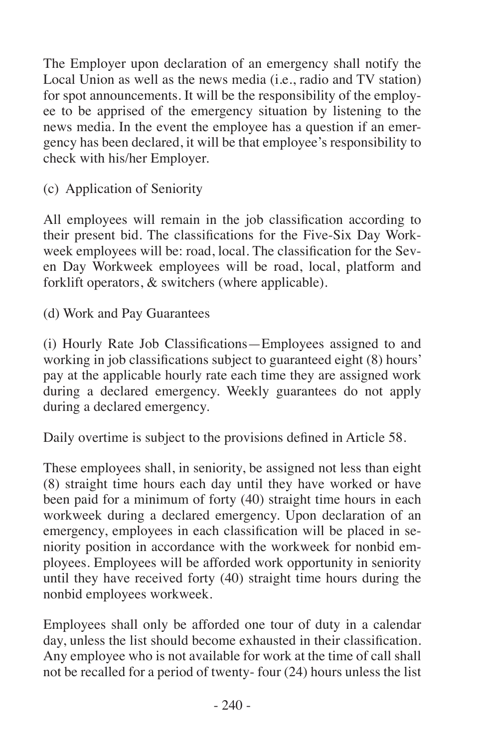The Employer upon declaration of an emergency shall notify the Local Union as well as the news media (i.e., radio and TV station) for spot announcements. It will be the responsibility of the employee to be apprised of the emergency situation by listening to the news media. In the event the employee has a question if an emergency has been declared, it will be that employee's responsibility to check with his/her Employer.

(c) Application of Seniority

All employees will remain in the job classification according to their present bid. The classifications for the Five-Six Day Workweek employees will be: road, local. The classification for the Seven Day Workweek employees will be road, local, platform and forklift operators, & switchers (where applicable).

(d) Work and Pay Guarantees

(i) Hourly Rate Job Classifications—Employees assigned to and working in job classifications subject to guaranteed eight (8) hours' pay at the applicable hourly rate each time they are assigned work during a declared emergency. Weekly guarantees do not apply during a declared emergency.

Daily overtime is subject to the provisions defined in Article 58.

These employees shall, in seniority, be assigned not less than eight (8) straight time hours each day until they have worked or have been paid for a minimum of forty (40) straight time hours in each workweek during a declared emergency. Upon declaration of an emergency, employees in each classification will be placed in seniority position in accordance with the workweek for nonbid employees. Employees will be afforded work opportunity in seniority until they have received forty (40) straight time hours during the nonbid employees workweek.

Employees shall only be afforded one tour of duty in a calendar day, unless the list should become exhausted in their classification. Any employee who is not available for work at the time of call shall not be recalled for a period of twenty- four (24) hours unless the list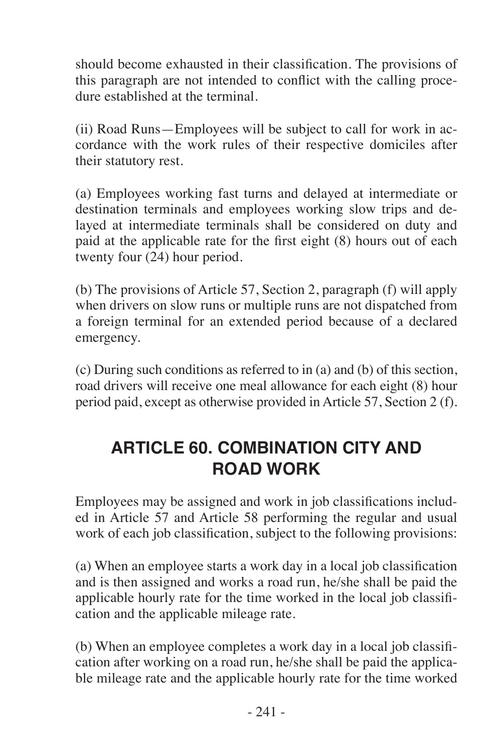should become exhausted in their classification. The provisions of this paragraph are not intended to conflict with the calling procedure established at the terminal.

(ii) Road Runs—Employees will be subject to call for work in accordance with the work rules of their respective domiciles after their statutory rest.

(a) Employees working fast turns and delayed at intermediate or destination terminals and employees working slow trips and delayed at intermediate terminals shall be considered on duty and paid at the applicable rate for the first eight (8) hours out of each twenty four (24) hour period.

(b) The provisions of Article 57, Section 2, paragraph (f) will apply when drivers on slow runs or multiple runs are not dispatched from a foreign terminal for an extended period because of a declared emergency.

(c) During such conditions as referred to in (a) and (b) of this section, road drivers will receive one meal allowance for each eight (8) hour period paid, except as otherwise provided in Article 57, Section 2 (f).

## ARTICLE 60. COMBINATION CITY AND ROAD WORK

Employees may be assigned and work in job classifications included in Article 57 and Article 58 performing the regular and usual work of each job classification, subject to the following provisions:

(a) When an employee starts a work day in a local job classification and is then assigned and works a road run, he/she shall be paid the applicable hourly rate for the time worked in the local job classification and the applicable mileage rate.

(b) When an employee completes a work day in a local job classification after working on a road run, he/she shall be paid the applicable mileage rate and the applicable hourly rate for the time worked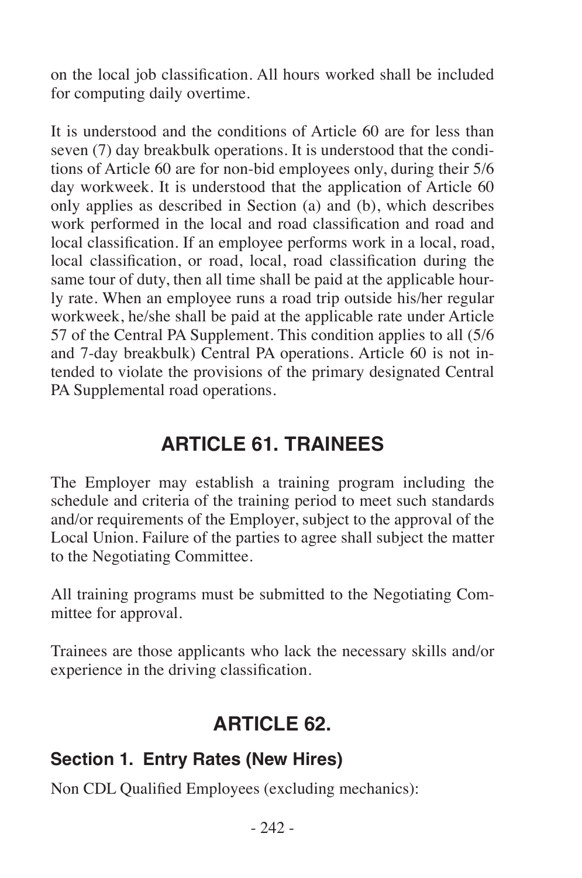on the local job classification. All hours worked shall be included for computing daily overtime.

It is understood and the conditions of Article 60 are for less than seven (7) day breakbulk operations. It is understood that the conditions of Article 60 are for non-bid employees only, during their 5/6 day workweek. It is understood that the application of Article 60 only applies as described in Section (a) and (b), which describes work performed in the local and road classification and road and local classification. If an employee performs work in a local, road, local classification, or road, local, road classification during the same tour of duty, then all time shall be paid at the applicable hourly rate. When an employee runs a road trip outside his/her regular workweek, he/she shall be paid at the applicable rate under Article 57 of the Central PA Supplement. This condition applies to all (5/6 and 7-day breakbulk) Central PA operations. Article 60 is not intended to violate the provisions of the primary designated Central PA Supplemental road operations.

## ARTICLE 61. TRAINEES

The Employer may establish a training program including the schedule and criteria of the training period to meet such standards and/or requirements of the Employer, subject to the approval of the Local Union. Failure of the parties to agree shall subject the matter to the Negotiating Committee.

All training programs must be submitted to the Negotiating Committee for approval.

Trainees are those applicants who lack the necessary skills and/or experience in the driving classification.

## ARTICLE 62.

### Section 1. Entry Rates (New Hires)

Non CDL Qualified Employees (excluding mechanics):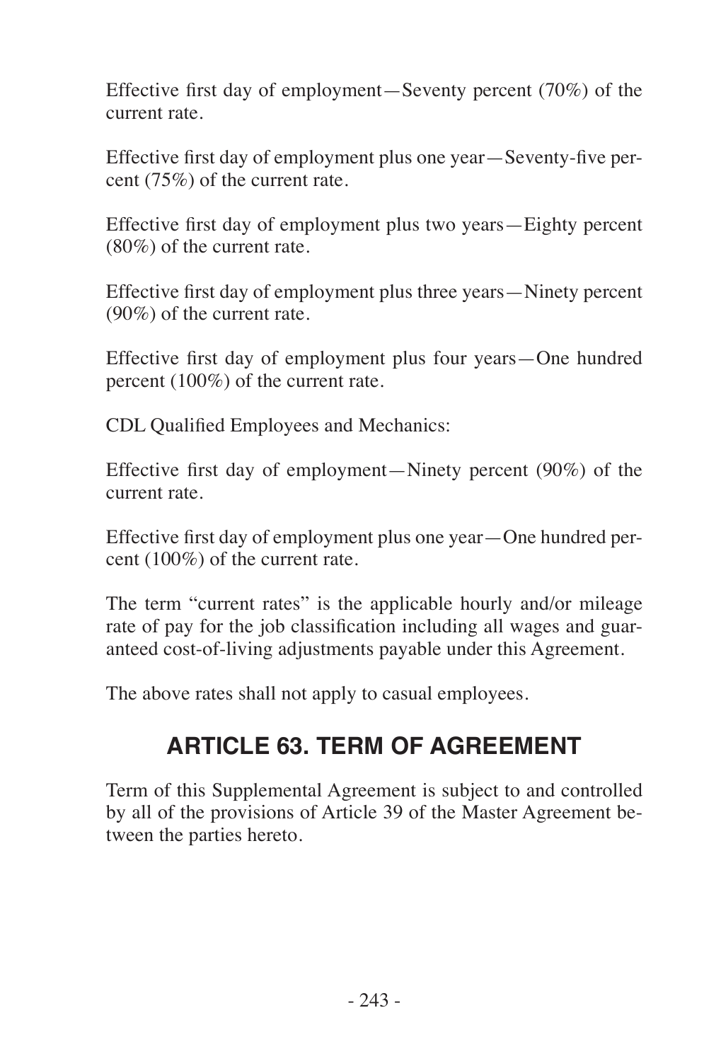Effective first day of employment—Seventy percent (70%) of the current rate.

Effective first day of employment plus one year—Seventy-five percent (75%) of the current rate.

Effective first day of employment plus two years—Eighty percent (80%) of the current rate.

Effective first day of employment plus three years—Ninety percent (90%) of the current rate.

Effective first day of employment plus four years—One hundred percent (100%) of the current rate.

CDL Qualified Employees and Mechanics:

Effective first day of employment—Ninety percent (90%) of the current rate.

Effective first day of employment plus one year—One hundred percent (100%) of the current rate.

The term "current rates" is the applicable hourly and/or mileage rate of pay for the job classification including all wages and guaranteed cost-of-living adjustments payable under this Agreement.

The above rates shall not apply to casual employees.

## ARTICLE 63. TERM OF AGREEMENT

Term of this Supplemental Agreement is subject to and controlled by all of the provisions of Article 39 of the Master Agreement between the parties hereto.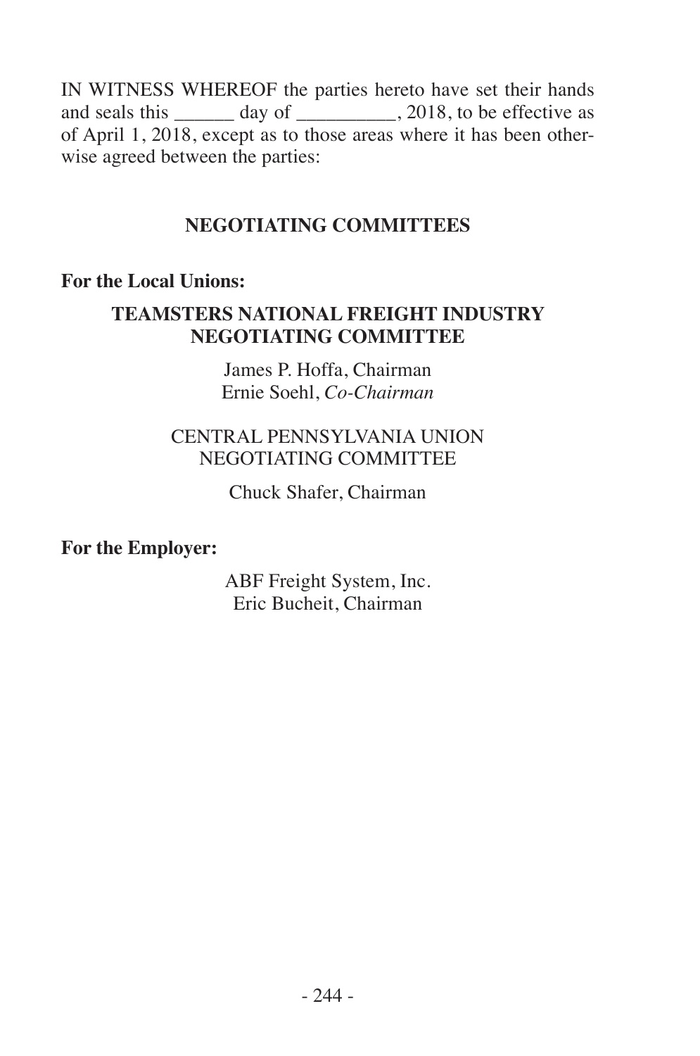IN WITNESS WHEREOF the parties hereto have set their hands and seals this ______ day of __________, 2018, to be effective as of April 1, 2018, except as to those areas where it has been otherwise agreed between the parties:

## NEGOTIATING COMMITTEES

**For the Local Unions:**

**TEAMSTERS NATIONAL FREIGHT INDUSTRY NEGOTIATING COMMITTEE**

James P. Hoffa, Chairman
Ernie Soehl, *Co-Chairman*

CENTRAL PENNSYLVANIA UNION NEGOTIATING COMMITTEE

Chuck Shafer, Chairman

**For the Employer:**

ABF Freight System, Inc.
Eric Bucheit, Chairman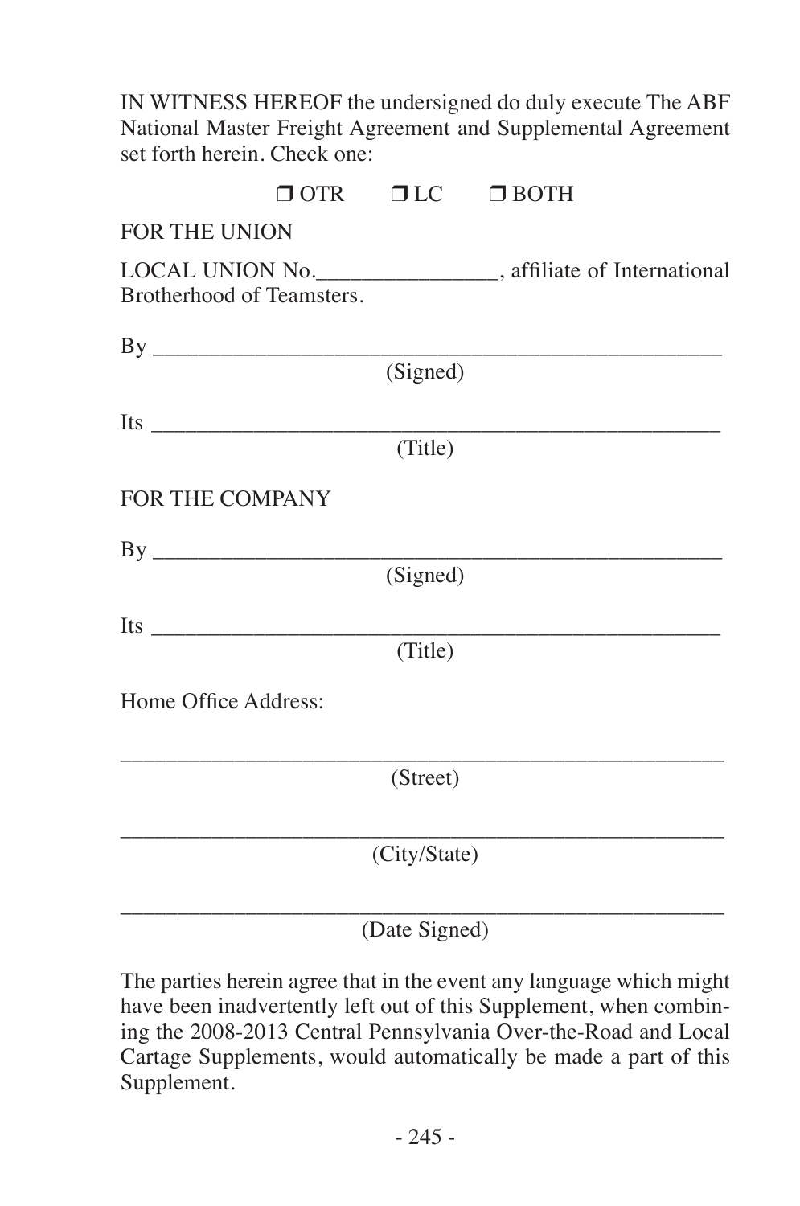IN WITNESS HEREOF the undersigned do duly execute The ABF National Master Freight Agreement and Supplemental Agreement set forth herein. Check one:

❒ OTR ❒ LC ❒ BOTH

FOR THE UNION

LOCAL UNION No.________________, affiliate of International Brotherhood of Teamsters.

By ____________________________________________________
(Signed)

Its ____________________________________________________
(Title)

FOR THE COMPANY

By ____________________________________________________
(Signed)

Its ____________________________________________________
(Title)

Home Office Address:

_______________________________________________________
(Street)

_______________________________________________________
(City/State)

_______________________________________________________
(Date Signed)

The parties herein agree that in the event any language which might have been inadvertently left out of this Supplement, when combining the 2008-2013 Central Pennsylvania Over-the-Road and Local Cartage Supplements, would automatically be made a part of this Supplement.